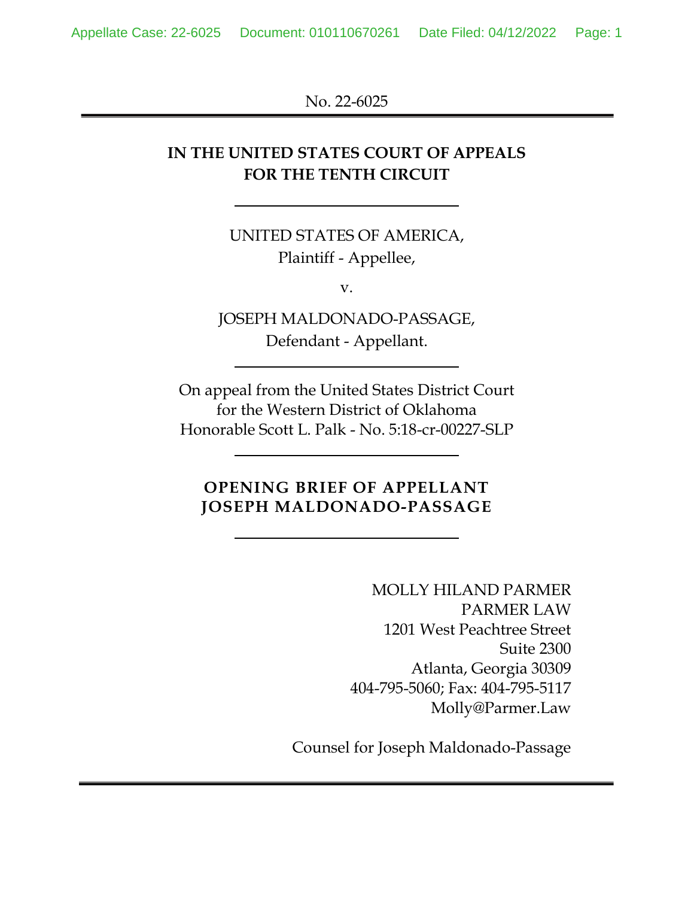No. 22-6025

---

**IN THE UNITED STATES COURT OF APPEALS**
**FOR THE TENTH CIRCUIT**

---

UNITED STATES OF AMERICA,
Plaintiff - Appellee,

v.

JOSEPH MALDONADO-PASSAGE,
Defendant - Appellant.

---

On appeal from the United States District Court
for the Western District of Oklahoma
Honorable Scott L. Palk - No. 5:18-cr-00227-SLP

---

**OPENING BRIEF OF APPELLANT**
**JOSEPH MALDONADO-PASSAGE**

---

MOLLY HILAND PARMER
PARMER LAW
1201 West Peachtree Street
Suite 2300
Atlanta, Georgia 30309
404-795-5060; Fax: 404-795-5117
Molly@Parmer.Law

Counsel for Joseph Maldonado-Passage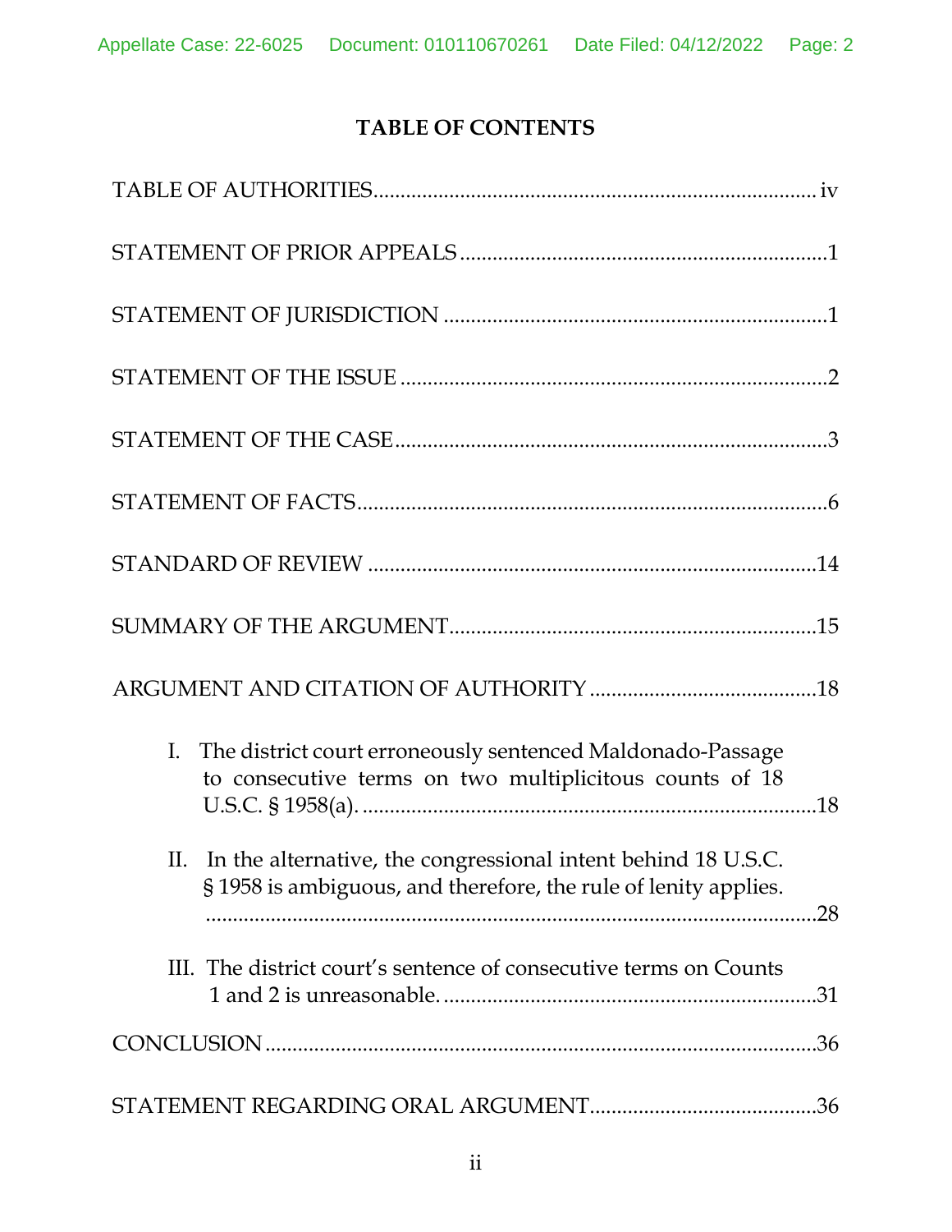# TABLE OF CONTENTS

TABLE OF AUTHORITIES .................................................................................. iv

STATEMENT OF PRIOR APPEALS ....................................................................1

STATEMENT OF JURISDICTION .......................................................................1

STATEMENT OF THE ISSUE ...............................................................................2

STATEMENT OF THE CASE.................................................................................3

STATEMENT OF FACTS.......................................................................................6

STANDARD OF REVIEW ...................................................................................14

SUMMARY OF THE ARGUMENT....................................................................15

ARGUMENT AND CITATION OF AUTHORITY ..........................................18

I. The district court erroneously sentenced Maldonado-Passage to consecutive terms on two multiplicitous counts of 18 U.S.C. § 1958(a). ....................................................................................18

II. In the alternative, the congressional intent behind 18 U.S.C. § 1958 is ambiguous, and therefore, the rule of lenity applies. ..................................................................................................28

III. The district court's sentence of consecutive terms on Counts 1 and 2 is unreasonable. .....................................................................31

CONCLUSION .....................................................................................................36

STATEMENT REGARDING ORAL ARGUMENT..........................................36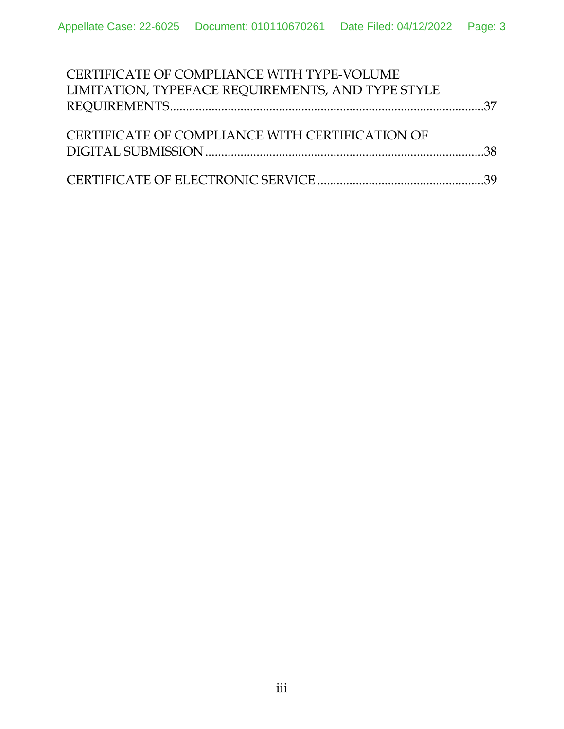CERTIFICATE OF COMPLIANCE WITH TYPE-VOLUME LIMITATION, TYPEFACE REQUIREMENTS, AND TYPE STYLE REQUIREMENTS.......................................................................................................37

CERTIFICATE OF COMPLIANCE WITH CERTIFICATION OF DIGITAL SUBMISSION .......................................................................................38

CERTIFICATE OF ELECTRONIC SERVICE ....................................................39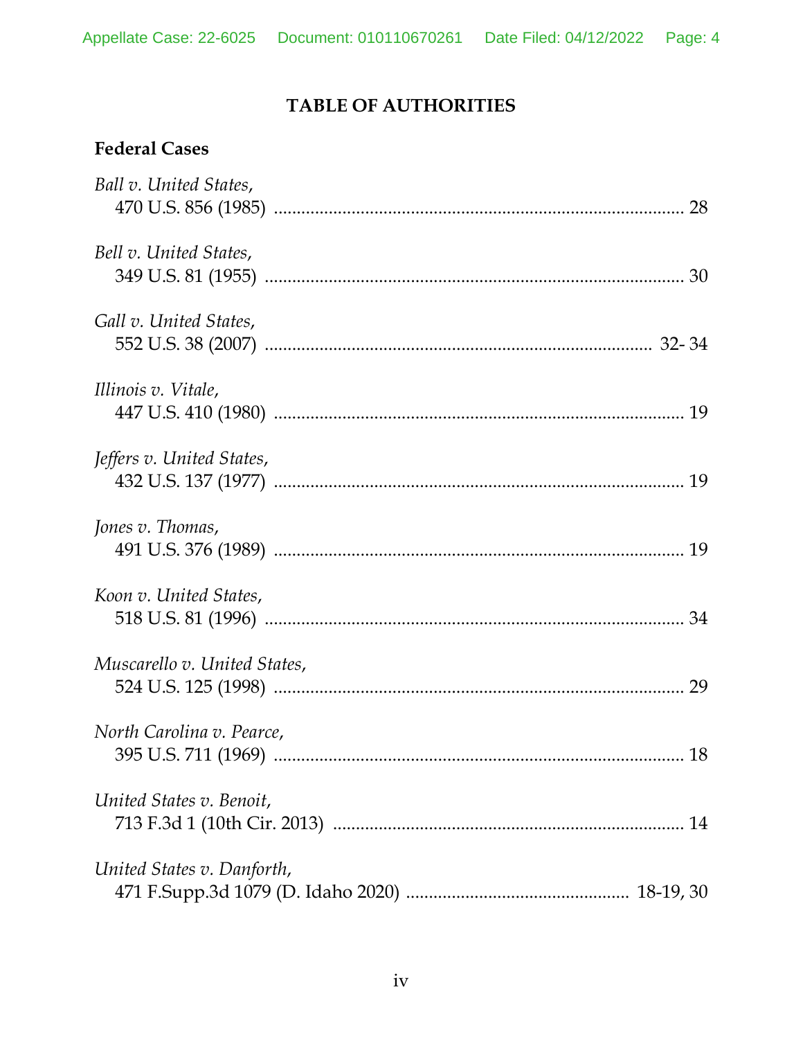# TABLE OF AUTHORITIES

## Federal Cases

*Ball v. United States*,
470 U.S. 856 (1985) ........................................................................................ 28

*Bell v. United States*,
349 U.S. 81 (1955) .......................................................................................... 30

*Gall v. United States*,
552 U.S. 38 (2007) ..................................................................................... 32- 34

*Illinois v. Vitale*,
447 U.S. 410 (1980) ........................................................................................ 19

*Jeffers v. United States*,
432 U.S. 137 (1977) ........................................................................................ 19

*Jones v. Thomas*,
491 U.S. 376 (1989) ........................................................................................ 19

*Koon v. United States*,
518 U.S. 81 (1996) .......................................................................................... 34

*Muscarello v. United States*,
524 U.S. 125 (1998) ........................................................................................ 29

*North Carolina v. Pearce*,
395 U.S. 711 (1969) ........................................................................................ 18

*United States v. Benoit*,
713 F.3d 1 (10th Cir. 2013) ............................................................................ 14

*United States v. Danforth*,
471 F.Supp.3d 1079 (D. Idaho 2020) ............................................... 18-19, 30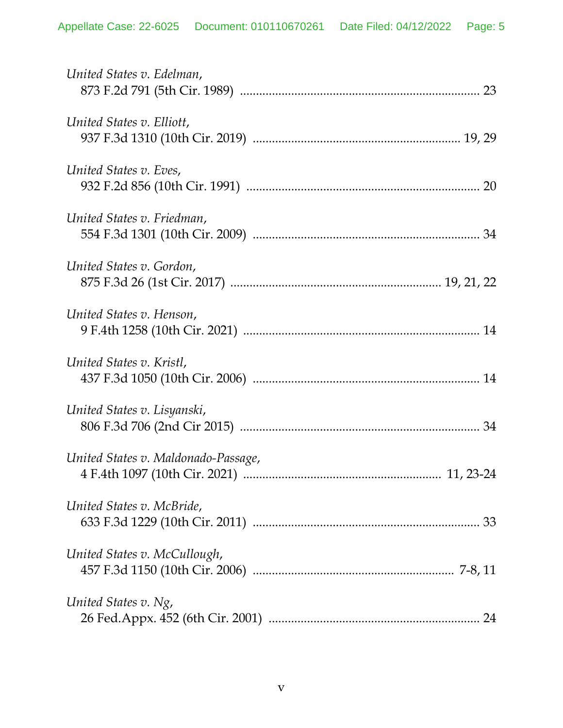*United States v. Edelman*,
873 F.2d 791 (5th Cir. 1989) ........................................................................... 23

*United States v. Elliott*,
937 F.3d 1310 (10th Cir. 2019) ................................................................. 19, 29

*United States v. Eves*,
932 F.2d 856 (10th Cir. 1991) ......................................................................... 20

*United States v. Friedman*,
554 F.3d 1301 (10th Cir. 2009) ....................................................................... 34

*United States v. Gordon*,
875 F.3d 26 (1st Cir. 2017) ................................................................. 19, 21, 22

*United States v. Henson*,
9 F.4th 1258 (10th Cir. 2021) .......................................................................... 14

*United States v. Kristl*,
437 F.3d 1050 (10th Cir. 2006) ....................................................................... 14

*United States v. Lisyanski*,
806 F.3d 706 (2nd Cir 2015) ........................................................................... 34

*United States v. Maldonado-Passage*,
4 F.4th 1097 (10th Cir. 2021) ............................................................. 11, 23-24

*United States v. McBride*,
633 F.3d 1229 (10th Cir. 2011) ....................................................................... 33

*United States v. McCullough*,
457 F.3d 1150 (10th Cir. 2006) ............................................................ 7-8, 11

*United States v. Ng*,
26 Fed.Appx. 452 (6th Cir. 2001) .................................................................. 24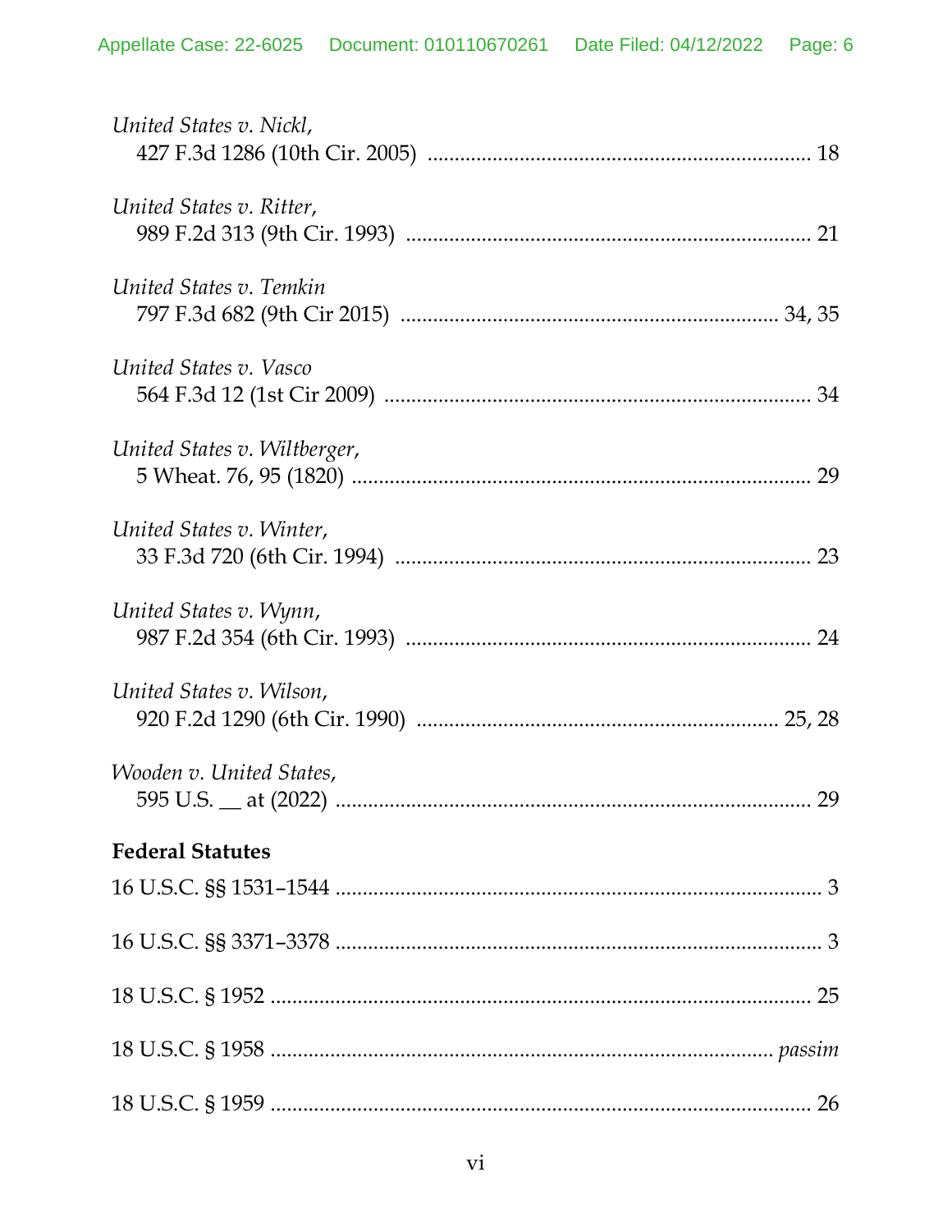*United States v. Nickl*,
427 F.3d 1286 (10th Cir. 2005) ........................................................................ 18

*United States v. Ritter*,
989 F.2d 313 (9th Cir. 1993) ........................................................................... 21

*United States v. Temkin*
797 F.3d 682 (9th Cir 2015) ..................................................................... 34, 35

*United States v. Vasco*
564 F.3d 12 (1st Cir 2009) ............................................................................... 34

*United States v. Wiltberger*,
5 Wheat. 76, 95 (1820) ..................................................................................... 29

*United States v. Winter*,
33 F.3d 720 (6th Cir. 1994) .............................................................................. 23

*United States v. Wynn*,
987 F.2d 354 (6th Cir. 1993) ............................................................................ 24

*United States v. Wilson*,
920 F.2d 1290 (6th Cir. 1990) .................................................................. 25, 28

*Wooden v. United States*,
595 U.S. __ at (2022) ........................................................................................ 29

**Federal Statutes**

16 U.S.C. §§ 1531–1544 ......................................................................................... 3

16 U.S.C. §§ 3371–3378 ......................................................................................... 3

18 U.S.C. § 1952 .................................................................................................. 25

18 U.S.C. § 1958 ............................................................................................ *passim*

18 U.S.C. § 1959 .................................................................................................. 26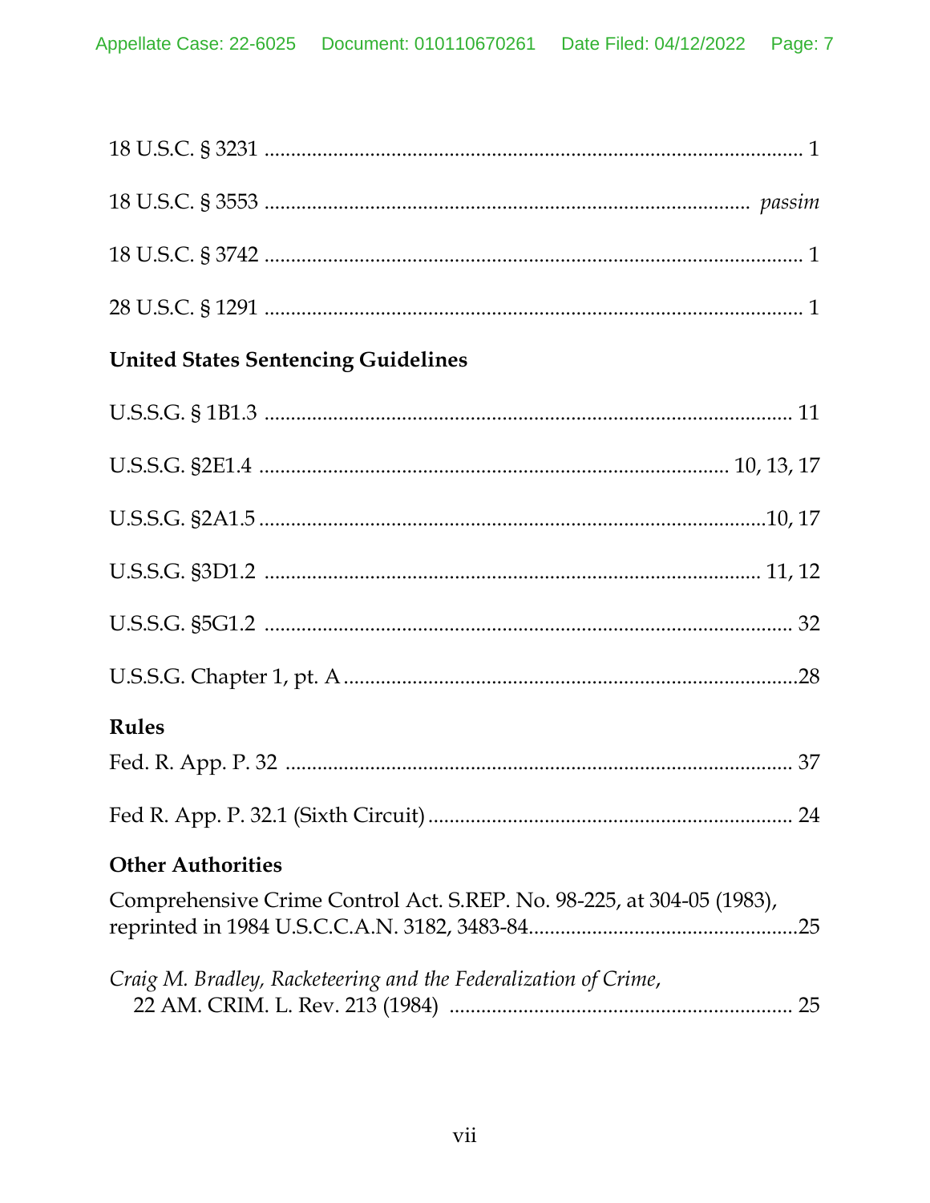18 U.S.C. § 3231 ........................................................................................ 1

18 U.S.C. § 3553 ........................................................................................ *passim*

18 U.S.C. § 3742 ........................................................................................ 1

28 U.S.C. § 1291 ........................................................................................ 1

**United States Sentencing Guidelines**

U.S.S.G. § 1B1.3 ........................................................................................ 11

U.S.S.G. §2E1.4 ........................................................................................ 10, 13, 17

U.S.S.G. §2A1.5 ........................................................................................10, 17

U.S.S.G. §3D1.2 ........................................................................................ 11, 12

U.S.S.G. §5G1.2 ........................................................................................ 32

U.S.S.G. Chapter 1, pt. A ........................................................................................28

**Rules**

Fed. R. App. P. 32 ........................................................................................ 37

Fed R. App. P. 32.1 (Sixth Circuit) ........................................................................................ 24

**Other Authorities**

Comprehensive Crime Control Act. S.REP. No. 98-225, at 304-05 (1983), reprinted in 1984 U.S.C.C.A.N. 3182, 3483-84........................................................................................25

*Craig M. Bradley, Racketeering and the Federalization of Crime*, 22 AM. CRIM. L. Rev. 213 (1984) ........................................................................................ 25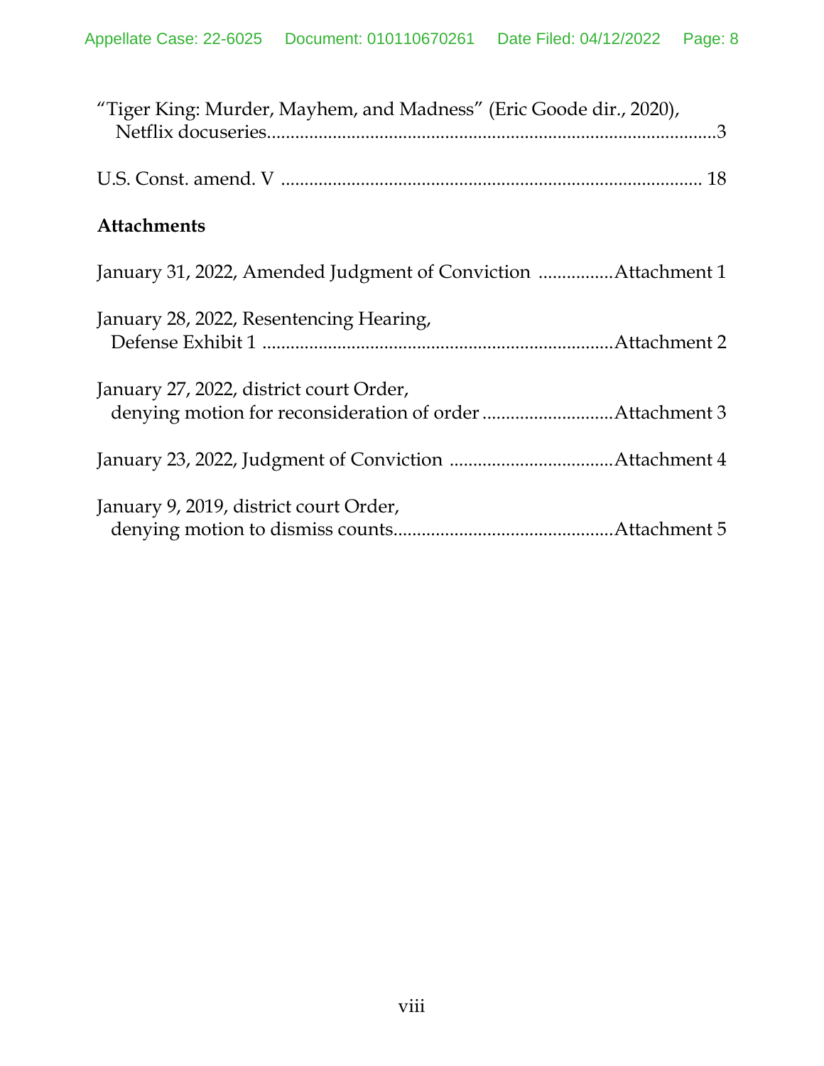"Tiger King: Murder, Mayhem, and Madness" (Eric Goode dir., 2020), Netflix docuseries..............................................................................................3

U.S. Const. amend. V ........................................................................................ 18

**Attachments**

January 31, 2022, Amended Judgment of Conviction ................Attachment 1

January 28, 2022, Resentencing Hearing, Defense Exhibit 1 ..........................................................................Attachment 2

January 27, 2022, district court Order, denying motion for reconsideration of order ............................Attachment 3

January 23, 2022, Judgment of Conviction ..................................Attachment 4

January 9, 2019, district court Order, denying motion to dismiss counts..............................................Attachment 5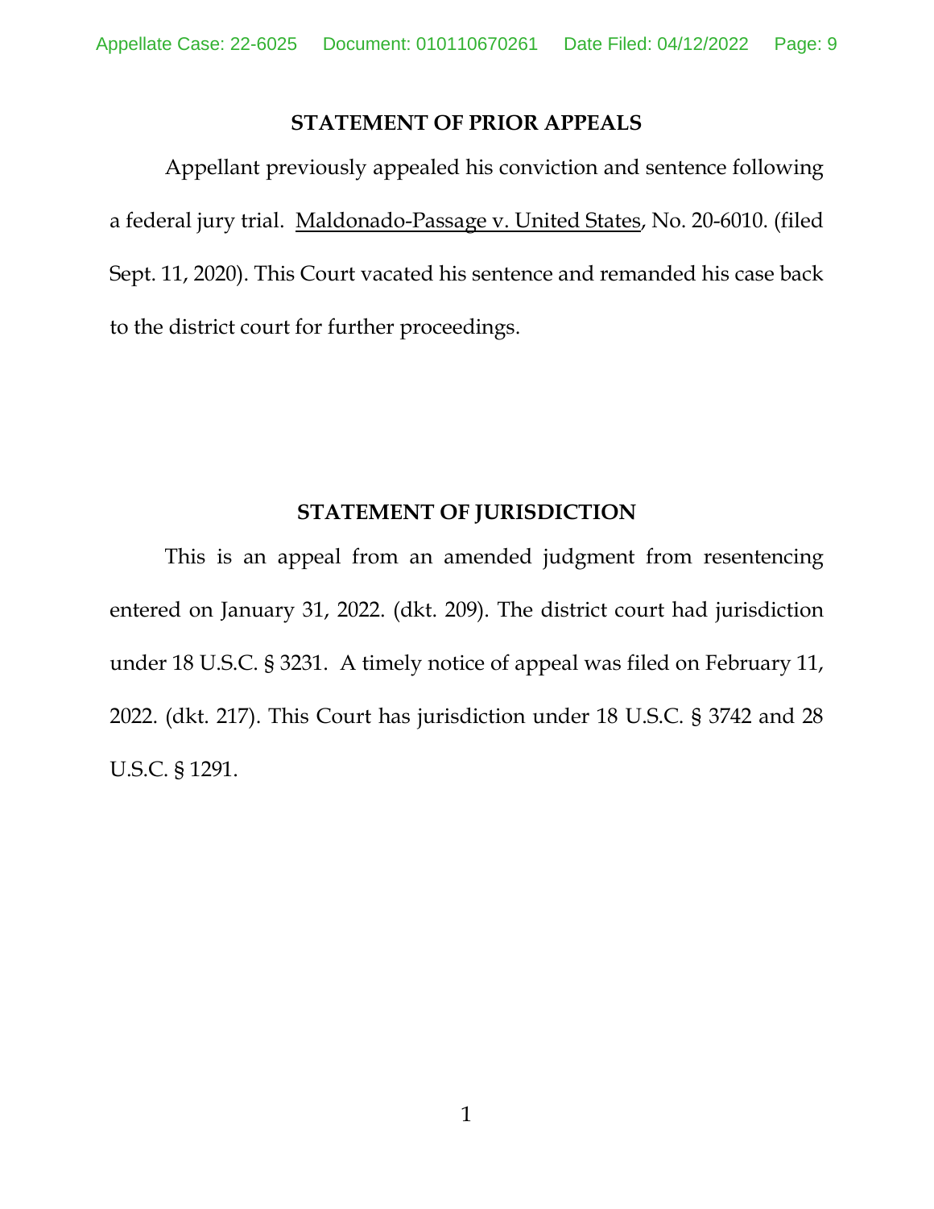## STATEMENT OF PRIOR APPEALS

Appellant previously appealed his conviction and sentence following a federal jury trial. Maldonado-Passage v. United States, No. 20-6010. (filed Sept. 11, 2020). This Court vacated his sentence and remanded his case back to the district court for further proceedings.

## STATEMENT OF JURISDICTION

This is an appeal from an amended judgment from resentencing entered on January 31, 2022. (dkt. 209). The district court had jurisdiction under 18 U.S.C. § 3231. A timely notice of appeal was filed on February 11, 2022. (dkt. 217). This Court has jurisdiction under 18 U.S.C. § 3742 and 28 U.S.C. § 1291.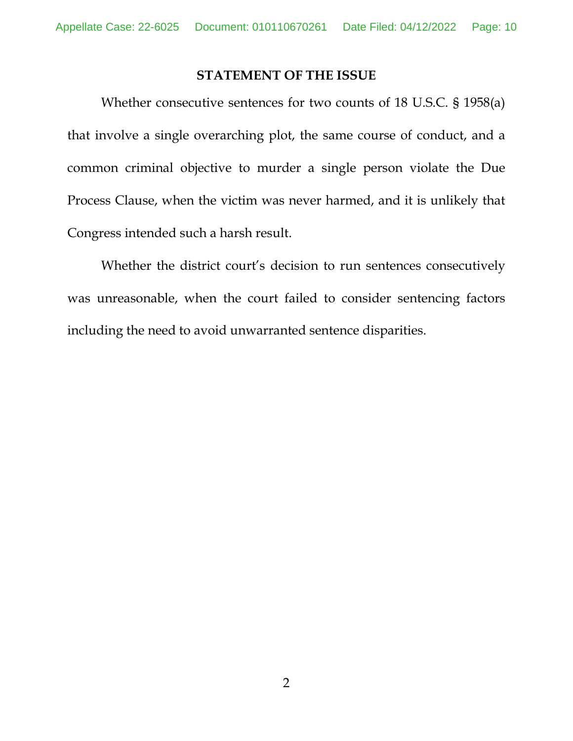## STATEMENT OF THE ISSUE

Whether consecutive sentences for two counts of 18 U.S.C. § 1958(a) that involve a single overarching plot, the same course of conduct, and a common criminal objective to murder a single person violate the Due Process Clause, when the victim was never harmed, and it is unlikely that Congress intended such a harsh result.

Whether the district court's decision to run sentences consecutively was unreasonable, when the court failed to consider sentencing factors including the need to avoid unwarranted sentence disparities.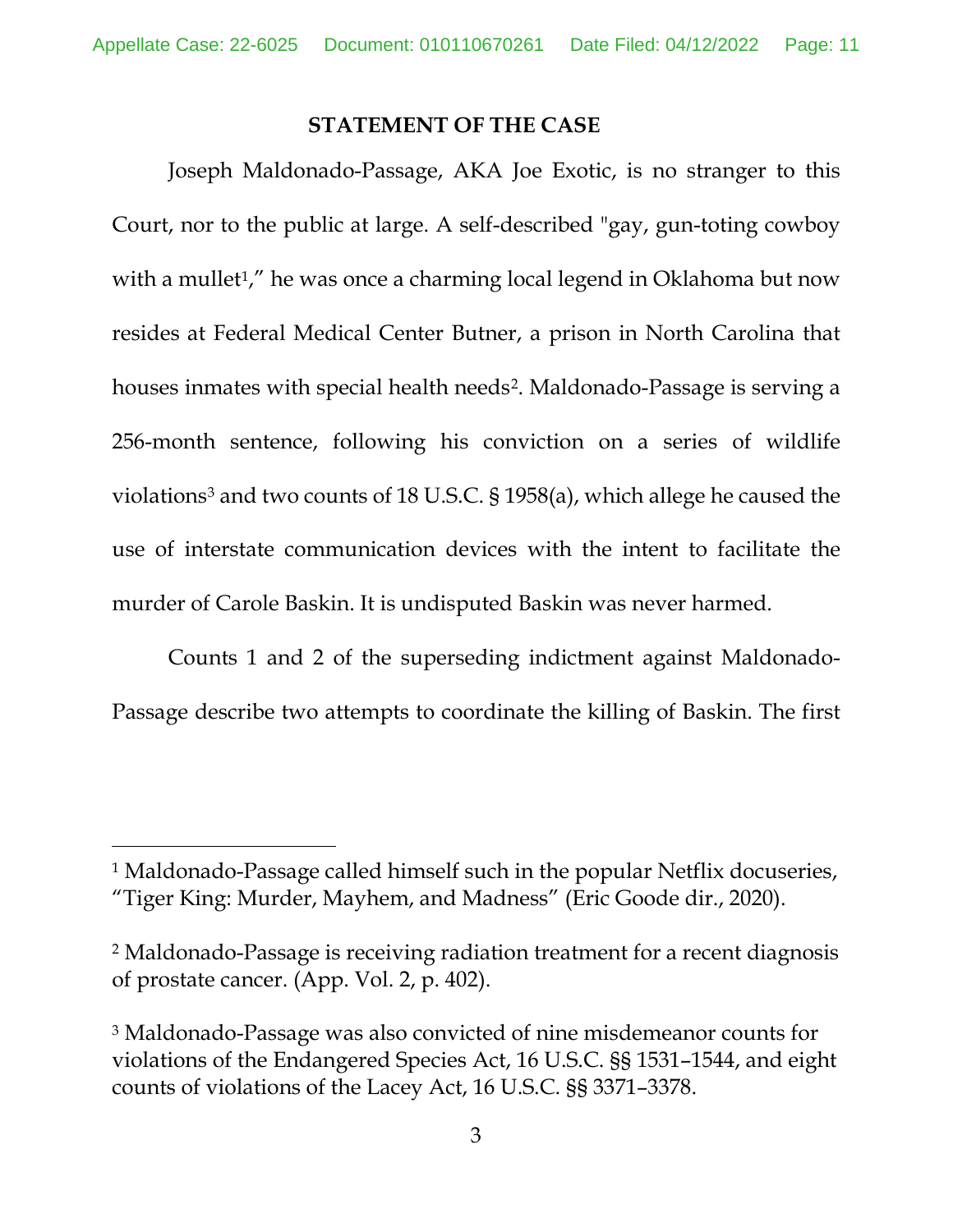## STATEMENT OF THE CASE

Joseph Maldonado-Passage, AKA Joe Exotic, is no stranger to this Court, nor to the public at large. A self-described "gay, gun-toting cowboy with a mullet[1]," he was once a charming local legend in Oklahoma but now resides at Federal Medical Center Butner, a prison in North Carolina that houses inmates with special health needs[2]. Maldonado-Passage is serving a 256-month sentence, following his conviction on a series of wildlife violations[3] and two counts of 18 U.S.C. § 1958(a), which allege he caused the use of interstate communication devices with the intent to facilitate the murder of Carole Baskin. It is undisputed Baskin was never harmed.

Counts 1 and 2 of the superseding indictment against Maldonado-Passage describe two attempts to coordinate the killing of Baskin. The first

---

[1] Maldonado-Passage called himself such in the popular Netflix docuseries, "Tiger King: Murder, Mayhem, and Madness" (Eric Goode dir., 2020).

[2] Maldonado-Passage is receiving radiation treatment for a recent diagnosis of prostate cancer. (App. Vol. 2, p. 402).

[3] Maldonado-Passage was also convicted of nine misdemeanor counts for violations of the Endangered Species Act, 16 U.S.C. §§ 1531–1544, and eight counts of violations of the Lacey Act, 16 U.S.C. §§ 3371–3378.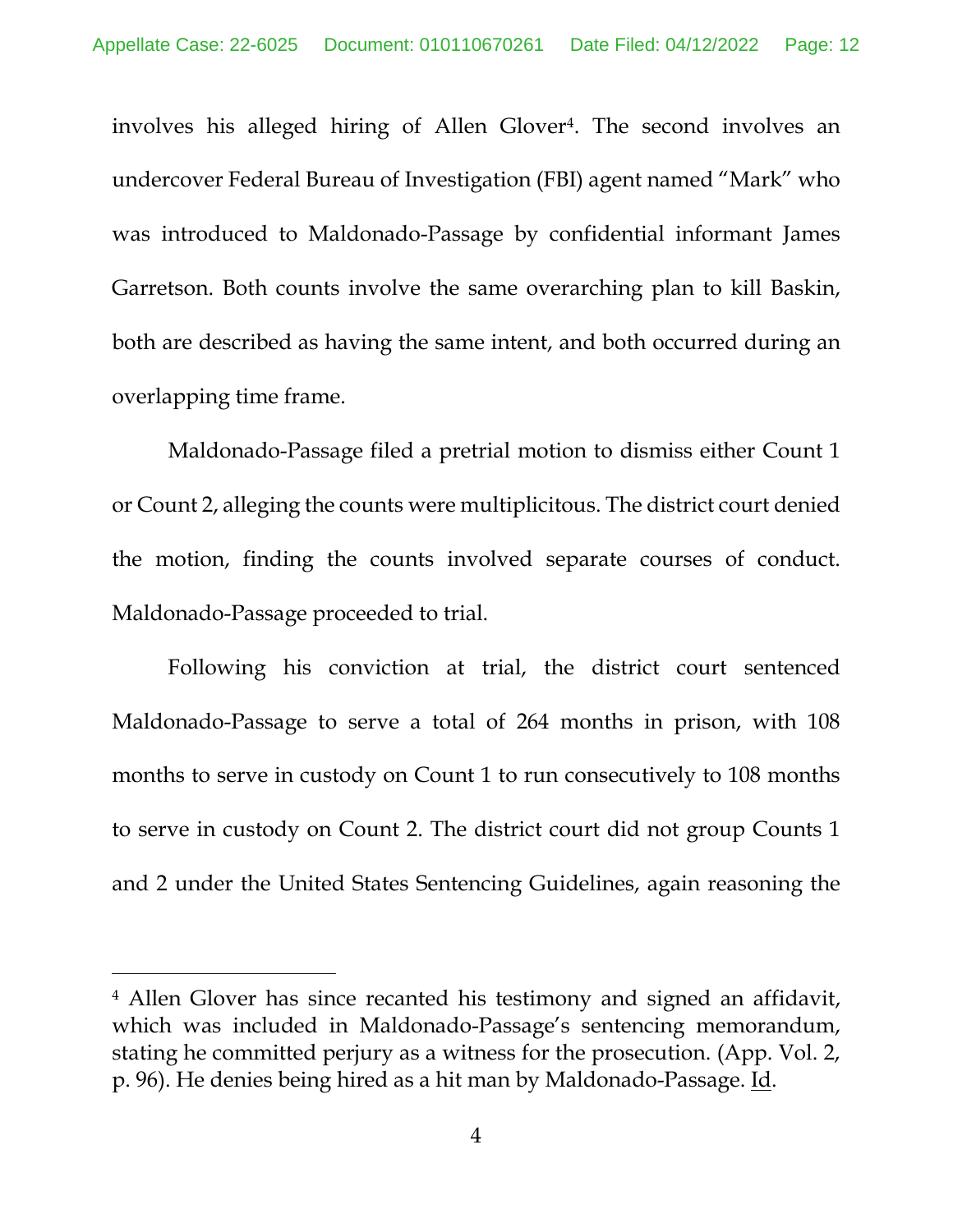involves his alleged hiring of Allen Glover[4]. The second involves an undercover Federal Bureau of Investigation (FBI) agent named "Mark" who was introduced to Maldonado-Passage by confidential informant James Garretson. Both counts involve the same overarching plan to kill Baskin, both are described as having the same intent, and both occurred during an overlapping time frame.

Maldonado-Passage filed a pretrial motion to dismiss either Count 1 or Count 2, alleging the counts were multiplicitous. The district court denied the motion, finding the counts involved separate courses of conduct. Maldonado-Passage proceeded to trial.

Following his conviction at trial, the district court sentenced Maldonado-Passage to serve a total of 264 months in prison, with 108 months to serve in custody on Count 1 to run consecutively to 108 months to serve in custody on Count 2. The district court did not group Counts 1 and 2 under the United States Sentencing Guidelines, again reasoning the

---

[4] Allen Glover has since recanted his testimony and signed an affidavit, which was included in Maldonado-Passage's sentencing memorandum, stating he committed perjury as a witness for the prosecution. (App. Vol. 2, p. 96). He denies being hired as a hit man by Maldonado-Passage. Id.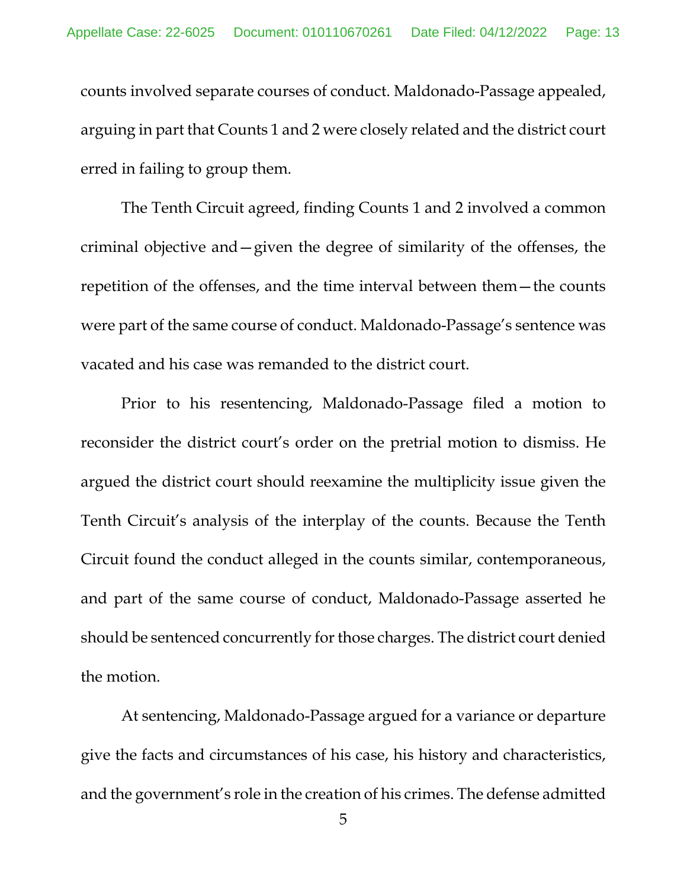counts involved separate courses of conduct. Maldonado-Passage appealed, arguing in part that Counts 1 and 2 were closely related and the district court erred in failing to group them.

The Tenth Circuit agreed, finding Counts 1 and 2 involved a common criminal objective and—given the degree of similarity of the offenses, the repetition of the offenses, and the time interval between them—the counts were part of the same course of conduct. Maldonado-Passage's sentence was vacated and his case was remanded to the district court.

Prior to his resentencing, Maldonado-Passage filed a motion to reconsider the district court's order on the pretrial motion to dismiss. He argued the district court should reexamine the multiplicity issue given the Tenth Circuit's analysis of the interplay of the counts. Because the Tenth Circuit found the conduct alleged in the counts similar, contemporaneous, and part of the same course of conduct, Maldonado-Passage asserted he should be sentenced concurrently for those charges. The district court denied the motion.

At sentencing, Maldonado-Passage argued for a variance or departure give the facts and circumstances of his case, his history and characteristics, and the government's role in the creation of his crimes. The defense admitted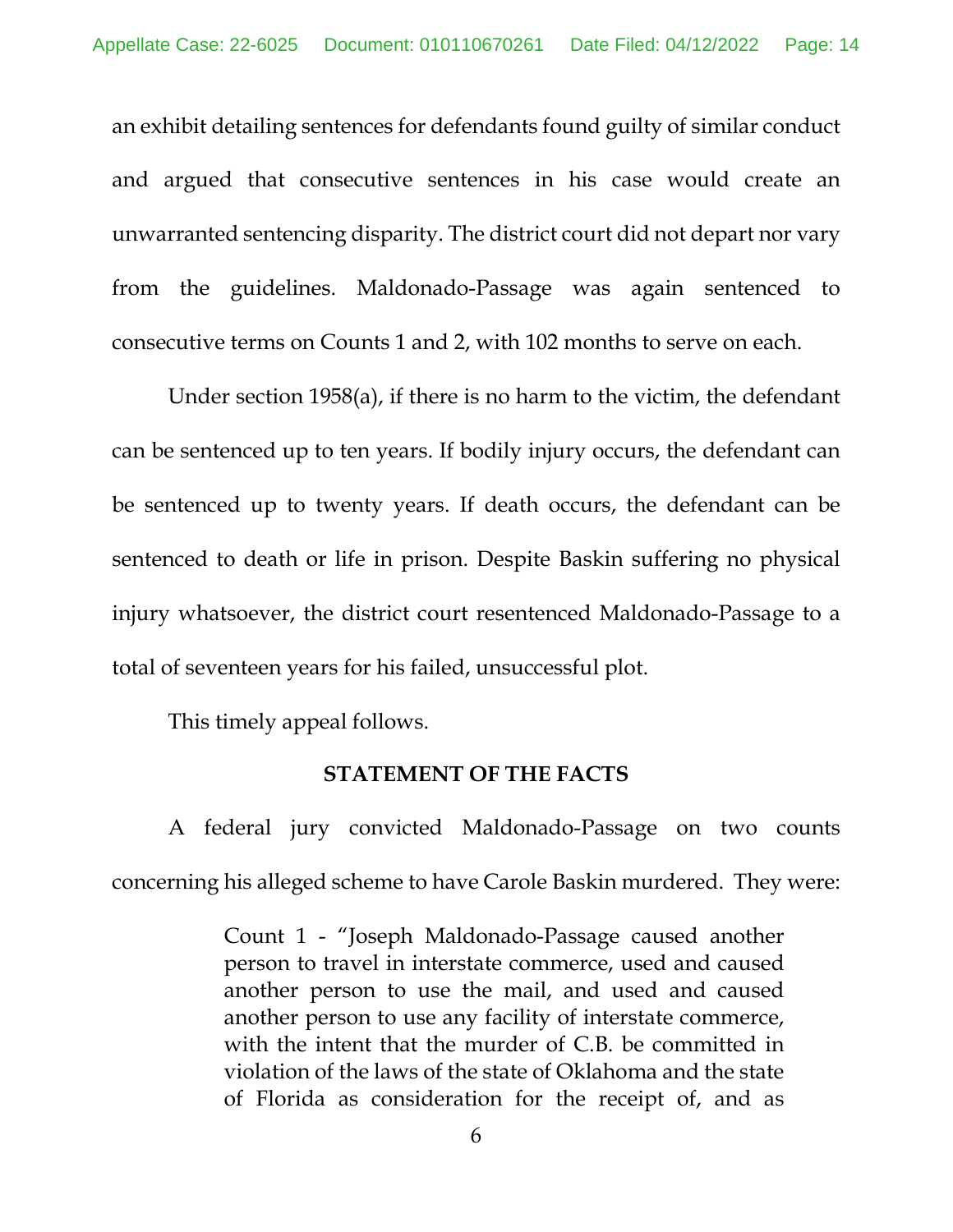an exhibit detailing sentences for defendants found guilty of similar conduct and argued that consecutive sentences in his case would create an unwarranted sentencing disparity. The district court did not depart nor vary from the guidelines. Maldonado-Passage was again sentenced to consecutive terms on Counts 1 and 2, with 102 months to serve on each.

Under section 1958(a), if there is no harm to the victim, the defendant can be sentenced up to ten years. If bodily injury occurs, the defendant can be sentenced up to twenty years. If death occurs, the defendant can be sentenced to death or life in prison. Despite Baskin suffering no physical injury whatsoever, the district court resentenced Maldonado-Passage to a total of seventeen years for his failed, unsuccessful plot.

This timely appeal follows.

## STATEMENT OF THE FACTS

A federal jury convicted Maldonado-Passage on two counts concerning his alleged scheme to have Carole Baskin murdered. They were:

> Count 1 - "Joseph Maldonado-Passage caused another person to travel in interstate commerce, used and caused another person to use the mail, and used and caused another person to use any facility of interstate commerce, with the intent that the murder of C.B. be committed in violation of the laws of the state of Oklahoma and the state of Florida as consideration for the receipt of, and as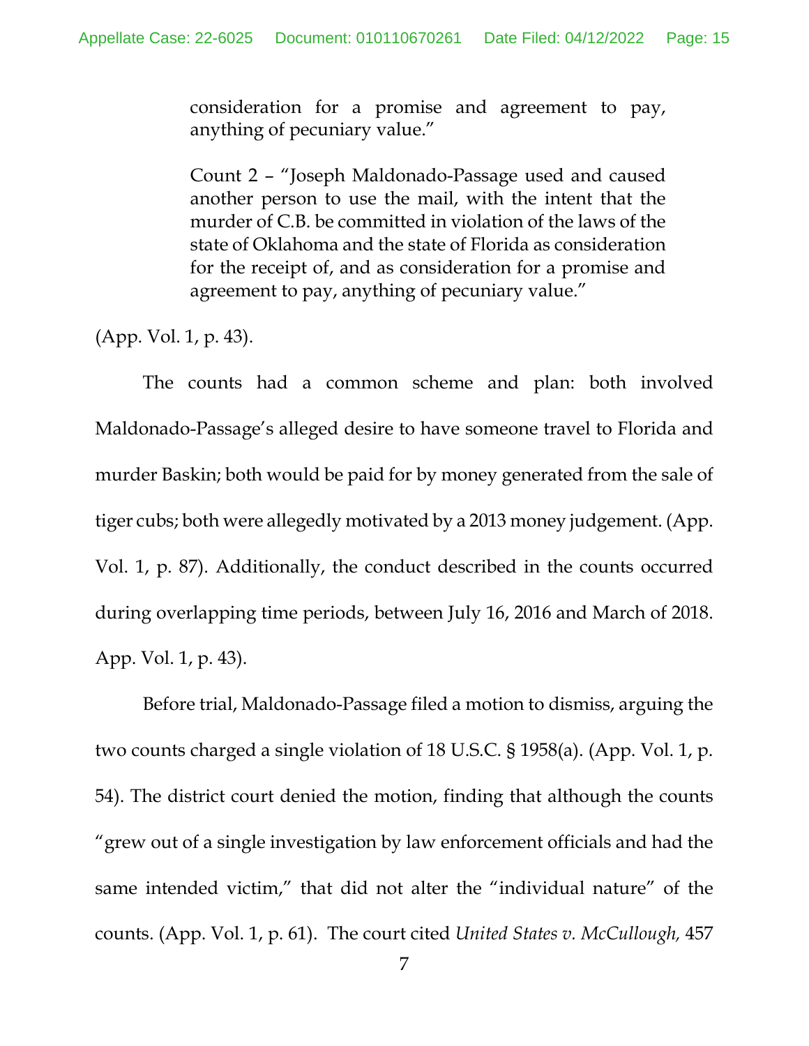> consideration for a promise and agreement to pay, anything of pecuniary value."
>
> Count 2 – "Joseph Maldonado-Passage used and caused another person to use the mail, with the intent that the murder of C.B. be committed in violation of the laws of the state of Oklahoma and the state of Florida as consideration for the receipt of, and as consideration for a promise and agreement to pay, anything of pecuniary value."

(App. Vol. 1, p. 43).

The counts had a common scheme and plan: both involved Maldonado-Passage's alleged desire to have someone travel to Florida and murder Baskin; both would be paid for by money generated from the sale of tiger cubs; both were allegedly motivated by a 2013 money judgement. (App. Vol. 1, p. 87). Additionally, the conduct described in the counts occurred during overlapping time periods, between July 16, 2016 and March of 2018. App. Vol. 1, p. 43).

Before trial, Maldonado-Passage filed a motion to dismiss, arguing the two counts charged a single violation of 18 U.S.C. § 1958(a). (App. Vol. 1, p. 54). The district court denied the motion, finding that although the counts "grew out of a single investigation by law enforcement officials and had the same intended victim," that did not alter the "individual nature" of the counts. (App. Vol. 1, p. 61). The court cited *United States v. McCullough,* 457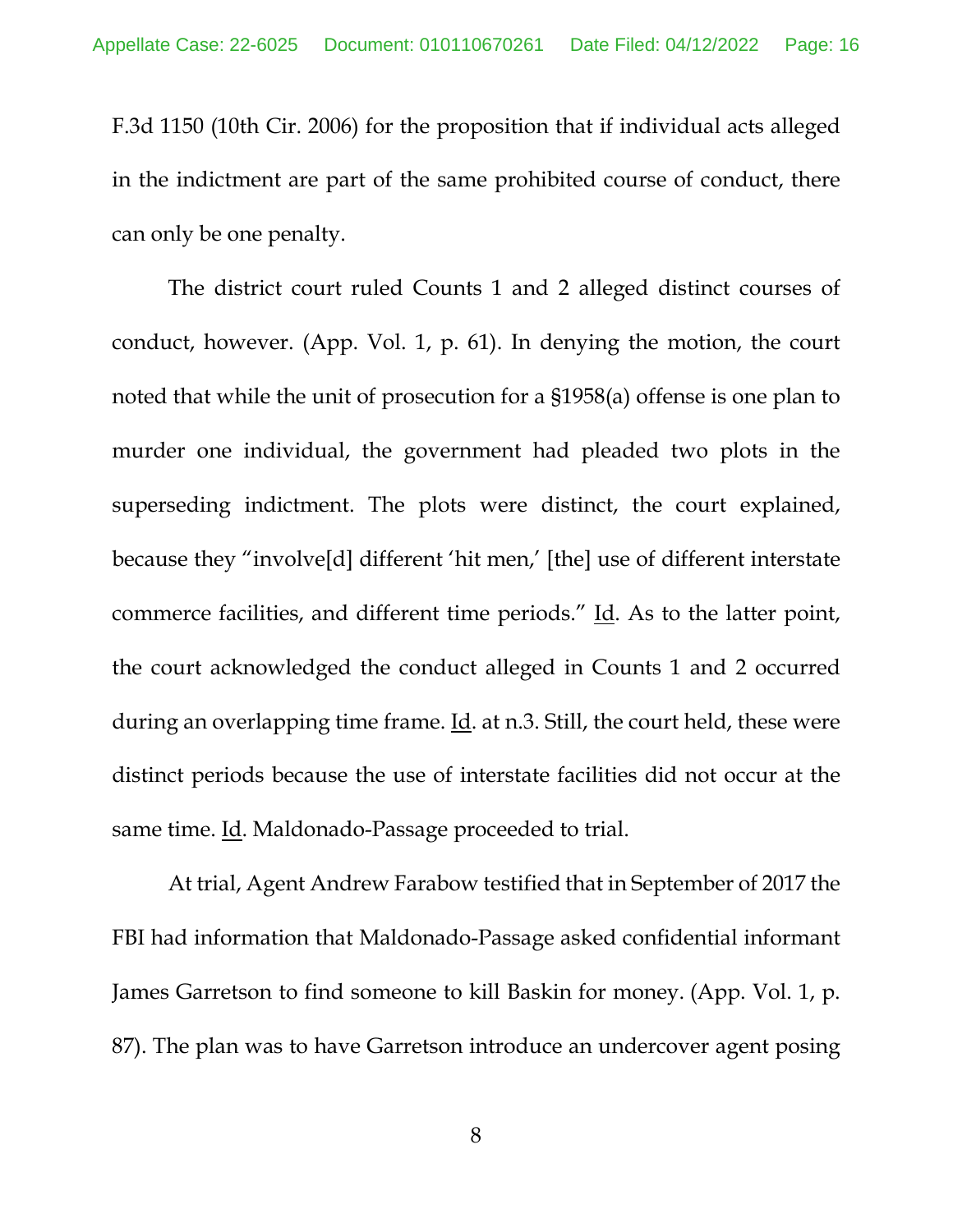F.3d 1150 (10th Cir. 2006) for the proposition that if individual acts alleged in the indictment are part of the same prohibited course of conduct, there can only be one penalty.

The district court ruled Counts 1 and 2 alleged distinct courses of conduct, however. (App. Vol. 1, p. 61). In denying the motion, the court noted that while the unit of prosecution for a §1958(a) offense is one plan to murder one individual, the government had pleaded two plots in the superseding indictment. The plots were distinct, the court explained, because they "involve[d] different 'hit men,' [the] use of different interstate commerce facilities, and different time periods." Id. As to the latter point, the court acknowledged the conduct alleged in Counts 1 and 2 occurred during an overlapping time frame. Id. at n.3. Still, the court held, these were distinct periods because the use of interstate facilities did not occur at the same time. Id. Maldonado-Passage proceeded to trial.

At trial, Agent Andrew Farabow testified that in September of 2017 the FBI had information that Maldonado-Passage asked confidential informant James Garretson to find someone to kill Baskin for money. (App. Vol. 1, p. 87). The plan was to have Garretson introduce an undercover agent posing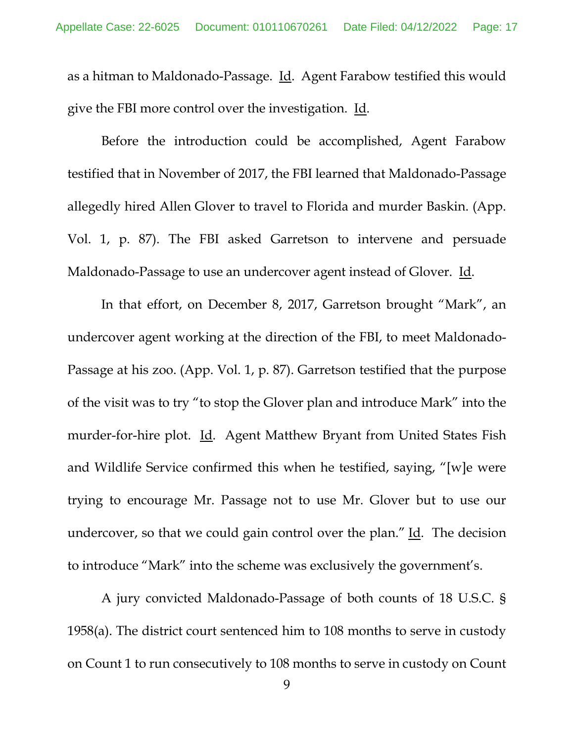as a hitman to Maldonado-Passage. Id. Agent Farabow testified this would give the FBI more control over the investigation. Id.

Before the introduction could be accomplished, Agent Farabow testified that in November of 2017, the FBI learned that Maldonado-Passage allegedly hired Allen Glover to travel to Florida and murder Baskin. (App. Vol. 1, p. 87). The FBI asked Garretson to intervene and persuade Maldonado-Passage to use an undercover agent instead of Glover. Id.

In that effort, on December 8, 2017, Garretson brought "Mark", an undercover agent working at the direction of the FBI, to meet Maldonado-Passage at his zoo. (App. Vol. 1, p. 87). Garretson testified that the purpose of the visit was to try "to stop the Glover plan and introduce Mark" into the murder-for-hire plot. Id. Agent Matthew Bryant from United States Fish and Wildlife Service confirmed this when he testified, saying, "[w]e were trying to encourage Mr. Passage not to use Mr. Glover but to use our undercover, so that we could gain control over the plan." Id. The decision to introduce "Mark" into the scheme was exclusively the government's.

A jury convicted Maldonado-Passage of both counts of 18 U.S.C. § 1958(a). The district court sentenced him to 108 months to serve in custody on Count 1 to run consecutively to 108 months to serve in custody on Count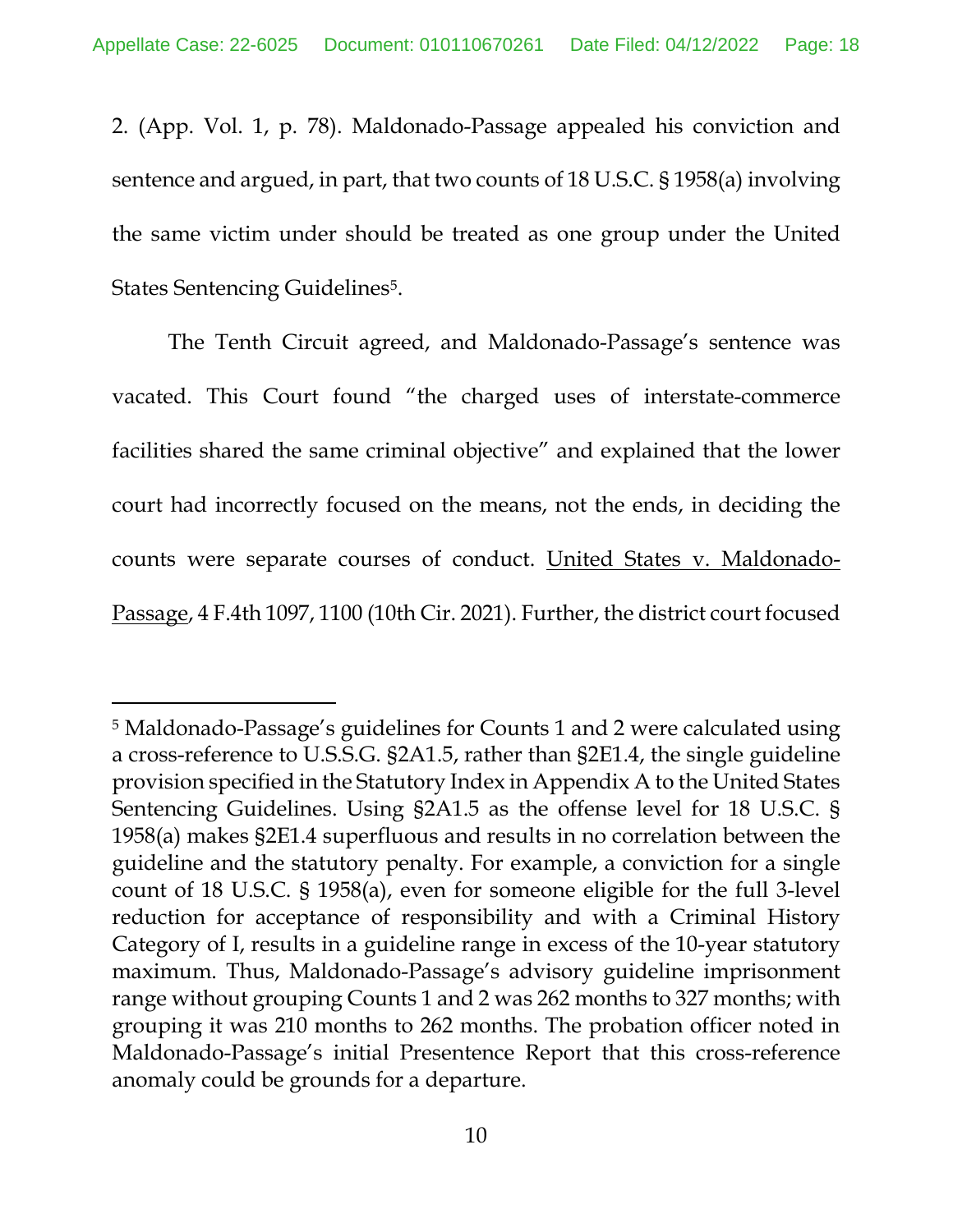2. (App. Vol. 1, p. 78). Maldonado-Passage appealed his conviction and sentence and argued, in part, that two counts of 18 U.S.C. § 1958(a) involving the same victim under should be treated as one group under the United States Sentencing Guidelines[5].

The Tenth Circuit agreed, and Maldonado-Passage's sentence was vacated. This Court found "the charged uses of interstate-commerce facilities shared the same criminal objective" and explained that the lower court had incorrectly focused on the means, not the ends, in deciding the counts were separate courses of conduct. United States v. Maldonado-Passage, 4 F.4th 1097, 1100 (10th Cir. 2021). Further, the district court focused

---

[5] Maldonado-Passage's guidelines for Counts 1 and 2 were calculated using a cross-reference to U.S.S.G. §2A1.5, rather than §2E1.4, the single guideline provision specified in the Statutory Index in Appendix A to the United States Sentencing Guidelines. Using §2A1.5 as the offense level for 18 U.S.C. § 1958(a) makes §2E1.4 superfluous and results in no correlation between the guideline and the statutory penalty. For example, a conviction for a single count of 18 U.S.C. § 1958(a), even for someone eligible for the full 3-level reduction for acceptance of responsibility and with a Criminal History Category of I, results in a guideline range in excess of the 10-year statutory maximum. Thus, Maldonado-Passage's advisory guideline imprisonment range without grouping Counts 1 and 2 was 262 months to 327 months; with grouping it was 210 months to 262 months. The probation officer noted in Maldonado-Passage's initial Presentence Report that this cross-reference anomaly could be grounds for a departure.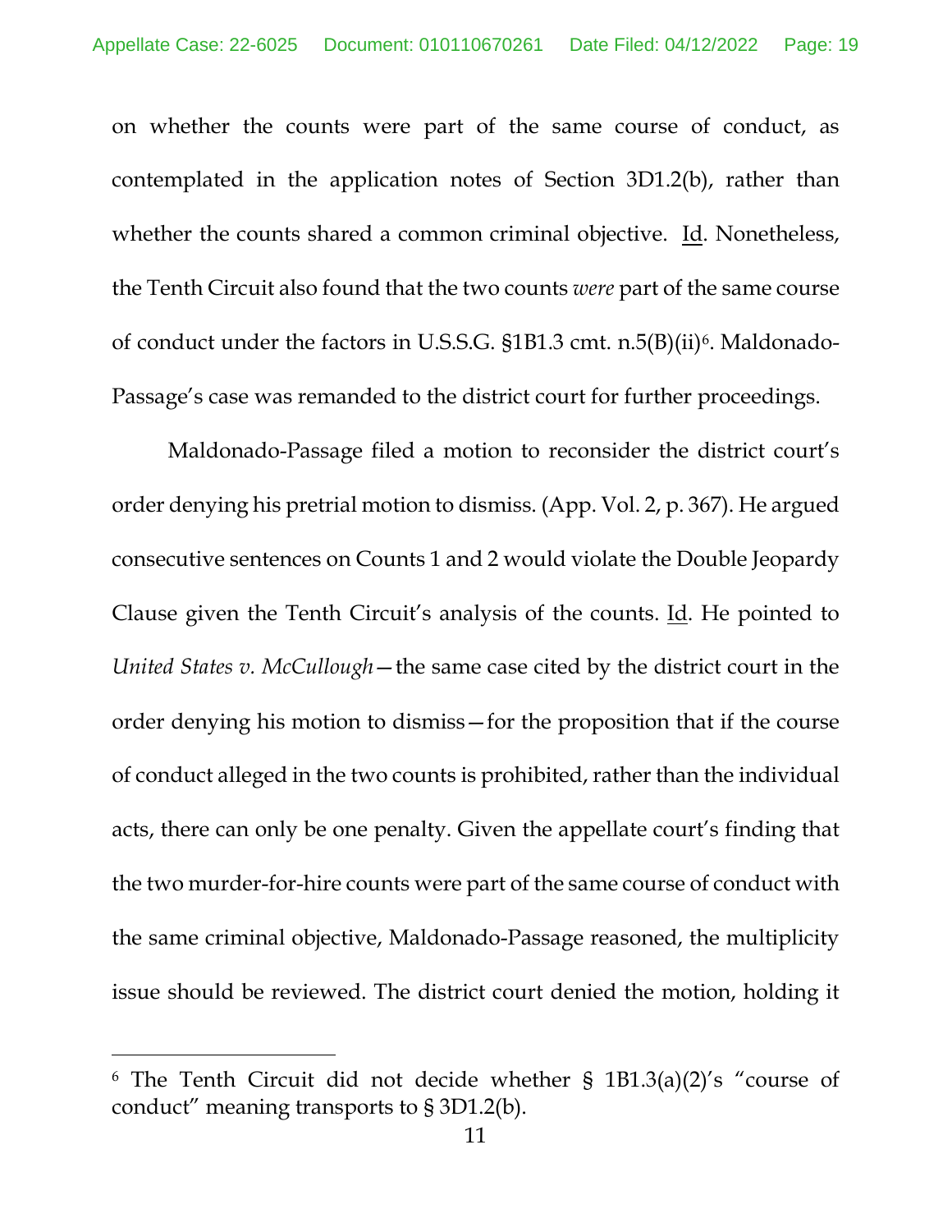on whether the counts were part of the same course of conduct, as contemplated in the application notes of Section 3D1.2(b), rather than whether the counts shared a common criminal objective. Id. Nonetheless, the Tenth Circuit also found that the two counts *were* part of the same course of conduct under the factors in U.S.S.G. §1B1.3 cmt. n.5(B)(ii)[6]. Maldonado-Passage's case was remanded to the district court for further proceedings.

Maldonado-Passage filed a motion to reconsider the district court's order denying his pretrial motion to dismiss. (App. Vol. 2, p. 367). He argued consecutive sentences on Counts 1 and 2 would violate the Double Jeopardy Clause given the Tenth Circuit's analysis of the counts. Id. He pointed to *United States v. McCullough*—the same case cited by the district court in the order denying his motion to dismiss—for the proposition that if the course of conduct alleged in the two counts is prohibited, rather than the individual acts, there can only be one penalty. Given the appellate court's finding that the two murder-for-hire counts were part of the same course of conduct with the same criminal objective, Maldonado-Passage reasoned, the multiplicity issue should be reviewed. The district court denied the motion, holding it

[6] The Tenth Circuit did not decide whether § 1B1.3(a)(2)'s "course of conduct" meaning transports to § 3D1.2(b).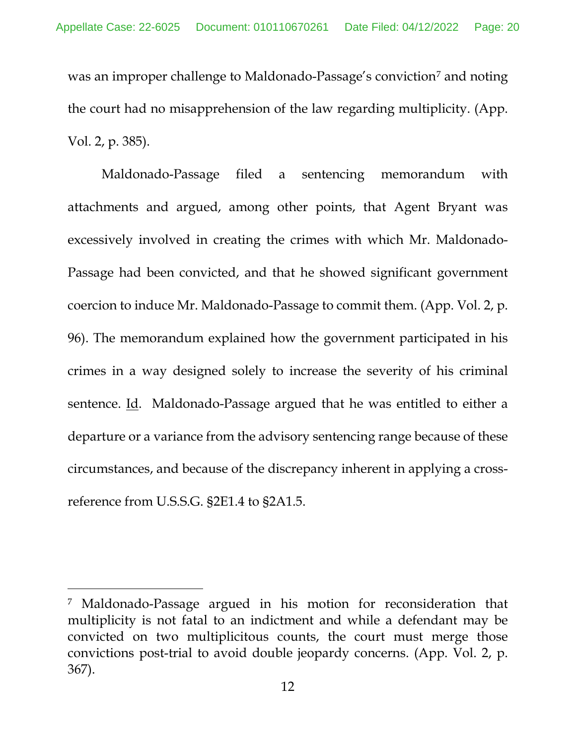was an improper challenge to Maldonado-Passage's conviction[7] and noting the court had no misapprehension of the law regarding multiplicity. (App. Vol. 2, p. 385).

Maldonado-Passage filed a sentencing memorandum with attachments and argued, among other points, that Agent Bryant was excessively involved in creating the crimes with which Mr. Maldonado-Passage had been convicted, and that he showed significant government coercion to induce Mr. Maldonado-Passage to commit them. (App. Vol. 2, p. 96). The memorandum explained how the government participated in his crimes in a way designed solely to increase the severity of his criminal sentence. Id. Maldonado-Passage argued that he was entitled to either a departure or a variance from the advisory sentencing range because of these circumstances, and because of the discrepancy inherent in applying a cross-reference from U.S.S.G. §2E1.4 to §2A1.5.

---

[7] Maldonado-Passage argued in his motion for reconsideration that multiplicity is not fatal to an indictment and while a defendant may be convicted on two multiplicitous counts, the court must merge those convictions post-trial to avoid double jeopardy concerns. (App. Vol. 2, p. 367).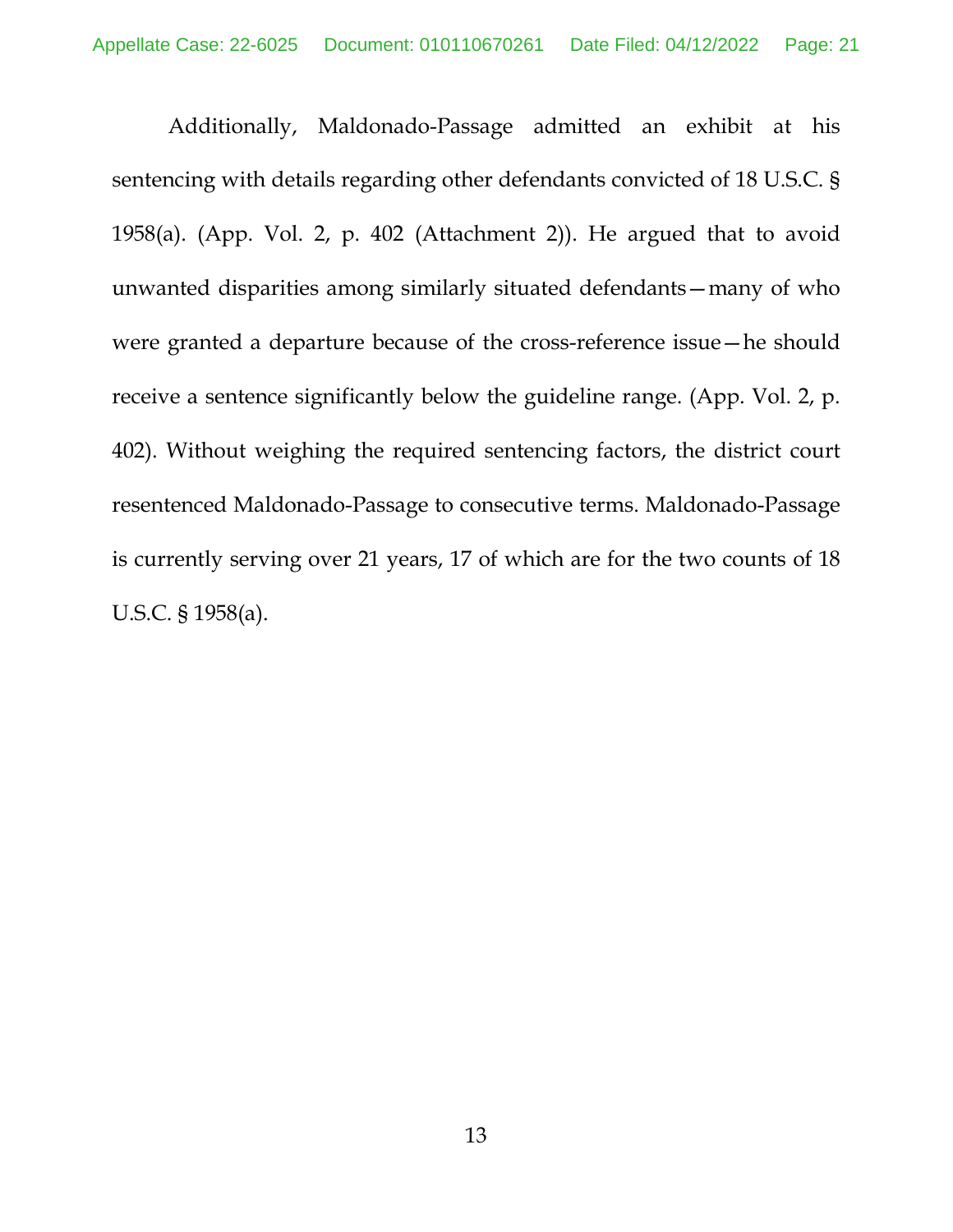Additionally, Maldonado-Passage admitted an exhibit at his sentencing with details regarding other defendants convicted of 18 U.S.C. § 1958(a). (App. Vol. 2, p. 402 (Attachment 2)). He argued that to avoid unwanted disparities among similarly situated defendants—many of who were granted a departure because of the cross-reference issue—he should receive a sentence significantly below the guideline range. (App. Vol. 2, p. 402). Without weighing the required sentencing factors, the district court resentenced Maldonado-Passage to consecutive terms. Maldonado-Passage is currently serving over 21 years, 17 of which are for the two counts of 18 U.S.C. § 1958(a).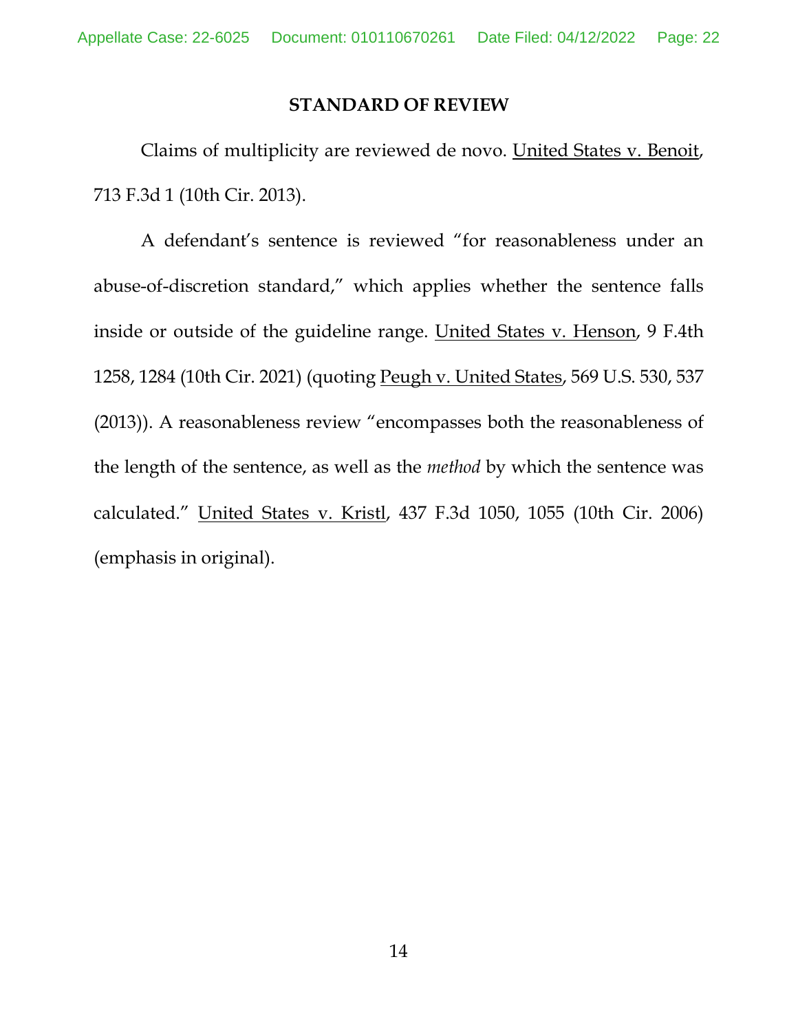## STANDARD OF REVIEW

Claims of multiplicity are reviewed de novo. United States v. Benoit, 713 F.3d 1 (10th Cir. 2013).

A defendant's sentence is reviewed "for reasonableness under an abuse-of-discretion standard," which applies whether the sentence falls inside or outside of the guideline range. United States v. Henson, 9 F.4th 1258, 1284 (10th Cir. 2021) (quoting Peugh v. United States, 569 U.S. 530, 537 (2013)). A reasonableness review "encompasses both the reasonableness of the length of the sentence, as well as the *method* by which the sentence was calculated." United States v. Kristl, 437 F.3d 1050, 1055 (10th Cir. 2006) (emphasis in original).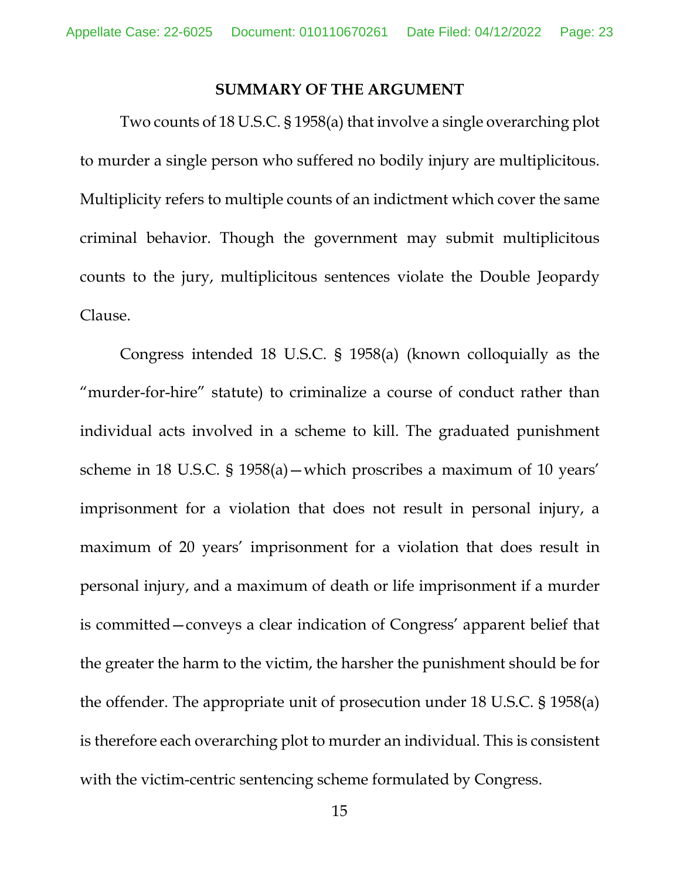## SUMMARY OF THE ARGUMENT

Two counts of 18 U.S.C. § 1958(a) that involve a single overarching plot to murder a single person who suffered no bodily injury are multiplicitous. Multiplicity refers to multiple counts of an indictment which cover the same criminal behavior. Though the government may submit multiplicitous counts to the jury, multiplicitous sentences violate the Double Jeopardy Clause.

Congress intended 18 U.S.C. § 1958(a) (known colloquially as the "murder-for-hire" statute) to criminalize a course of conduct rather than individual acts involved in a scheme to kill. The graduated punishment scheme in 18 U.S.C. § 1958(a)—which proscribes a maximum of 10 years' imprisonment for a violation that does not result in personal injury, a maximum of 20 years' imprisonment for a violation that does result in personal injury, and a maximum of death or life imprisonment if a murder is committed—conveys a clear indication of Congress' apparent belief that the greater the harm to the victim, the harsher the punishment should be for the offender. The appropriate unit of prosecution under 18 U.S.C. § 1958(a) is therefore each overarching plot to murder an individual. This is consistent with the victim-centric sentencing scheme formulated by Congress.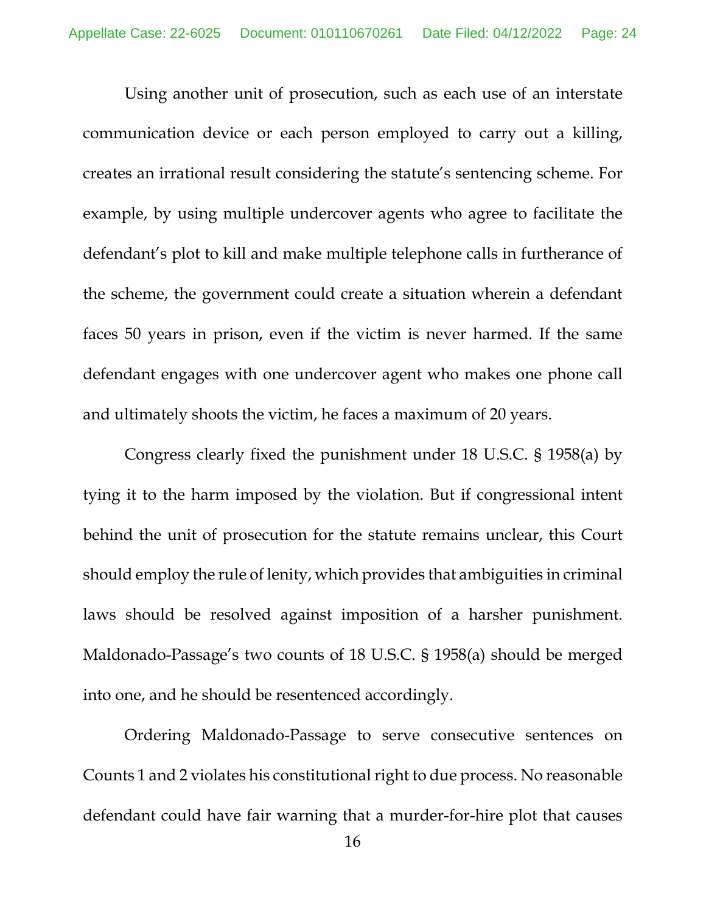Using another unit of prosecution, such as each use of an interstate communication device or each person employed to carry out a killing, creates an irrational result considering the statute's sentencing scheme. For example, by using multiple undercover agents who agree to facilitate the defendant's plot to kill and make multiple telephone calls in furtherance of the scheme, the government could create a situation wherein a defendant faces 50 years in prison, even if the victim is never harmed. If the same defendant engages with one undercover agent who makes one phone call and ultimately shoots the victim, he faces a maximum of 20 years.

Congress clearly fixed the punishment under 18 U.S.C. § 1958(a) by tying it to the harm imposed by the violation. But if congressional intent behind the unit of prosecution for the statute remains unclear, this Court should employ the rule of lenity, which provides that ambiguities in criminal laws should be resolved against imposition of a harsher punishment. Maldonado-Passage's two counts of 18 U.S.C. § 1958(a) should be merged into one, and he should be resentenced accordingly.

Ordering Maldonado-Passage to serve consecutive sentences on Counts 1 and 2 violates his constitutional right to due process. No reasonable defendant could have fair warning that a murder-for-hire plot that causes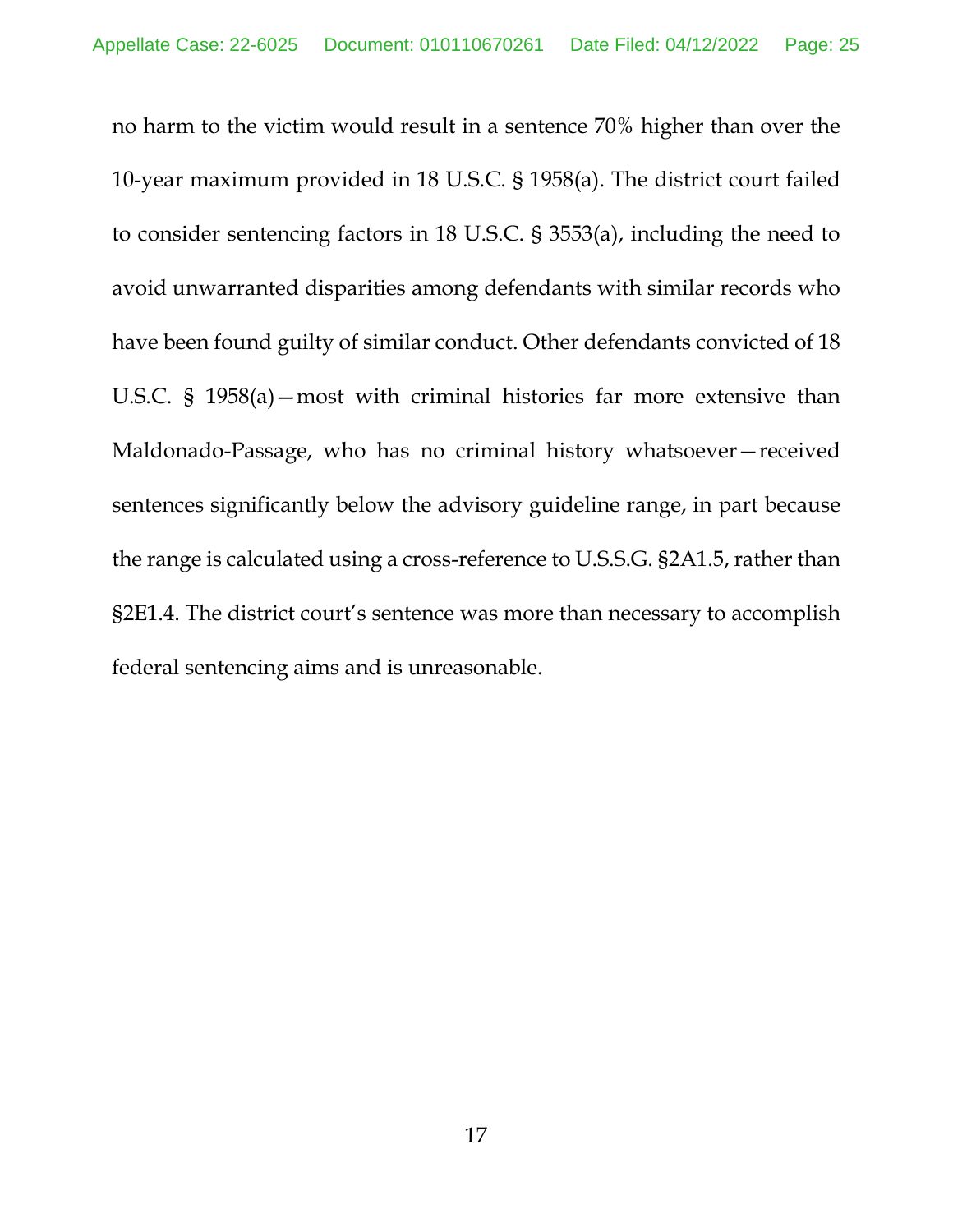no harm to the victim would result in a sentence 70% higher than over the 10-year maximum provided in 18 U.S.C. § 1958(a). The district court failed to consider sentencing factors in 18 U.S.C. § 3553(a), including the need to avoid unwarranted disparities among defendants with similar records who have been found guilty of similar conduct. Other defendants convicted of 18 U.S.C. § 1958(a)—most with criminal histories far more extensive than Maldonado-Passage, who has no criminal history whatsoever—received sentences significantly below the advisory guideline range, in part because the range is calculated using a cross-reference to U.S.S.G. §2A1.5, rather than §2E1.4. The district court's sentence was more than necessary to accomplish federal sentencing aims and is unreasonable.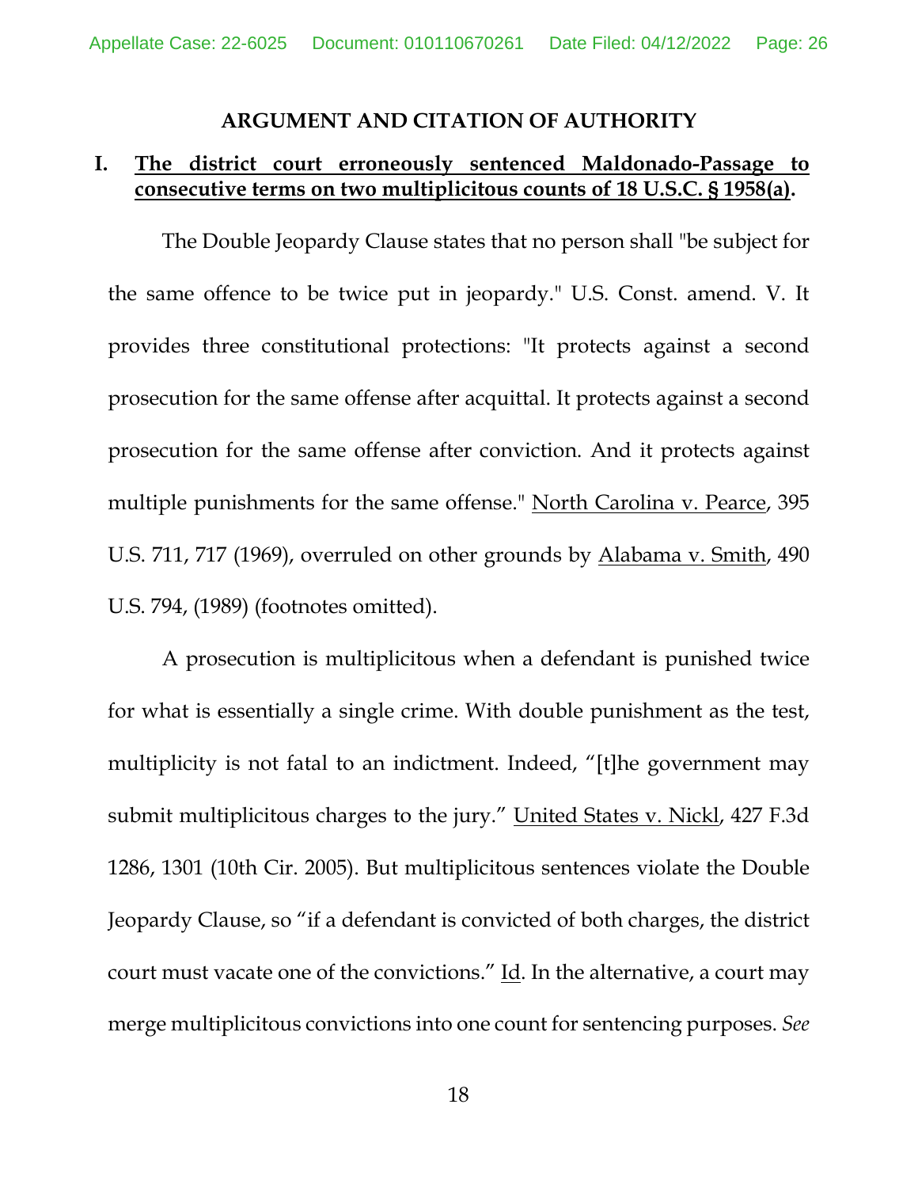## ARGUMENT AND CITATION OF AUTHORITY

### I. <u>The district court erroneously sentenced Maldonado-Passage to consecutive terms on two multiplicitous counts of 18 U.S.C. § 1958(a)</u>.

The Double Jeopardy Clause states that no person shall "be subject for the same offence to be twice put in jeopardy." U.S. Const. amend. V. It provides three constitutional protections: "It protects against a second prosecution for the same offense after acquittal. It protects against a second prosecution for the same offense after conviction. And it protects against multiple punishments for the same offense." <u>North Carolina v. Pearce</u>, 395 U.S. 711, 717 (1969), overruled on other grounds by <u>Alabama v. Smith</u>, 490 U.S. 794, (1989) (footnotes omitted).

A prosecution is multiplicitous when a defendant is punished twice for what is essentially a single crime. With double punishment as the test, multiplicity is not fatal to an indictment. Indeed, "[t]he government may submit multiplicitous charges to the jury." <u>United States v. Nickl</u>, 427 F.3d 1286, 1301 (10th Cir. 2005). But multiplicitous sentences violate the Double Jeopardy Clause, so "if a defendant is convicted of both charges, the district court must vacate one of the convictions." <u>Id</u>. In the alternative, a court may merge multiplicitous convictions into one count for sentencing purposes. *See*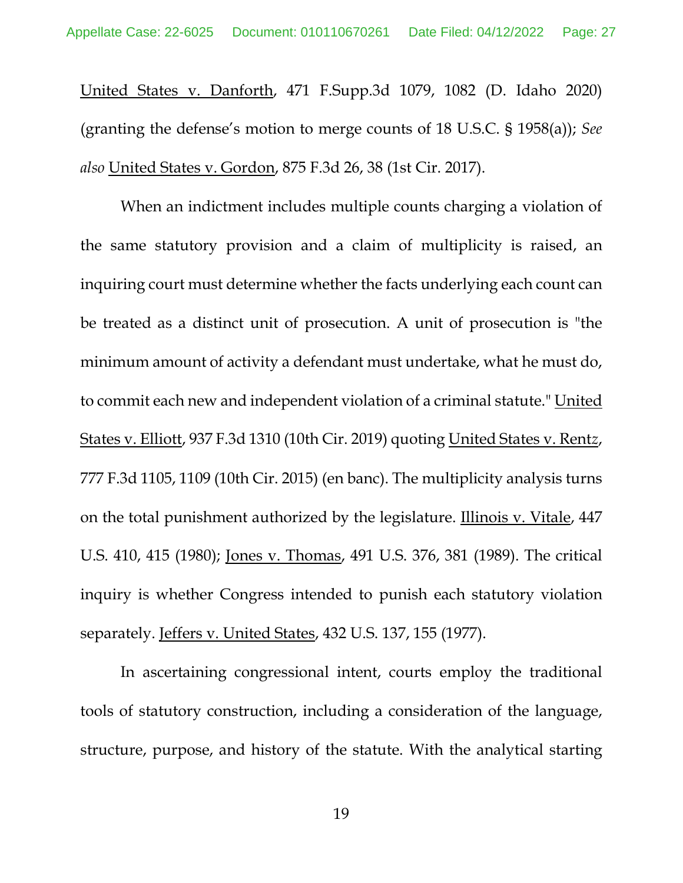United States v. Danforth, 471 F.Supp.3d 1079, 1082 (D. Idaho 2020) (granting the defense's motion to merge counts of 18 U.S.C. § 1958(a)); *See also* United States v. Gordon, 875 F.3d 26, 38 (1st Cir. 2017).

When an indictment includes multiple counts charging a violation of the same statutory provision and a claim of multiplicity is raised, an inquiring court must determine whether the facts underlying each count can be treated as a distinct unit of prosecution. A unit of prosecution is "the minimum amount of activity a defendant must undertake, what he must do, to commit each new and independent violation of a criminal statute." United States v. Elliott, 937 F.3d 1310 (10th Cir. 2019) quoting United States v. Rentz, 777 F.3d 1105, 1109 (10th Cir. 2015) (en banc). The multiplicity analysis turns on the total punishment authorized by the legislature. Illinois v. Vitale, 447 U.S. 410, 415 (1980); Jones v. Thomas, 491 U.S. 376, 381 (1989). The critical inquiry is whether Congress intended to punish each statutory violation separately. Jeffers v. United States, 432 U.S. 137, 155 (1977).

In ascertaining congressional intent, courts employ the traditional tools of statutory construction, including a consideration of the language, structure, purpose, and history of the statute. With the analytical starting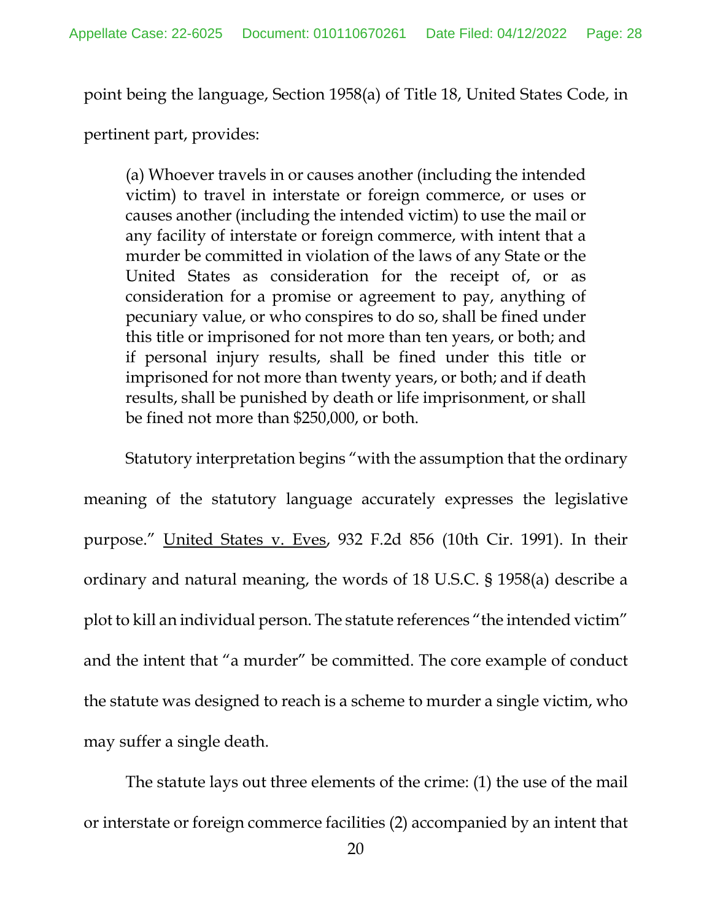point being the language, Section 1958(a) of Title 18, United States Code, in pertinent part, provides:

> (a) Whoever travels in or causes another (including the intended victim) to travel in interstate or foreign commerce, or uses or causes another (including the intended victim) to use the mail or any facility of interstate or foreign commerce, with intent that a murder be committed in violation of the laws of any State or the United States as consideration for the receipt of, or as consideration for a promise or agreement to pay, anything of pecuniary value, or who conspires to do so, shall be fined under this title or imprisoned for not more than ten years, or both; and if personal injury results, shall be fined under this title or imprisoned for not more than twenty years, or both; and if death results, shall be punished by death or life imprisonment, or shall be fined not more than $250,000, or both.

Statutory interpretation begins "with the assumption that the ordinary meaning of the statutory language accurately expresses the legislative purpose." United States v. Eves, 932 F.2d 856 (10th Cir. 1991). In their ordinary and natural meaning, the words of 18 U.S.C. § 1958(a) describe a plot to kill an individual person. The statute references "the intended victim" and the intent that "a murder" be committed. The core example of conduct the statute was designed to reach is a scheme to murder a single victim, who may suffer a single death.

The statute lays out three elements of the crime: (1) the use of the mail or interstate or foreign commerce facilities (2) accompanied by an intent that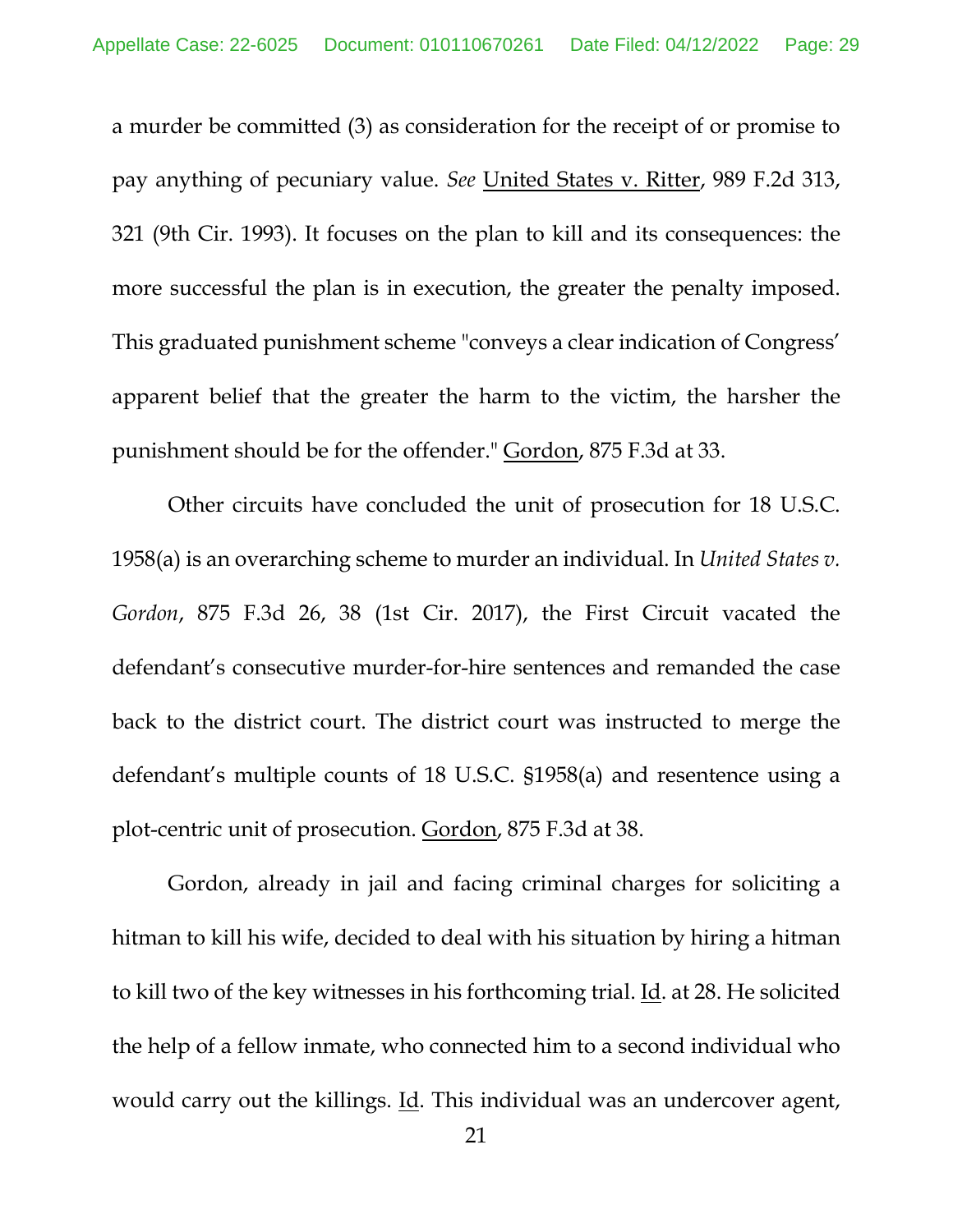a murder be committed (3) as consideration for the receipt of or promise to pay anything of pecuniary value. *See* United States v. Ritter, 989 F.2d 313, 321 (9th Cir. 1993). It focuses on the plan to kill and its consequences: the more successful the plan is in execution, the greater the penalty imposed. This graduated punishment scheme "conveys a clear indication of Congress' apparent belief that the greater the harm to the victim, the harsher the punishment should be for the offender." Gordon, 875 F.3d at 33.

Other circuits have concluded the unit of prosecution for 18 U.S.C. 1958(a) is an overarching scheme to murder an individual. In *United States v. Gordon*, 875 F.3d 26, 38 (1st Cir. 2017), the First Circuit vacated the defendant's consecutive murder-for-hire sentences and remanded the case back to the district court. The district court was instructed to merge the defendant's multiple counts of 18 U.S.C. §1958(a) and resentence using a plot-centric unit of prosecution. Gordon, 875 F.3d at 38.

Gordon, already in jail and facing criminal charges for soliciting a hitman to kill his wife, decided to deal with his situation by hiring a hitman to kill two of the key witnesses in his forthcoming trial. Id. at 28. He solicited the help of a fellow inmate, who connected him to a second individual who would carry out the killings. Id. This individual was an undercover agent,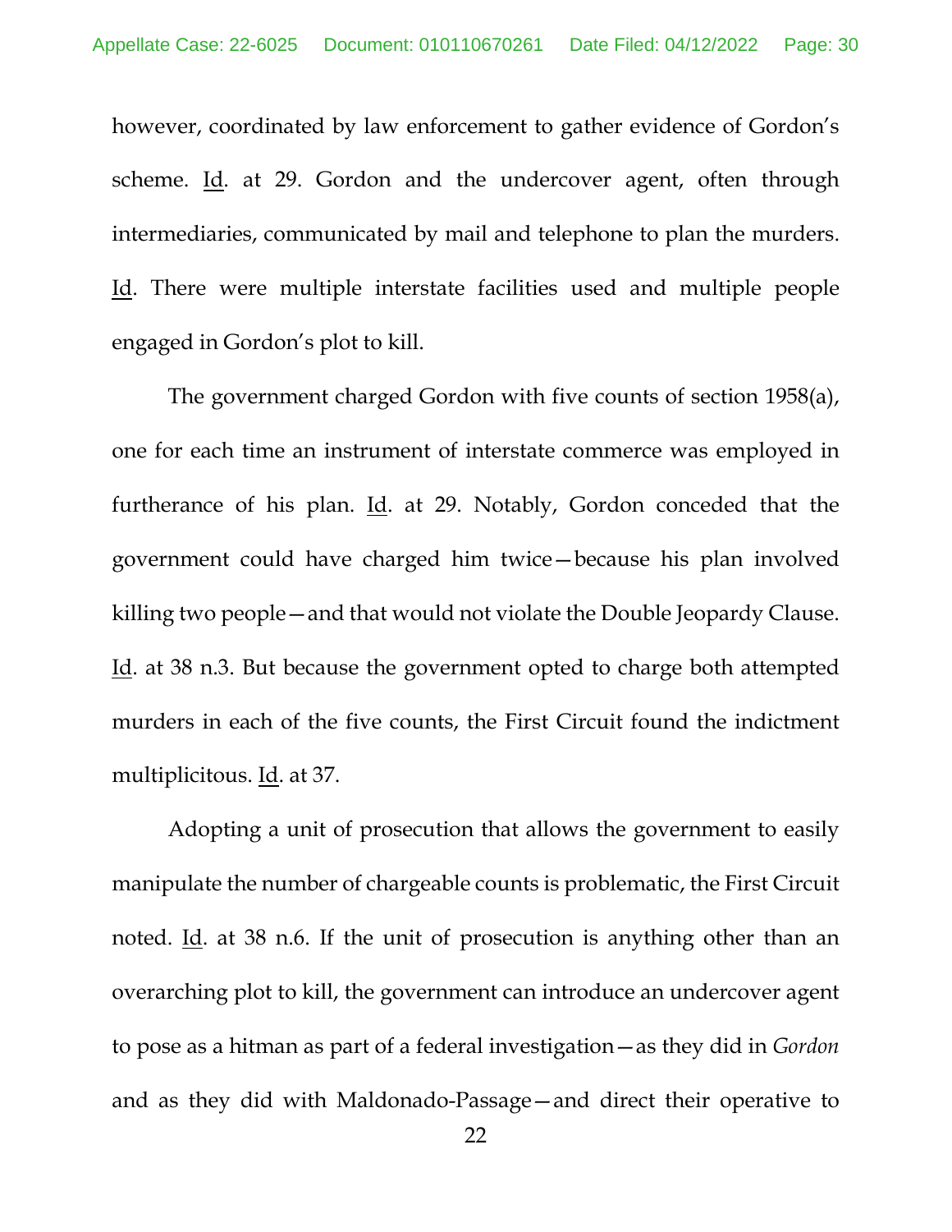however, coordinated by law enforcement to gather evidence of Gordon's scheme. Id. at 29. Gordon and the undercover agent, often through intermediaries, communicated by mail and telephone to plan the murders. Id. There were multiple interstate facilities used and multiple people engaged in Gordon's plot to kill.

The government charged Gordon with five counts of section 1958(a), one for each time an instrument of interstate commerce was employed in furtherance of his plan. Id. at 29. Notably, Gordon conceded that the government could have charged him twice—because his plan involved killing two people—and that would not violate the Double Jeopardy Clause. Id. at 38 n.3. But because the government opted to charge both attempted murders in each of the five counts, the First Circuit found the indictment multiplicitous. Id. at 37.

Adopting a unit of prosecution that allows the government to easily manipulate the number of chargeable counts is problematic, the First Circuit noted. Id. at 38 n.6. If the unit of prosecution is anything other than an overarching plot to kill, the government can introduce an undercover agent to pose as a hitman as part of a federal investigation—as they did in *Gordon* and as they did with Maldonado-Passage—and direct their operative to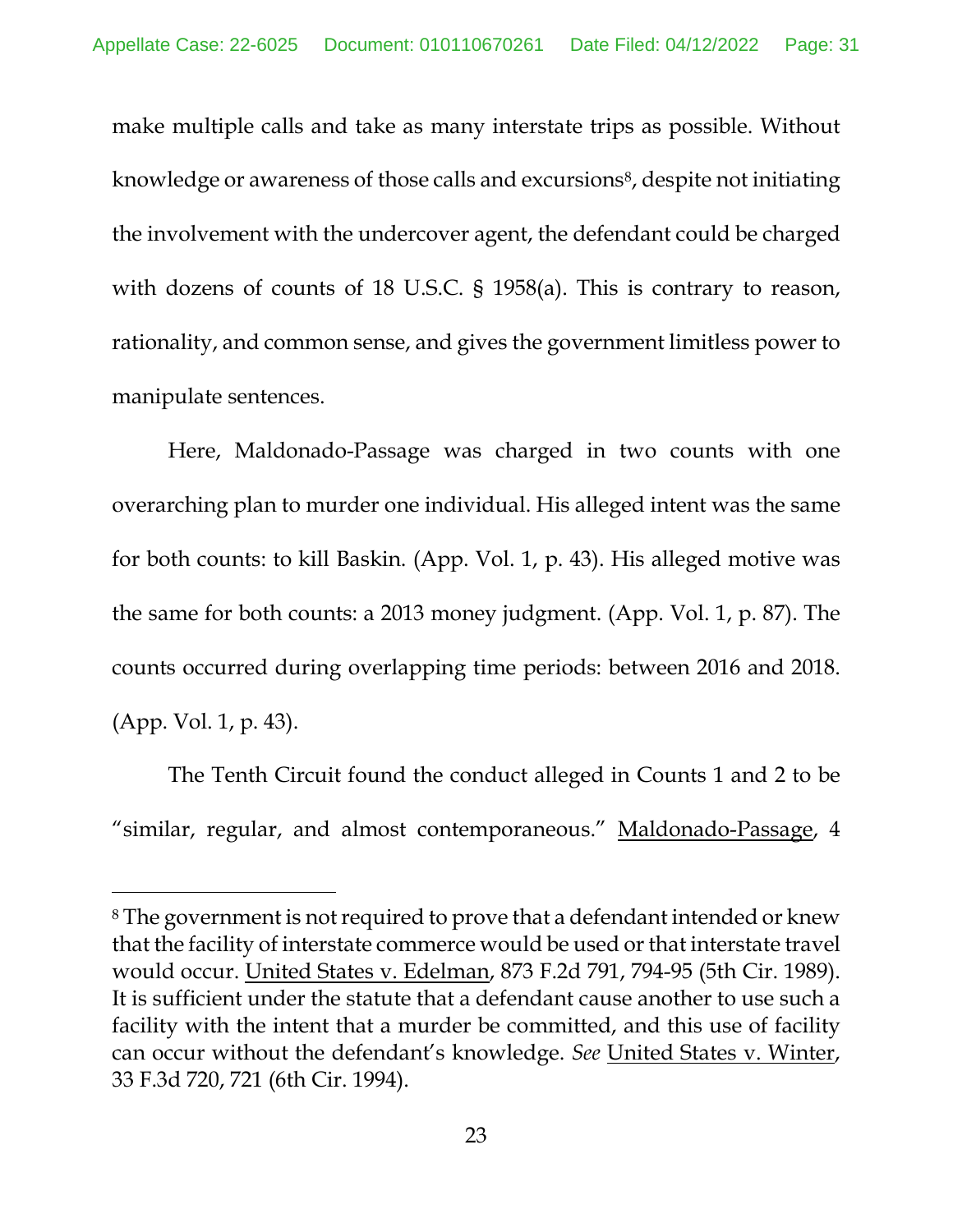make multiple calls and take as many interstate trips as possible. Without knowledge or awareness of those calls and excursions[8], despite not initiating the involvement with the undercover agent, the defendant could be charged with dozens of counts of 18 U.S.C. § 1958(a). This is contrary to reason, rationality, and common sense, and gives the government limitless power to manipulate sentences.

Here, Maldonado-Passage was charged in two counts with one overarching plan to murder one individual. His alleged intent was the same for both counts: to kill Baskin. (App. Vol. 1, p. 43). His alleged motive was the same for both counts: a 2013 money judgment. (App. Vol. 1, p. 87). The counts occurred during overlapping time periods: between 2016 and 2018. (App. Vol. 1, p. 43).

The Tenth Circuit found the conduct alleged in Counts 1 and 2 to be "similar, regular, and almost contemporaneous." Maldonado-Passage, 4

---

[8] The government is not required to prove that a defendant intended or knew that the facility of interstate commerce would be used or that interstate travel would occur. United States v. Edelman, 873 F.2d 791, 794-95 (5th Cir. 1989). It is sufficient under the statute that a defendant cause another to use such a facility with the intent that a murder be committed, and this use of facility can occur without the defendant's knowledge. *See* United States v. Winter, 33 F.3d 720, 721 (6th Cir. 1994).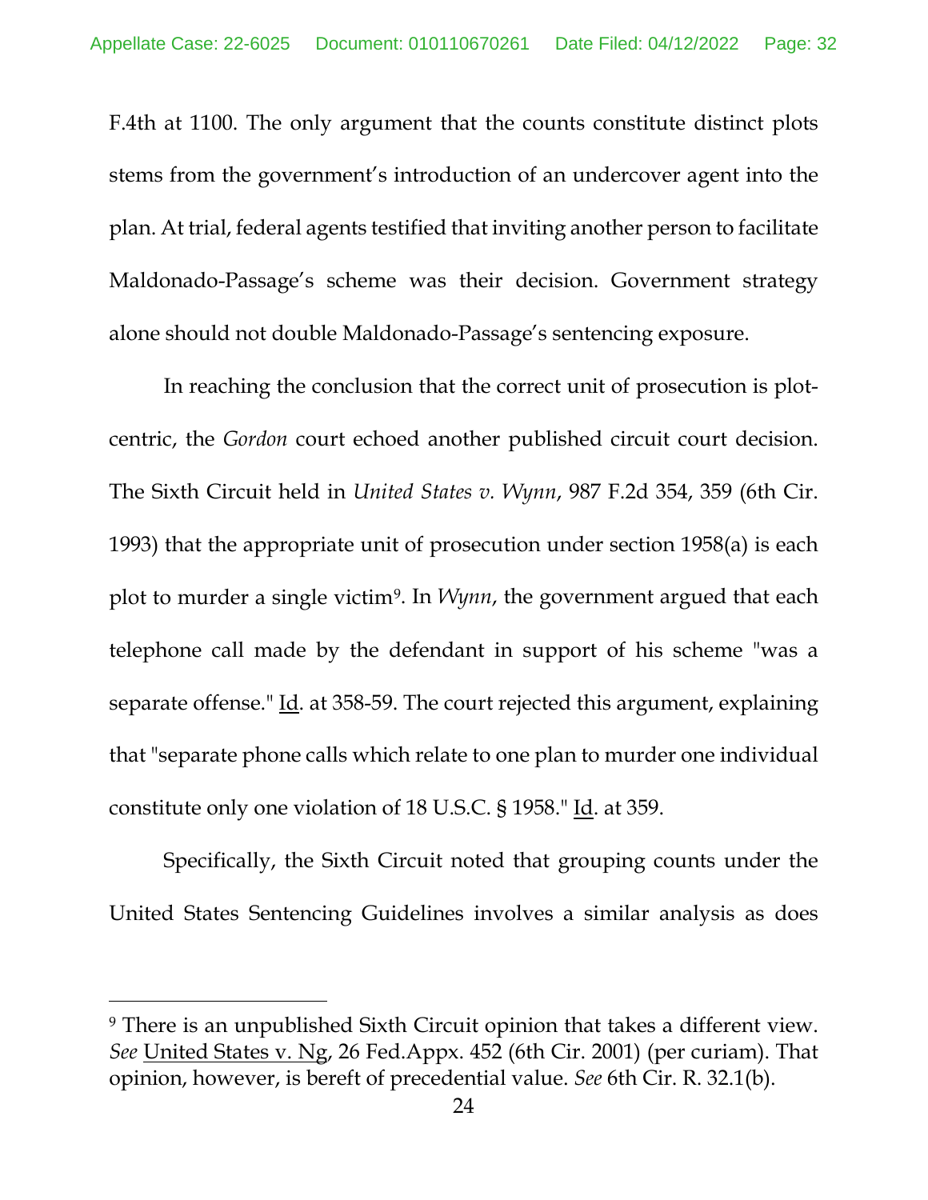F.4th at 1100. The only argument that the counts constitute distinct plots stems from the government's introduction of an undercover agent into the plan. At trial, federal agents testified that inviting another person to facilitate Maldonado-Passage's scheme was their decision. Government strategy alone should not double Maldonado-Passage's sentencing exposure.

In reaching the conclusion that the correct unit of prosecution is plot-centric, the *Gordon* court echoed another published circuit court decision. The Sixth Circuit held in *United States v. Wynn*, 987 F.2d 354, 359 (6th Cir. 1993) that the appropriate unit of prosecution under section 1958(a) is each plot to murder a single victim[9]. In *Wynn*, the government argued that each telephone call made by the defendant in support of his scheme "was a separate offense." Id. at 358-59. The court rejected this argument, explaining that "separate phone calls which relate to one plan to murder one individual constitute only one violation of 18 U.S.C. § 1958." Id. at 359.

Specifically, the Sixth Circuit noted that grouping counts under the United States Sentencing Guidelines involves a similar analysis as does

---

[9] There is an unpublished Sixth Circuit opinion that takes a different view. *See* United States v. Ng, 26 Fed.Appx. 452 (6th Cir. 2001) (per curiam). That opinion, however, is bereft of precedential value. *See* 6th Cir. R. 32.1(b).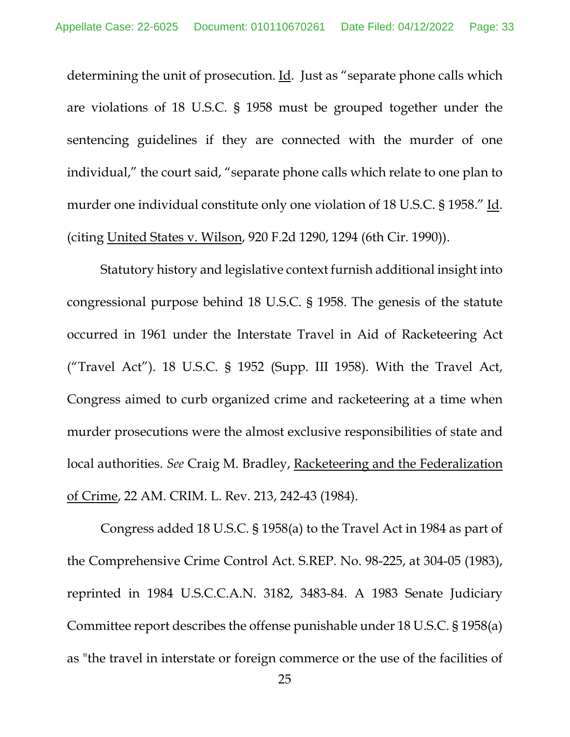determining the unit of prosecution. Id. Just as "separate phone calls which are violations of 18 U.S.C. § 1958 must be grouped together under the sentencing guidelines if they are connected with the murder of one individual," the court said, "separate phone calls which relate to one plan to murder one individual constitute only one violation of 18 U.S.C. § 1958." Id. (citing United States v. Wilson, 920 F.2d 1290, 1294 (6th Cir. 1990)).

Statutory history and legislative context furnish additional insight into congressional purpose behind 18 U.S.C. § 1958. The genesis of the statute occurred in 1961 under the Interstate Travel in Aid of Racketeering Act ("Travel Act"). 18 U.S.C. § 1952 (Supp. III 1958). With the Travel Act, Congress aimed to curb organized crime and racketeering at a time when murder prosecutions were the almost exclusive responsibilities of state and local authorities. *See* Craig M. Bradley, Racketeering and the Federalization of Crime, 22 AM. CRIM. L. Rev. 213, 242-43 (1984).

Congress added 18 U.S.C. § 1958(a) to the Travel Act in 1984 as part of the Comprehensive Crime Control Act. S.REP. No. 98-225, at 304-05 (1983), reprinted in 1984 U.S.C.C.A.N. 3182, 3483-84. A 1983 Senate Judiciary Committee report describes the offense punishable under 18 U.S.C. § 1958(a) as "the travel in interstate or foreign commerce or the use of the facilities of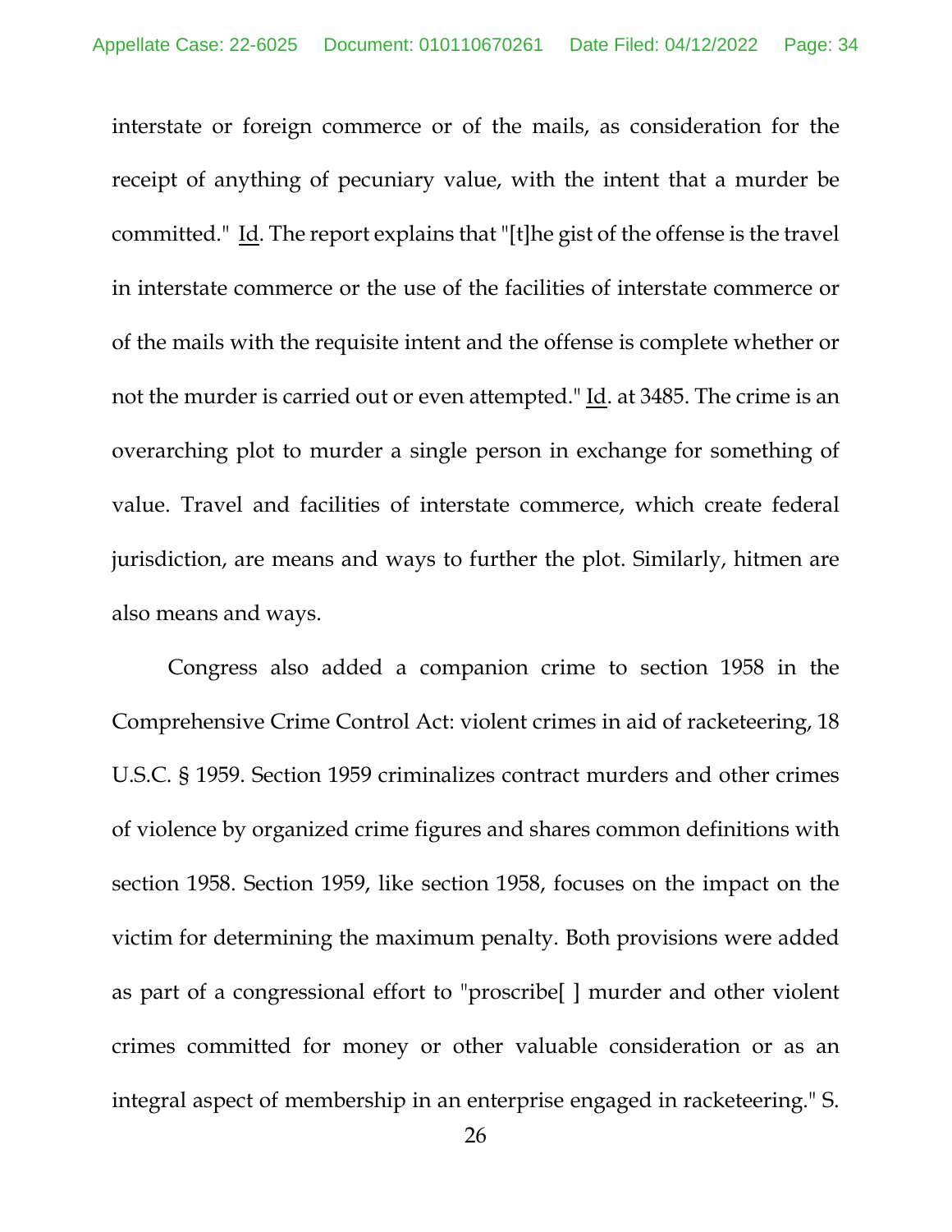interstate or foreign commerce or of the mails, as consideration for the receipt of anything of pecuniary value, with the intent that a murder be committed." Id. The report explains that "[t]he gist of the offense is the travel in interstate commerce or the use of the facilities of interstate commerce or of the mails with the requisite intent and the offense is complete whether or not the murder is carried out or even attempted." Id. at 3485. The crime is an overarching plot to murder a single person in exchange for something of value. Travel and facilities of interstate commerce, which create federal jurisdiction, are means and ways to further the plot. Similarly, hitmen are also means and ways.

Congress also added a companion crime to section 1958 in the Comprehensive Crime Control Act: violent crimes in aid of racketeering, 18 U.S.C. § 1959. Section 1959 criminalizes contract murders and other crimes of violence by organized crime figures and shares common definitions with section 1958. Section 1959, like section 1958, focuses on the impact on the victim for determining the maximum penalty. Both provisions were added as part of a congressional effort to "proscribe[ ] murder and other violent crimes committed for money or other valuable consideration or as an integral aspect of membership in an enterprise engaged in racketeering." S.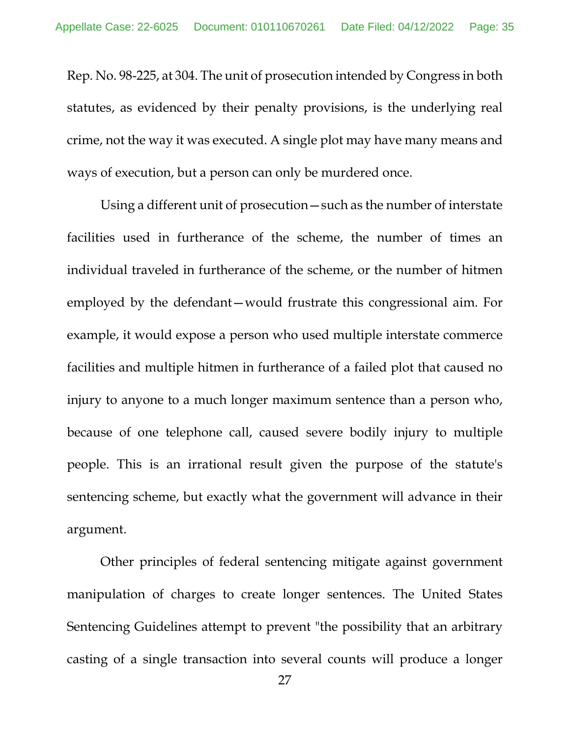Rep. No. 98-225, at 304. The unit of prosecution intended by Congress in both statutes, as evidenced by their penalty provisions, is the underlying real crime, not the way it was executed. A single plot may have many means and ways of execution, but a person can only be murdered once.

Using a different unit of prosecution—such as the number of interstate facilities used in furtherance of the scheme, the number of times an individual traveled in furtherance of the scheme, or the number of hitmen employed by the defendant—would frustrate this congressional aim. For example, it would expose a person who used multiple interstate commerce facilities and multiple hitmen in furtherance of a failed plot that caused no injury to anyone to a much longer maximum sentence than a person who, because of one telephone call, caused severe bodily injury to multiple people. This is an irrational result given the purpose of the statute's sentencing scheme, but exactly what the government will advance in their argument.

Other principles of federal sentencing mitigate against government manipulation of charges to create longer sentences. The United States Sentencing Guidelines attempt to prevent "the possibility that an arbitrary casting of a single transaction into several counts will produce a longer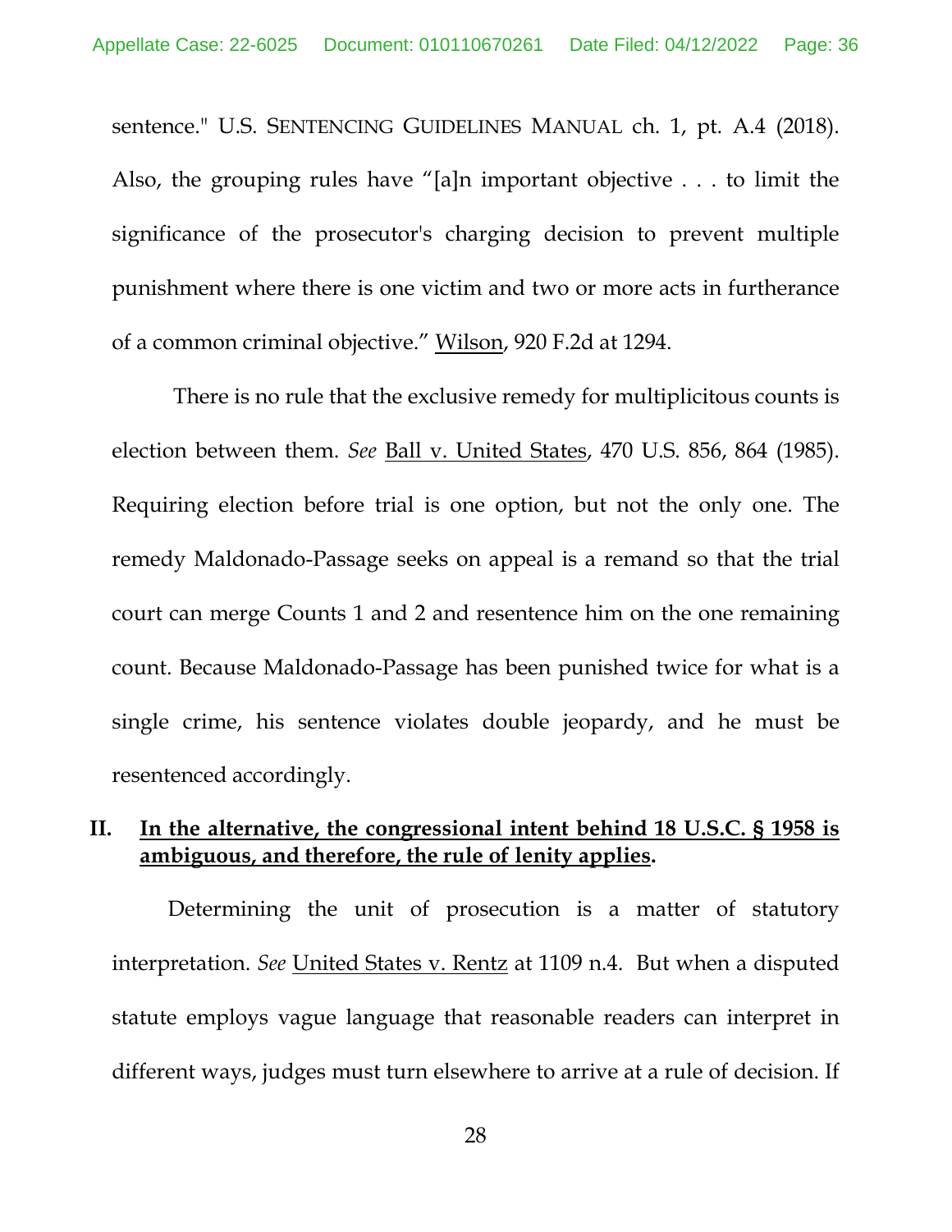sentence." U.S. SENTENCING GUIDELINES MANUAL ch. 1, pt. A.4 (2018). Also, the grouping rules have "[a]n important objective . . . to limit the significance of the prosecutor's charging decision to prevent multiple punishment where there is one victim and two or more acts in furtherance of a common criminal objective." Wilson, 920 F.2d at 1294.

There is no rule that the exclusive remedy for multiplicitous counts is election between them. *See* Ball v. United States, 470 U.S. 856, 864 (1985). Requiring election before trial is one option, but not the only one. The remedy Maldonado-Passage seeks on appeal is a remand so that the trial court can merge Counts 1 and 2 and resentence him on the one remaining count. Because Maldonado-Passage has been punished twice for what is a single crime, his sentence violates double jeopardy, and he must be resentenced accordingly.

## II. In the alternative, the congressional intent behind 18 U.S.C. § 1958 is ambiguous, and therefore, the rule of lenity applies.

Determining the unit of prosecution is a matter of statutory interpretation. *See* United States v. Rentz at 1109 n.4. But when a disputed statute employs vague language that reasonable readers can interpret in different ways, judges must turn elsewhere to arrive at a rule of decision. If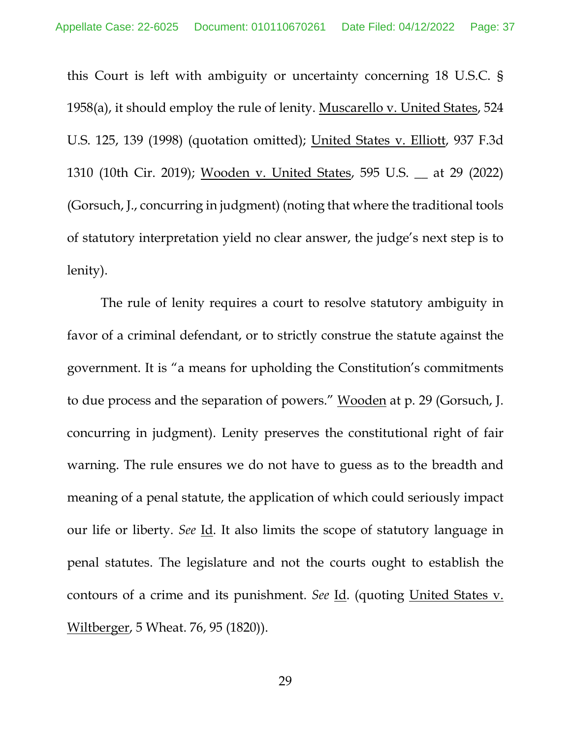this Court is left with ambiguity or uncertainty concerning 18 U.S.C. § 1958(a), it should employ the rule of lenity. Muscarello v. United States, 524 U.S. 125, 139 (1998) (quotation omitted); United States v. Elliott, 937 F.3d 1310 (10th Cir. 2019); Wooden v. United States, 595 U.S. __ at 29 (2022) (Gorsuch, J., concurring in judgment) (noting that where the traditional tools of statutory interpretation yield no clear answer, the judge's next step is to lenity).

The rule of lenity requires a court to resolve statutory ambiguity in favor of a criminal defendant, or to strictly construe the statute against the government. It is "a means for upholding the Constitution's commitments to due process and the separation of powers." Wooden at p. 29 (Gorsuch, J. concurring in judgment). Lenity preserves the constitutional right of fair warning. The rule ensures we do not have to guess as to the breadth and meaning of a penal statute, the application of which could seriously impact our life or liberty. *See* Id. It also limits the scope of statutory language in penal statutes. The legislature and not the courts ought to establish the contours of a crime and its punishment. *See* Id. (quoting United States v. Wiltberger, 5 Wheat. 76, 95 (1820)).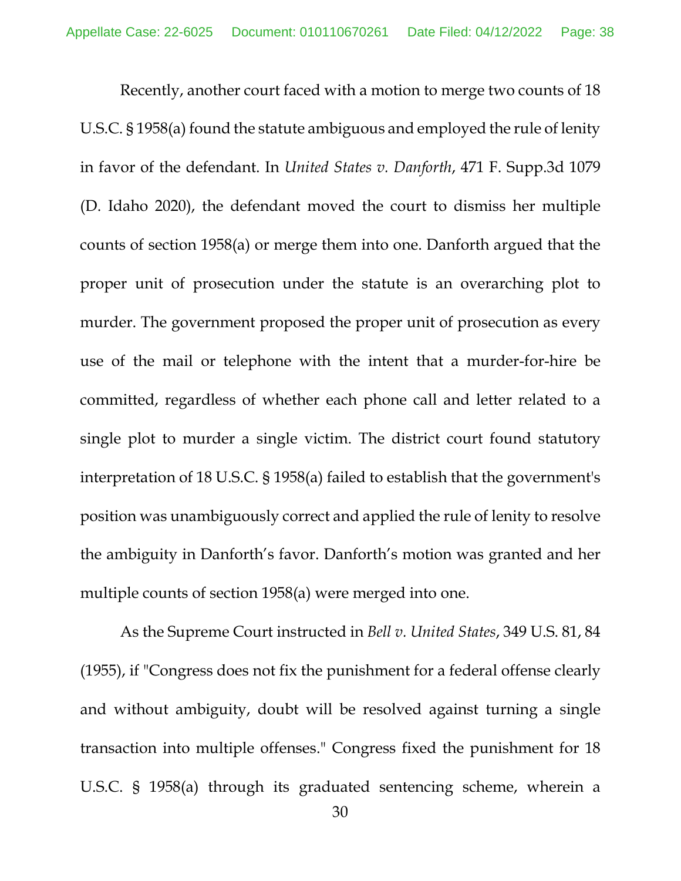Recently, another court faced with a motion to merge two counts of 18 U.S.C. § 1958(a) found the statute ambiguous and employed the rule of lenity in favor of the defendant. In *United States v. Danforth*, 471 F. Supp.3d 1079 (D. Idaho 2020), the defendant moved the court to dismiss her multiple counts of section 1958(a) or merge them into one. Danforth argued that the proper unit of prosecution under the statute is an overarching plot to murder. The government proposed the proper unit of prosecution as every use of the mail or telephone with the intent that a murder-for-hire be committed, regardless of whether each phone call and letter related to a single plot to murder a single victim. The district court found statutory interpretation of 18 U.S.C. § 1958(a) failed to establish that the government's position was unambiguously correct and applied the rule of lenity to resolve the ambiguity in Danforth's favor. Danforth's motion was granted and her multiple counts of section 1958(a) were merged into one.

As the Supreme Court instructed in *Bell v. United States*, 349 U.S. 81, 84 (1955), if "Congress does not fix the punishment for a federal offense clearly and without ambiguity, doubt will be resolved against turning a single transaction into multiple offenses." Congress fixed the punishment for 18 U.S.C. § 1958(a) through its graduated sentencing scheme, wherein a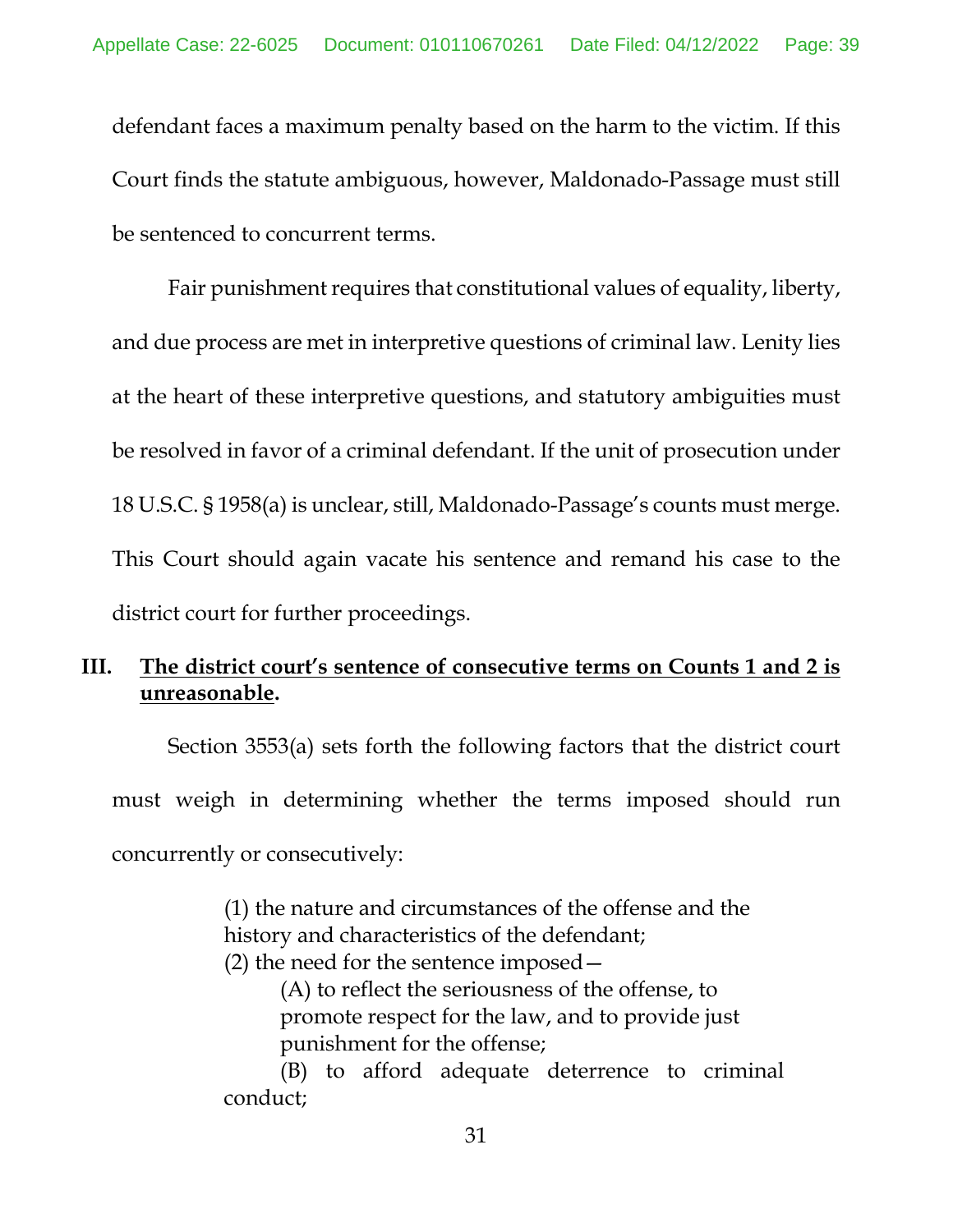defendant faces a maximum penalty based on the harm to the victim. If this Court finds the statute ambiguous, however, Maldonado-Passage must still be sentenced to concurrent terms.

Fair punishment requires that constitutional values of equality, liberty, and due process are met in interpretive questions of criminal law. Lenity lies at the heart of these interpretive questions, and statutory ambiguities must be resolved in favor of a criminal defendant. If the unit of prosecution under 18 U.S.C. § 1958(a) is unclear, still, Maldonado-Passage's counts must merge. This Court should again vacate his sentence and remand his case to the district court for further proceedings.

## III. **<u>The district court's sentence of consecutive terms on Counts 1 and 2 is unreasonable</u>.**

Section 3553(a) sets forth the following factors that the district court must weigh in determining whether the terms imposed should run concurrently or consecutively:

> (1) the nature and circumstances of the offense and the history and characteristics of the defendant;
> (2) the need for the sentence imposed—
> (A) to reflect the seriousness of the offense, to promote respect for the law, and to provide just punishment for the offense;
> (B) to afford adequate deterrence to criminal conduct;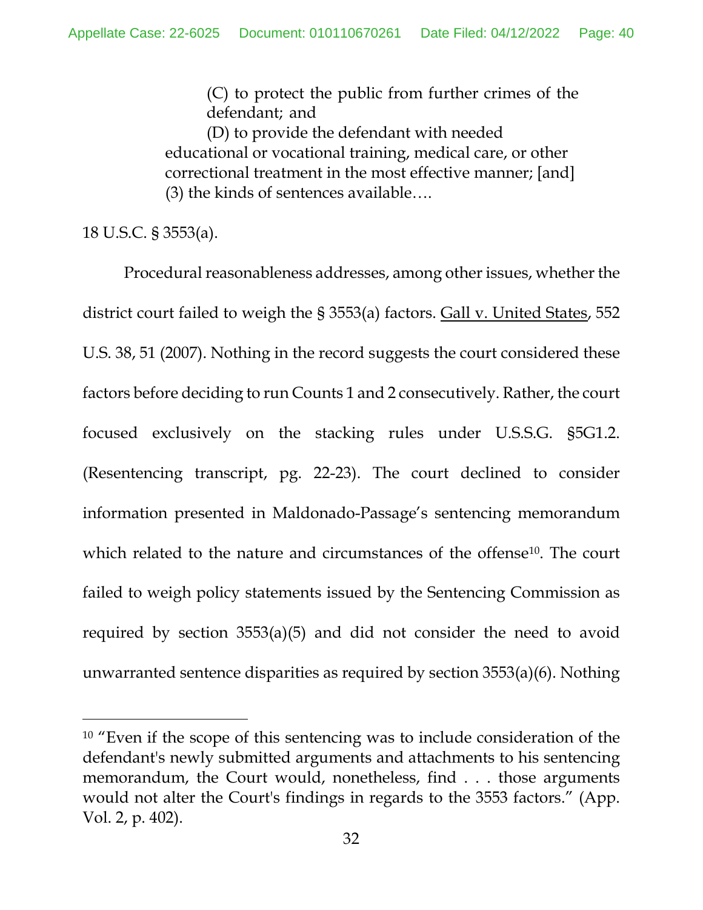> (C) to protect the public from further crimes of the defendant; and
>
> (D) to provide the defendant with needed educational or vocational training, medical care, or other correctional treatment in the most effective manner; [and]
>
> (3) the kinds of sentences available….

18 U.S.C. § 3553(a).

Procedural reasonableness addresses, among other issues, whether the district court failed to weigh the § 3553(a) factors. Gall v. United States, 552 U.S. 38, 51 (2007). Nothing in the record suggests the court considered these factors before deciding to run Counts 1 and 2 consecutively. Rather, the court focused exclusively on the stacking rules under U.S.S.G. §5G1.2. (Resentencing transcript, pg. 22-23). The court declined to consider information presented in Maldonado-Passage's sentencing memorandum which related to the nature and circumstances of the offense[10]. The court failed to weigh policy statements issued by the Sentencing Commission as required by section 3553(a)(5) and did not consider the need to avoid unwarranted sentence disparities as required by section 3553(a)(6). Nothing

[10] "Even if the scope of this sentencing was to include consideration of the defendant's newly submitted arguments and attachments to his sentencing memorandum, the Court would, nonetheless, find . . . those arguments would not alter the Court's findings in regards to the 3553 factors." (App. Vol. 2, p. 402).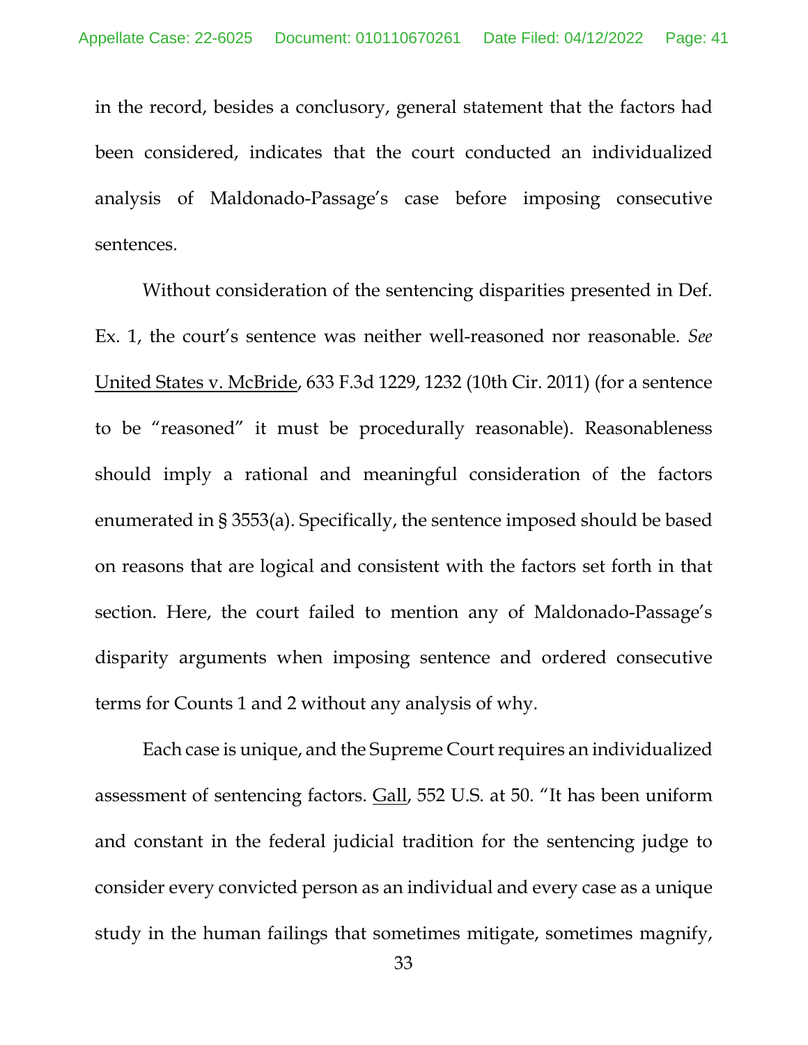in the record, besides a conclusory, general statement that the factors had been considered, indicates that the court conducted an individualized analysis of Maldonado-Passage's case before imposing consecutive sentences.

Without consideration of the sentencing disparities presented in Def. Ex. 1, the court's sentence was neither well-reasoned nor reasonable. *See* United States v. McBride, 633 F.3d 1229, 1232 (10th Cir. 2011) (for a sentence to be "reasoned" it must be procedurally reasonable). Reasonableness should imply a rational and meaningful consideration of the factors enumerated in § 3553(a). Specifically, the sentence imposed should be based on reasons that are logical and consistent with the factors set forth in that section. Here, the court failed to mention any of Maldonado-Passage's disparity arguments when imposing sentence and ordered consecutive terms for Counts 1 and 2 without any analysis of why.

Each case is unique, and the Supreme Court requires an individualized assessment of sentencing factors. Gall, 552 U.S. at 50. "It has been uniform and constant in the federal judicial tradition for the sentencing judge to consider every convicted person as an individual and every case as a unique study in the human failings that sometimes mitigate, sometimes magnify,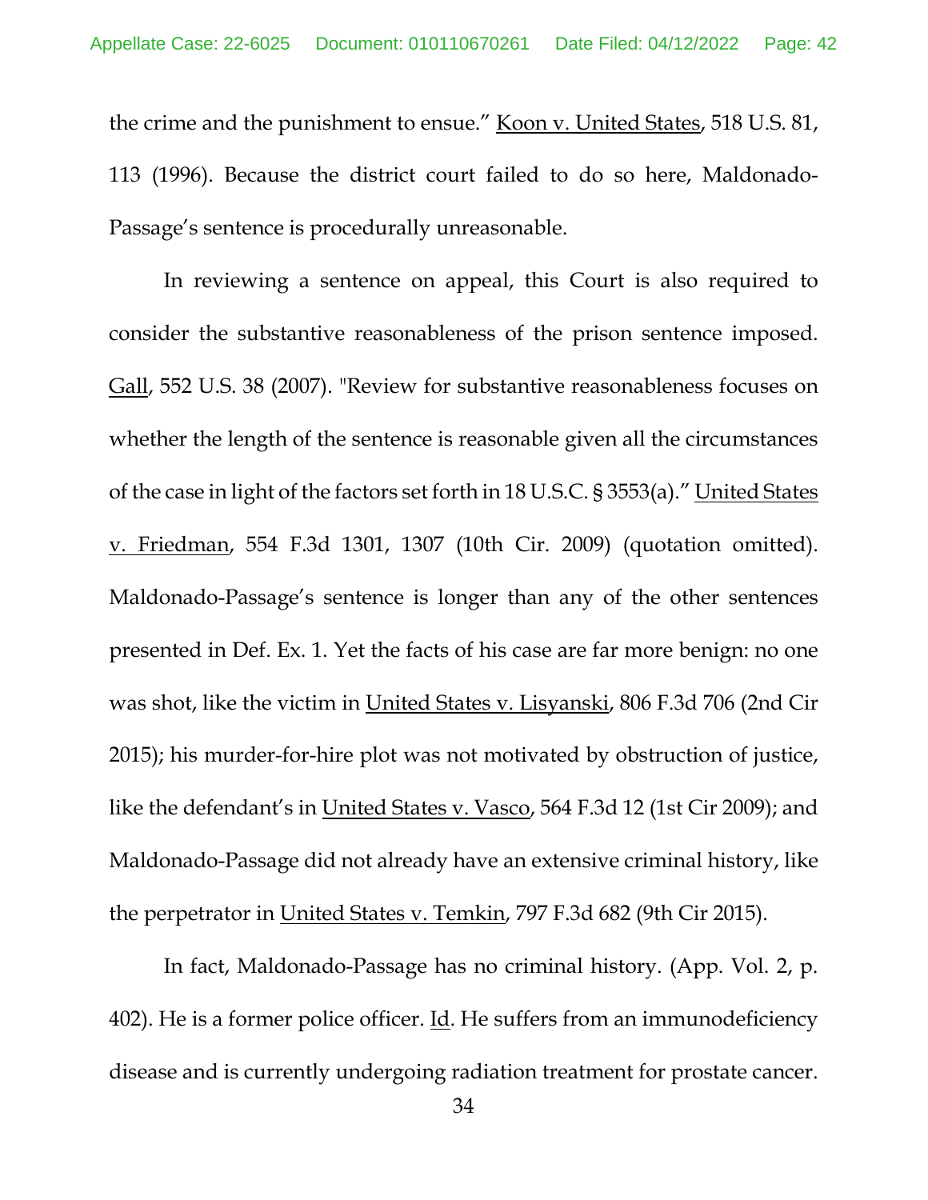the crime and the punishment to ensue." Koon v. United States, 518 U.S. 81, 113 (1996). Because the district court failed to do so here, Maldonado-Passage's sentence is procedurally unreasonable.

In reviewing a sentence on appeal, this Court is also required to consider the substantive reasonableness of the prison sentence imposed. Gall, 552 U.S. 38 (2007). "Review for substantive reasonableness focuses on whether the length of the sentence is reasonable given all the circumstances of the case in light of the factors set forth in 18 U.S.C. § 3553(a)." United States v. Friedman, 554 F.3d 1301, 1307 (10th Cir. 2009) (quotation omitted). Maldonado-Passage's sentence is longer than any of the other sentences presented in Def. Ex. 1. Yet the facts of his case are far more benign: no one was shot, like the victim in United States v. Lisyanski, 806 F.3d 706 (2nd Cir 2015); his murder-for-hire plot was not motivated by obstruction of justice, like the defendant's in United States v. Vasco, 564 F.3d 12 (1st Cir 2009); and Maldonado-Passage did not already have an extensive criminal history, like the perpetrator in United States v. Temkin, 797 F.3d 682 (9th Cir 2015).

In fact, Maldonado-Passage has no criminal history. (App. Vol. 2, p. 402). He is a former police officer. Id. He suffers from an immunodeficiency disease and is currently undergoing radiation treatment for prostate cancer.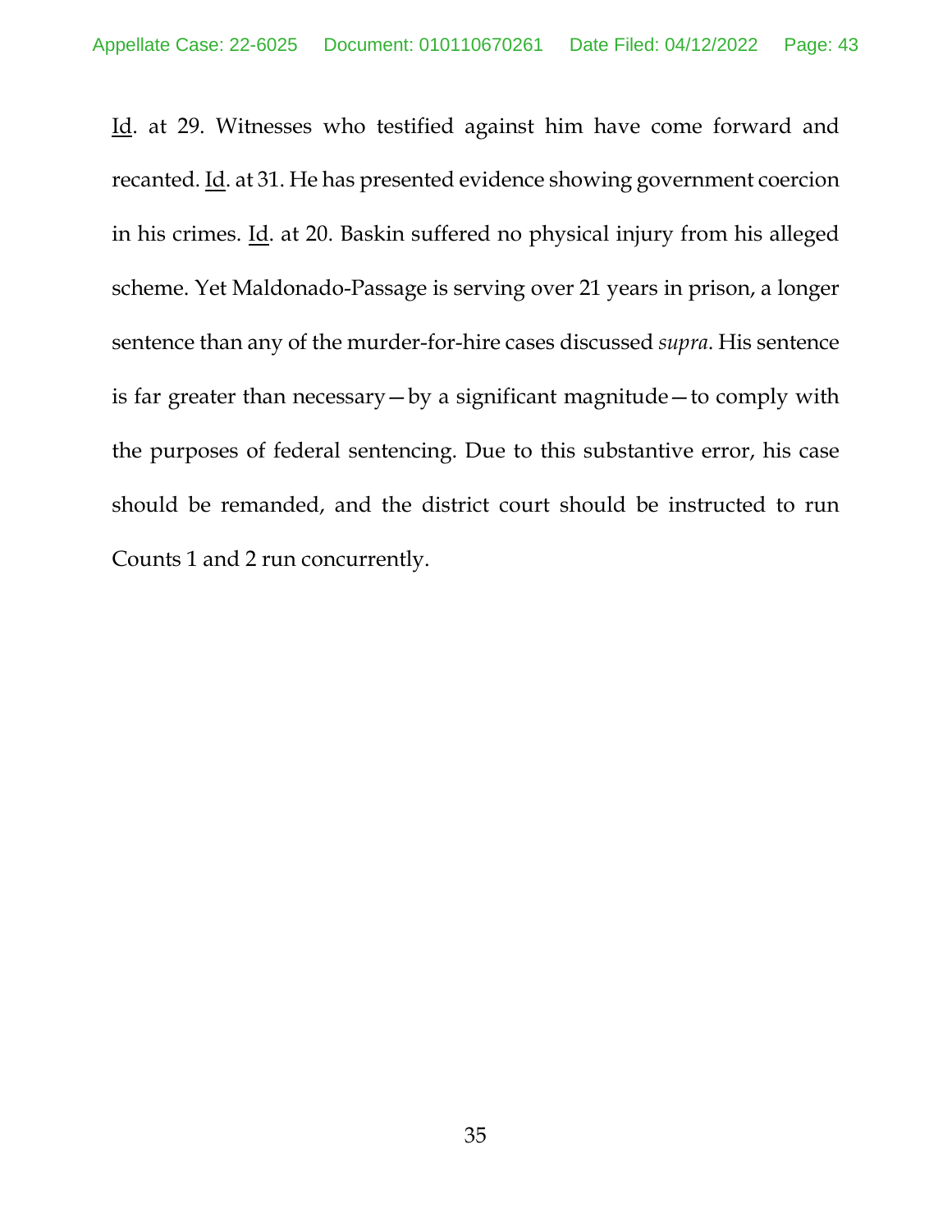Id. at 29. Witnesses who testified against him have come forward and recanted. Id. at 31. He has presented evidence showing government coercion in his crimes. Id. at 20. Baskin suffered no physical injury from his alleged scheme. Yet Maldonado-Passage is serving over 21 years in prison, a longer sentence than any of the murder-for-hire cases discussed *supra*. His sentence is far greater than necessary—by a significant magnitude—to comply with the purposes of federal sentencing. Due to this substantive error, his case should be remanded, and the district court should be instructed to run Counts 1 and 2 run concurrently.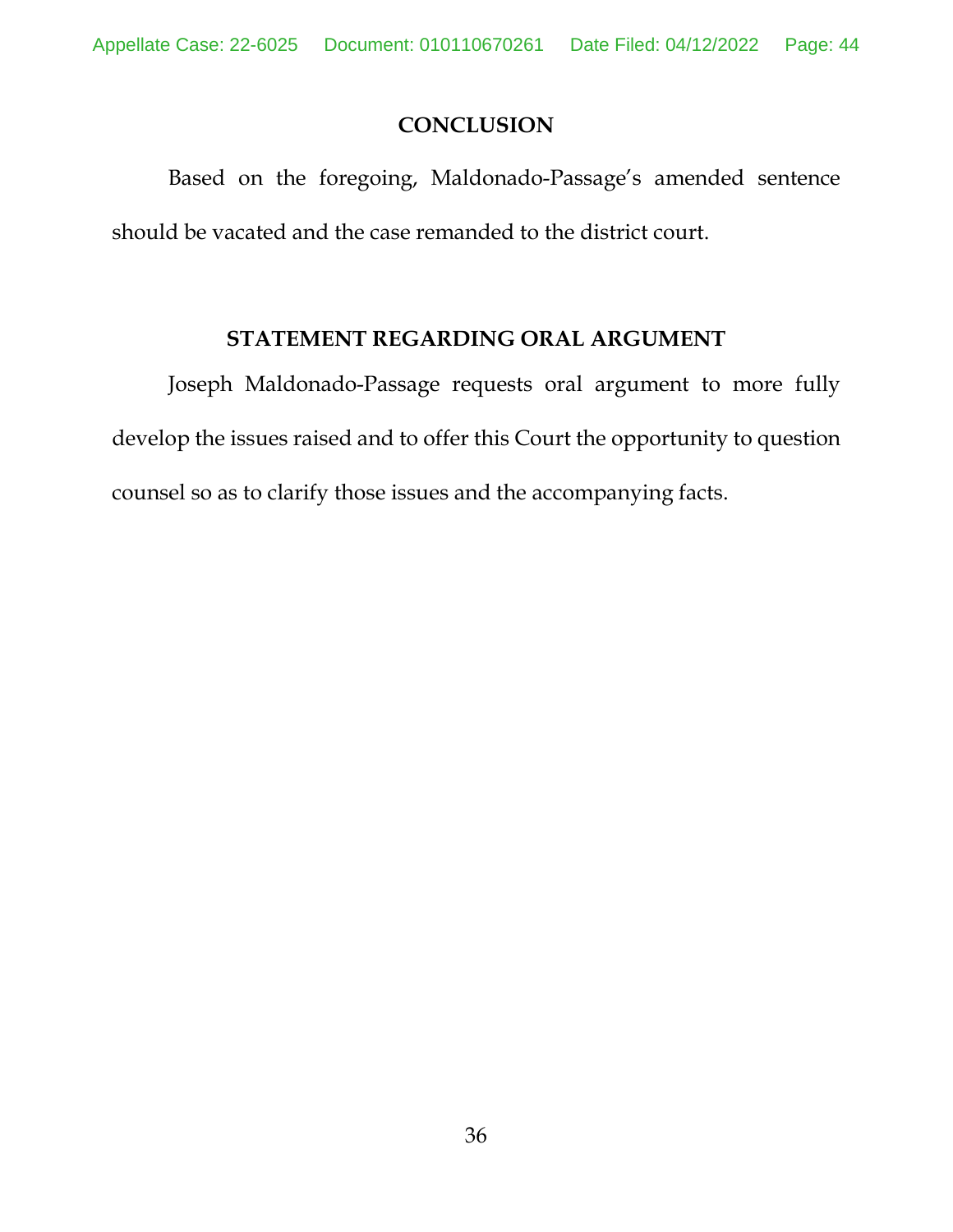## CONCLUSION

Based on the foregoing, Maldonado-Passage's amended sentence should be vacated and the case remanded to the district court.

## STATEMENT REGARDING ORAL ARGUMENT

Joseph Maldonado-Passage requests oral argument to more fully develop the issues raised and to offer this Court the opportunity to question counsel so as to clarify those issues and the accompanying facts.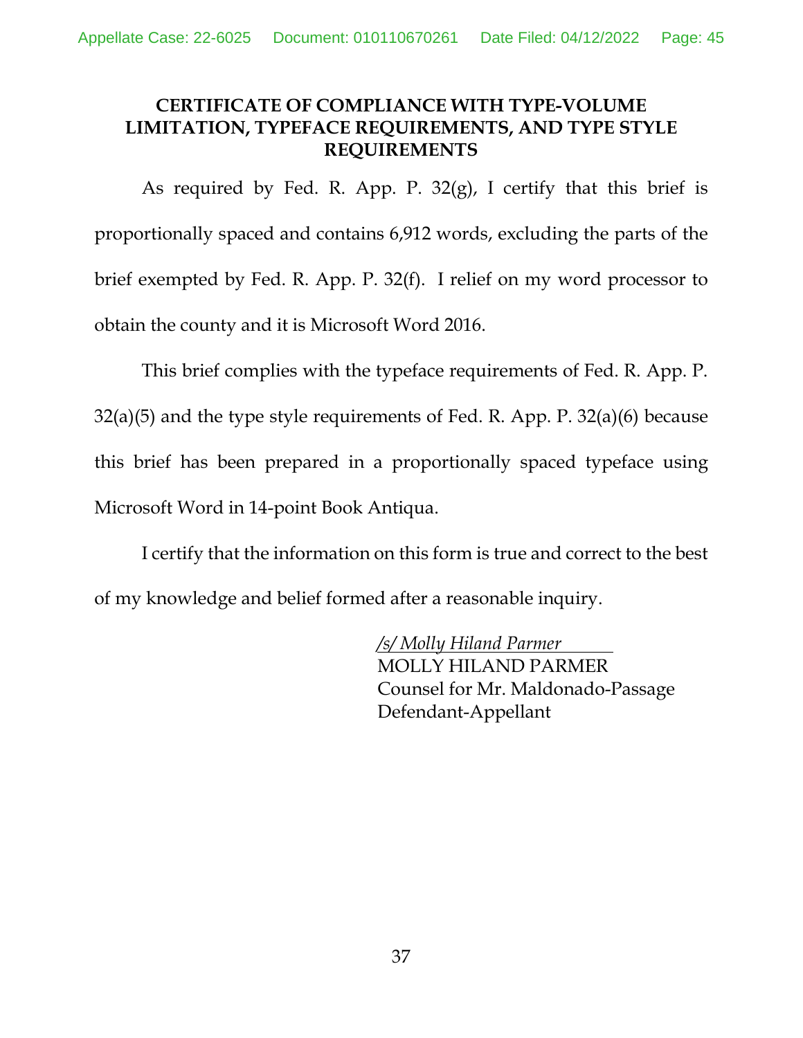## CERTIFICATE OF COMPLIANCE WITH TYPE-VOLUME LIMITATION, TYPEFACE REQUIREMENTS, AND TYPE STYLE REQUIREMENTS

As required by Fed. R. App. P. 32(g), I certify that this brief is proportionally spaced and contains 6,912 words, excluding the parts of the brief exempted by Fed. R. App. P. 32(f). I relief on my word processor to obtain the county and it is Microsoft Word 2016.

This brief complies with the typeface requirements of Fed. R. App. P. 32(a)(5) and the type style requirements of Fed. R. App. P. 32(a)(6) because this brief has been prepared in a proportionally spaced typeface using Microsoft Word in 14-point Book Antiqua.

I certify that the information on this form is true and correct to the best of my knowledge and belief formed after a reasonable inquiry.

*/s/ Molly Hiland Parmer*
MOLLY HILAND PARMER
Counsel for Mr. Maldonado-Passage
Defendant-Appellant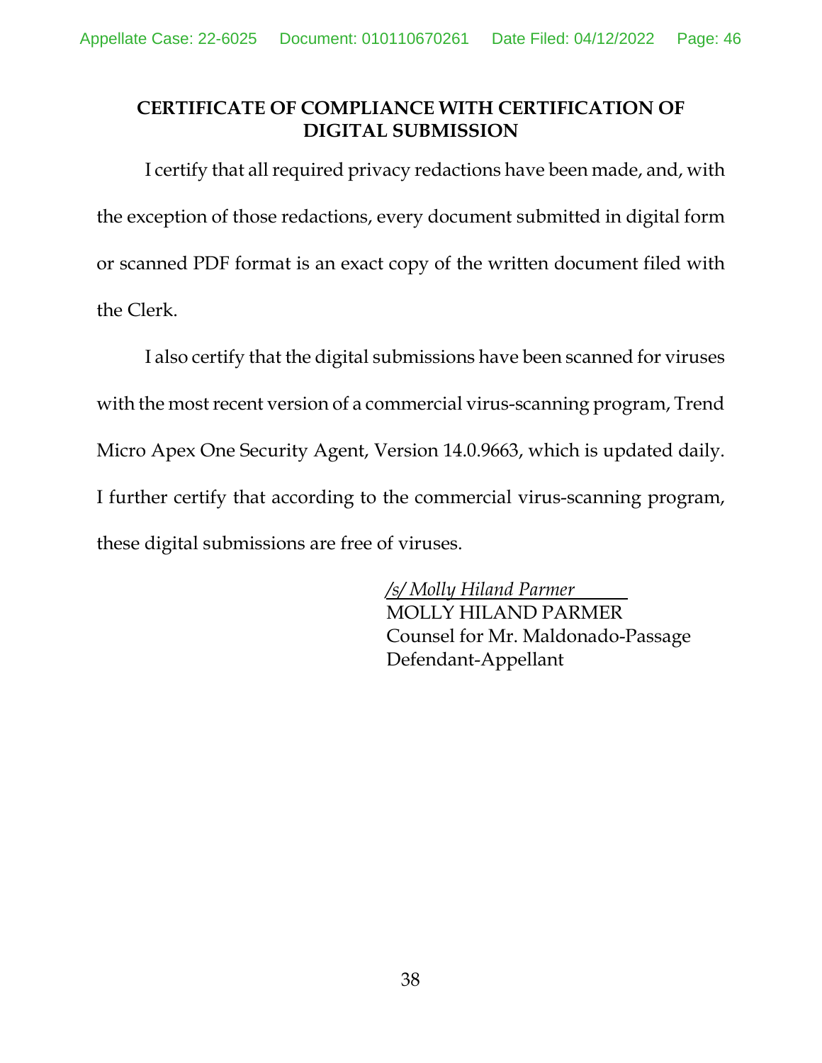## CERTIFICATE OF COMPLIANCE WITH CERTIFICATION OF DIGITAL SUBMISSION

I certify that all required privacy redactions have been made, and, with the exception of those redactions, every document submitted in digital form or scanned PDF format is an exact copy of the written document filed with the Clerk.

I also certify that the digital submissions have been scanned for viruses with the most recent version of a commercial virus-scanning program, Trend Micro Apex One Security Agent, Version 14.0.9663, which is updated daily. I further certify that according to the commercial virus-scanning program, these digital submissions are free of viruses.

*/s/ Molly Hiland Parmer*
MOLLY HILAND PARMER
Counsel for Mr. Maldonado-Passage
Defendant-Appellant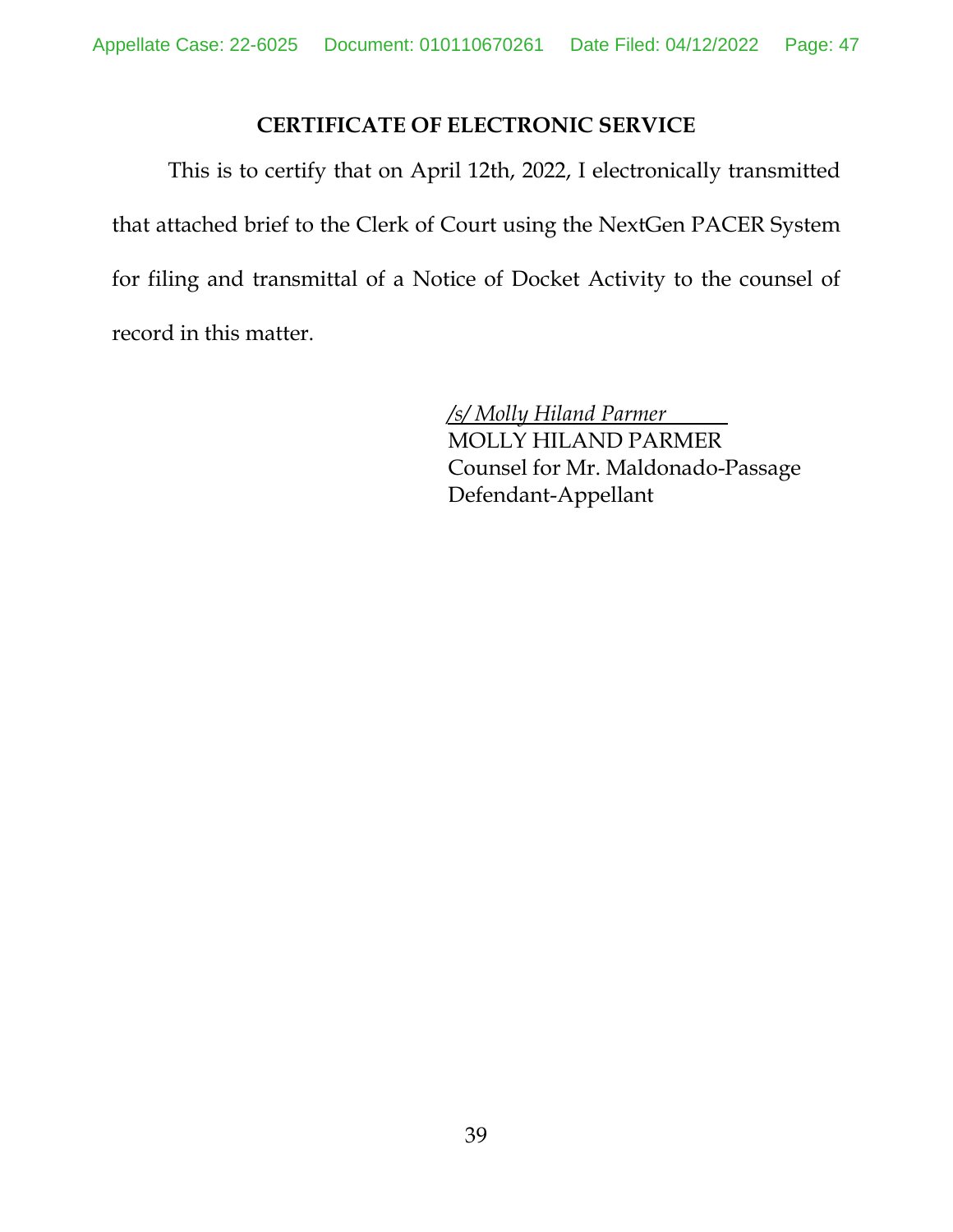## CERTIFICATE OF ELECTRONIC SERVICE

This is to certify that on April 12th, 2022, I electronically transmitted that attached brief to the Clerk of Court using the NextGen PACER System for filing and transmittal of a Notice of Docket Activity to the counsel of record in this matter.

*/s/ Molly Hiland Parmer*
MOLLY HILAND PARMER
Counsel for Mr. Maldonado-Passage
Defendant-Appellant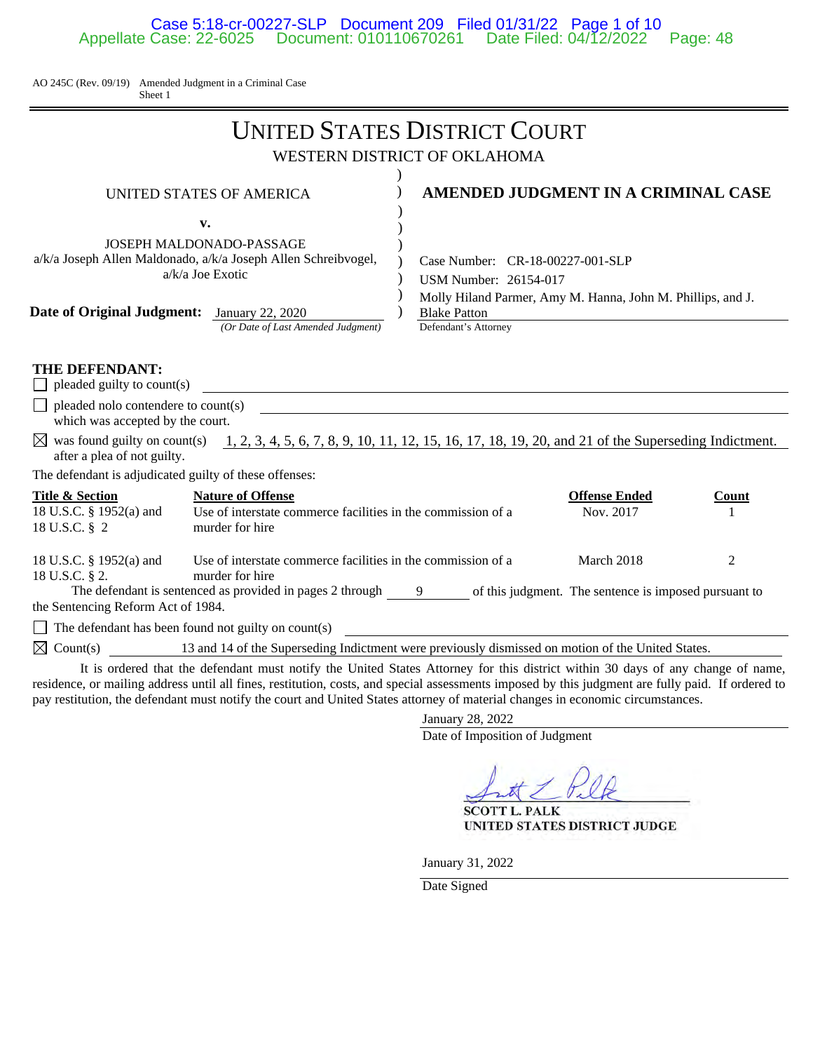AO 245C (Rev. 09/19) Amended Judgment in a Criminal Case
Sheet 1

# UNITED STATES DISTRICT COURT

WESTERN DISTRICT OF OKLAHOMA

UNITED STATES OF AMERICA

v.

JOSEPH MALDONADO-PASSAGE
a/k/a Joseph Allen Maldonado, a/k/a Joseph Allen Schreibvogel,
a/k/a Joe Exotic

## AMENDED JUDGMENT IN A CRIMINAL CASE

Case Number: CR-18-00227-001-SLP
USM Number: 26154-017
Molly Hiland Parmer, Amy M. Hanna, John M. Phillips, and J. Blake Patton
Defendant's Attorney

**Date of Original Judgment:** January 22, 2020
*(Or Date of Last Amended Judgment)*

**THE DEFENDANT:**

☐ pleaded guilty to count(s)

☐ pleaded nolo contendere to count(s) which was accepted by the court.

☒ was found guilty on count(s) 1, 2, 3, 4, 5, 6, 7, 8, 9, 10, 11, 12, 15, 16, 17, 18, 19, 20, and 21 of the Superseding Indictment. after a plea of not guilty.

The defendant is adjudicated guilty of these offenses:

| Title & Section | Nature of Offense | Offense Ended | Count |
|---|---|---|---|
| 18 U.S.C. § 1952(a) and 18 U.S.C. § 2 | Use of interstate commerce facilities in the commission of a murder for hire | Nov. 2017 | 1 |
| 18 U.S.C. § 1952(a) and 18 U.S.C. § 2. | Use of interstate commerce facilities in the commission of a murder for hire | March 2018 | 2 |

The defendant is sentenced as provided in pages 2 through 9 of this judgment. The sentence is imposed pursuant to the Sentencing Reform Act of 1984.

☐ The defendant has been found not guilty on count(s)

☒ Count(s) 13 and 14 of the Superseding Indictment were previously dismissed on motion of the United States.

It is ordered that the defendant must notify the United States Attorney for this district within 30 days of any change of name, residence, or mailing address until all fines, restitution, costs, and special assessments imposed by this judgment are fully paid. If ordered to pay restitution, the defendant must notify the court and United States attorney of material changes in economic circumstances.

January 28, 2022
Date of Imposition of Judgment

SCOTT L. PALK
UNITED STATES DISTRICT JUDGE

January 31, 2022
Date Signed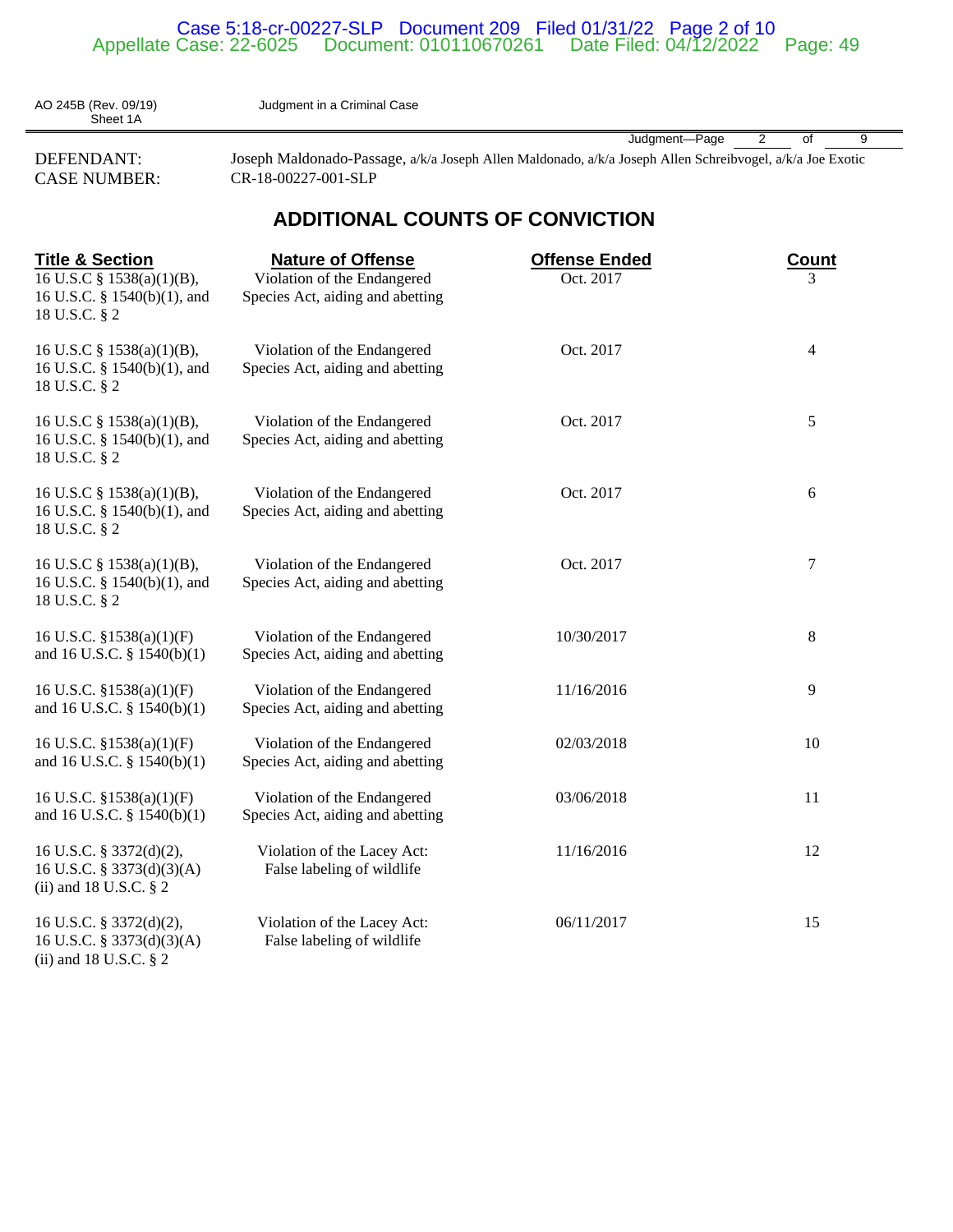AO 245B (Rev. 09/19) Sheet 1A — Judgment in a Criminal Case

Judgment—Page 2 of 9

DEFENDANT: Joseph Maldonado-Passage, a/k/a Joseph Allen Maldonado, a/k/a Joseph Allen Schreibvogel, a/k/a Joe Exotic
CASE NUMBER: CR-18-00227-001-SLP

## ADDITIONAL COUNTS OF CONVICTION

| Title & Section | Nature of Offense | Offense Ended | Count |
|---|---|---|---|
| 16 U.S.C § 1538(a)(1)(B), 16 U.S.C. § 1540(b)(1), and 18 U.S.C. § 2 | Violation of the Endangered Species Act, aiding and abetting | Oct. 2017 | 3 |
| 16 U.S.C § 1538(a)(1)(B), 16 U.S.C. § 1540(b)(1), and 18 U.S.C. § 2 | Violation of the Endangered Species Act, aiding and abetting | Oct. 2017 | 4 |
| 16 U.S.C § 1538(a)(1)(B), 16 U.S.C. § 1540(b)(1), and 18 U.S.C. § 2 | Violation of the Endangered Species Act, aiding and abetting | Oct. 2017 | 5 |
| 16 U.S.C § 1538(a)(1)(B), 16 U.S.C. § 1540(b)(1), and 18 U.S.C. § 2 | Violation of the Endangered Species Act, aiding and abetting | Oct. 2017 | 6 |
| 16 U.S.C § 1538(a)(1)(B), 16 U.S.C. § 1540(b)(1), and 18 U.S.C. § 2 | Violation of the Endangered Species Act, aiding and abetting | Oct. 2017 | 7 |
| 16 U.S.C. §1538(a)(1)(F) and 16 U.S.C. § 1540(b)(1) | Violation of the Endangered Species Act, aiding and abetting | 10/30/2017 | 8 |
| 16 U.S.C. §1538(a)(1)(F) and 16 U.S.C. § 1540(b)(1) | Violation of the Endangered Species Act, aiding and abetting | 11/16/2016 | 9 |
| 16 U.S.C. §1538(a)(1)(F) and 16 U.S.C. § 1540(b)(1) | Violation of the Endangered Species Act, aiding and abetting | 02/03/2018 | 10 |
| 16 U.S.C. §1538(a)(1)(F) and 16 U.S.C. § 1540(b)(1) | Violation of the Endangered Species Act, aiding and abetting | 03/06/2018 | 11 |
| 16 U.S.C. § 3372(d)(2), 16 U.S.C. § 3373(d)(3)(A)(ii) and 18 U.S.C. § 2 | Violation of the Lacey Act: False labeling of wildlife | 11/16/2016 | 12 |
| 16 U.S.C. § 3372(d)(2), 16 U.S.C. § 3373(d)(3)(A)(ii) and 18 U.S.C. § 2 | Violation of the Lacey Act: False labeling of wildlife | 06/11/2017 | 15 |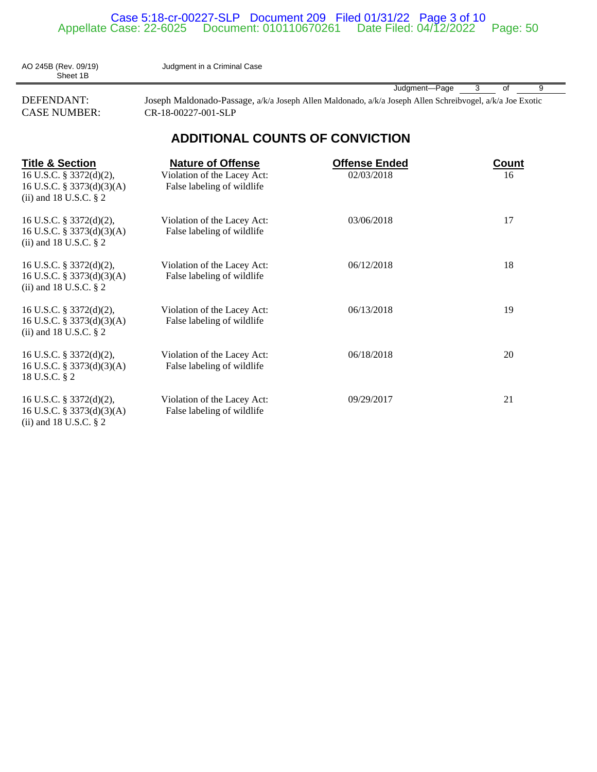AO 245B (Rev. 09/19) Sheet 1B — Judgment in a Criminal Case

Judgment—Page 3 of 9

DEFENDANT: Joseph Maldonado-Passage, a/k/a Joseph Allen Maldonado, a/k/a Joseph Allen Schreibvogel, a/k/a Joe Exotic
CASE NUMBER: CR-18-00227-001-SLP

## ADDITIONAL COUNTS OF CONVICTION

| Title & Section | Nature of Offense | Offense Ended | Count |
|---|---|---|---|
| 16 U.S.C. § 3372(d)(2), 16 U.S.C. § 3373(d)(3)(A)(ii) and 18 U.S.C. § 2 | Violation of the Lacey Act: False labeling of wildlife | 02/03/2018 | 16 |
| 16 U.S.C. § 3372(d)(2), 16 U.S.C. § 3373(d)(3)(A)(ii) and 18 U.S.C. § 2 | Violation of the Lacey Act: False labeling of wildlife | 03/06/2018 | 17 |
| 16 U.S.C. § 3372(d)(2), 16 U.S.C. § 3373(d)(3)(A)(ii) and 18 U.S.C. § 2 | Violation of the Lacey Act: False labeling of wildlife | 06/12/2018 | 18 |
| 16 U.S.C. § 3372(d)(2), 16 U.S.C. § 3373(d)(3)(A)(ii) and 18 U.S.C. § 2 | Violation of the Lacey Act: False labeling of wildlife | 06/13/2018 | 19 |
| 16 U.S.C. § 3372(d)(2), 16 U.S.C. § 3373(d)(3)(A) 18 U.S.C. § 2 | Violation of the Lacey Act: False labeling of wildlife | 06/18/2018 | 20 |
| 16 U.S.C. § 3372(d)(2), 16 U.S.C. § 3373(d)(3)(A)(ii) and 18 U.S.C. § 2 | Violation of the Lacey Act: False labeling of wildlife | 09/29/2017 | 21 |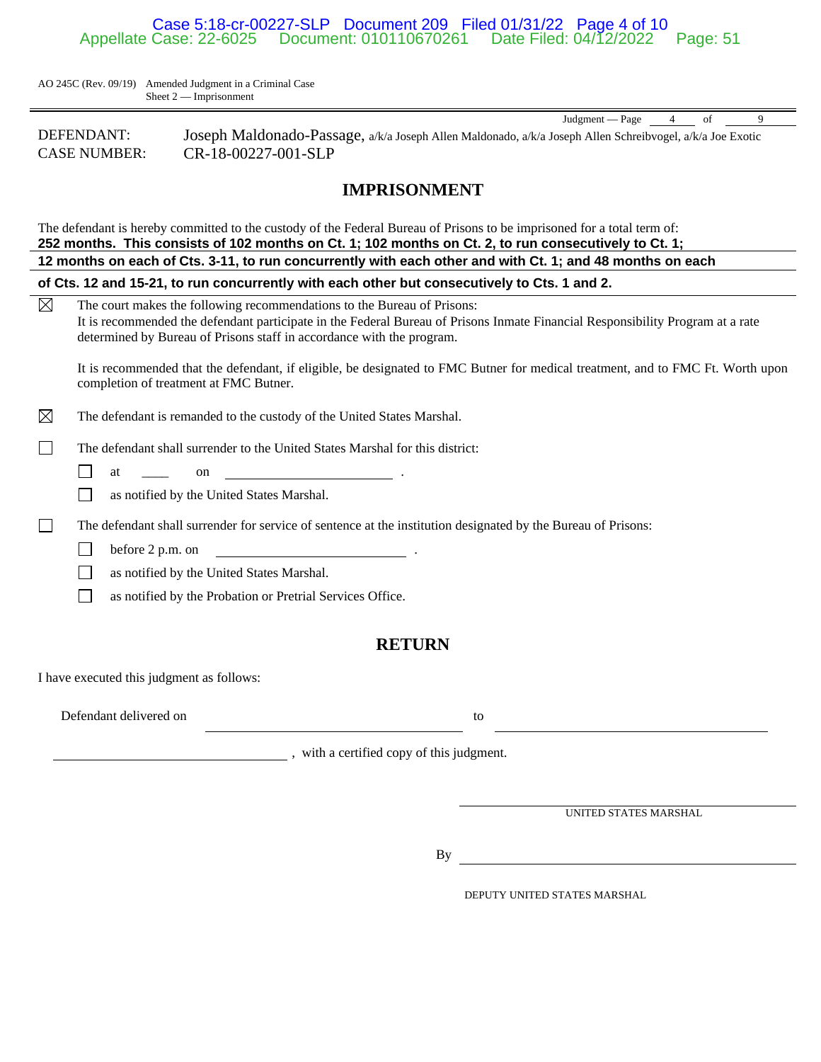AO 245C (Rev. 09/19) Amended Judgment in a Criminal Case
Sheet 2 — Imprisonment

Judgment — Page 4 of 9

DEFENDANT: Joseph Maldonado-Passage, a/k/a Joseph Allen Maldonado, a/k/a Joseph Allen Schreibvogel, a/k/a Joe Exotic
CASE NUMBER: CR-18-00227-001-SLP

## IMPRISONMENT

The defendant is hereby committed to the custody of the Federal Bureau of Prisons to be imprisoned for a total term of:
**252 months. This consists of 102 months on Ct. 1; 102 months on Ct. 2, to run consecutively to Ct. 1; 12 months on each of Cts. 3-11, to run concurrently with each other and with Ct. 1; and 48 months on each of Cts. 12 and 15-21, to run concurrently with each other but consecutively to Cts. 1 and 2.**

☒ The court makes the following recommendations to the Bureau of Prisons:
It is recommended the defendant participate in the Federal Bureau of Prisons Inmate Financial Responsibility Program at a rate determined by Bureau of Prisons staff in accordance with the program.

It is recommended that the defendant, if eligible, be designated to FMC Butner for medical treatment, and to FMC Ft. Worth upon completion of treatment at FMC Butner.

☒ The defendant is remanded to the custody of the United States Marshal.

☐ The defendant shall surrender to the United States Marshal for this district:

- ☐ at ____ on ______________ .
- ☐ as notified by the United States Marshal.

☐ The defendant shall surrender for service of sentence at the institution designated by the Bureau of Prisons:

- ☐ before 2 p.m. on ______________ .
- ☐ as notified by the United States Marshal.
- ☐ as notified by the Probation or Pretrial Services Office.

## RETURN

I have executed this judgment as follows:

Defendant delivered on ______________ to ______________

______________ , with a certified copy of this judgment.

______________
UNITED STATES MARSHAL

By ______________
DEPUTY UNITED STATES MARSHAL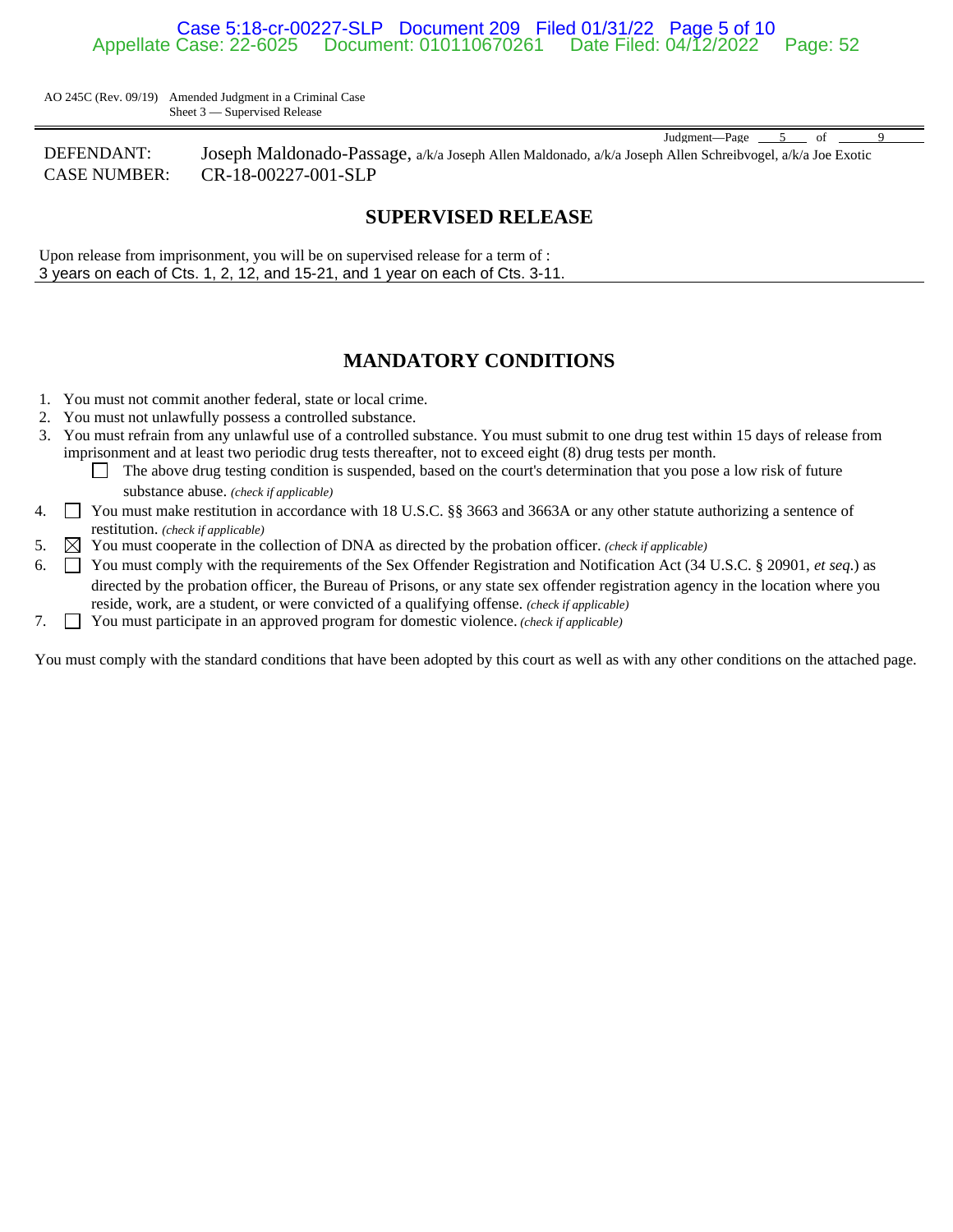AO 245C (Rev. 09/19) Amended Judgment in a Criminal Case
Sheet 3 — Supervised Release

Judgment—Page 5 of 9

DEFENDANT: Joseph Maldonado-Passage, a/k/a Joseph Allen Maldonado, a/k/a Joseph Allen Schreibvogel, a/k/a Joe Exotic
CASE NUMBER: CR-18-00227-001-SLP

## SUPERVISED RELEASE

Upon release from imprisonment, you will be on supervised release for a term of :
3 years on each of Cts. 1, 2, 12, and 15-21, and 1 year on each of Cts. 3-11.

## MANDATORY CONDITIONS

1. You must not commit another federal, state or local crime.
2. You must not unlawfully possess a controlled substance.
3. You must refrain from any unlawful use of a controlled substance. You must submit to one drug test within 15 days of release from imprisonment and at least two periodic drug tests thereafter, not to exceed eight (8) drug tests per month.
   - ☐ The above drug testing condition is suspended, based on the court's determination that you pose a low risk of future substance abuse. *(check if applicable)*
4. ☐ You must make restitution in accordance with 18 U.S.C. §§ 3663 and 3663A or any other statute authorizing a sentence of restitution. *(check if applicable)*
5. ☒ You must cooperate in the collection of DNA as directed by the probation officer. *(check if applicable)*
6. ☐ You must comply with the requirements of the Sex Offender Registration and Notification Act (34 U.S.C. § 20901, *et seq*.) as directed by the probation officer, the Bureau of Prisons, or any state sex offender registration agency in the location where you reside, work, are a student, or were convicted of a qualifying offense. *(check if applicable)*
7. ☐ You must participate in an approved program for domestic violence. *(check if applicable)*

You must comply with the standard conditions that have been adopted by this court as well as with any other conditions on the attached page.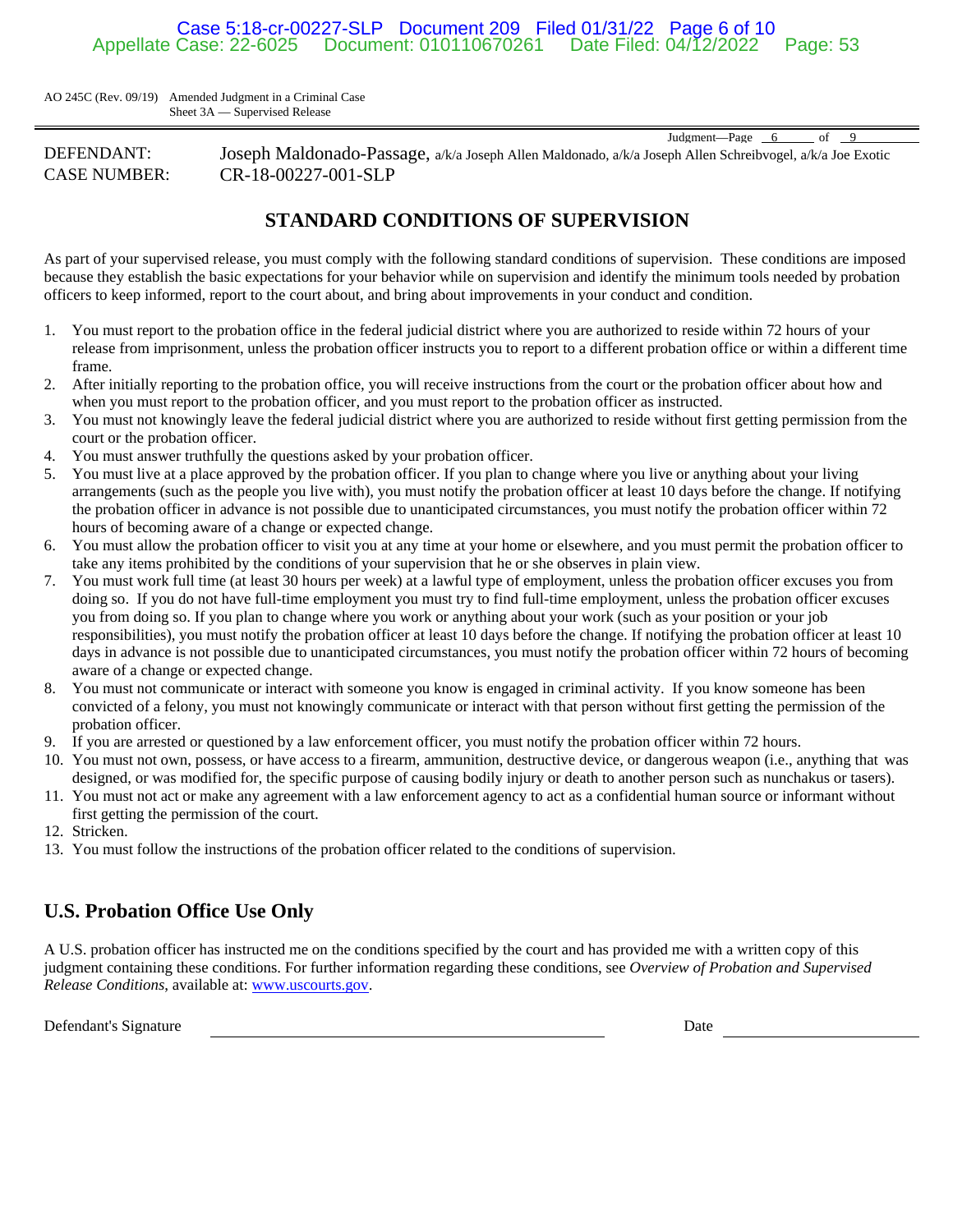AO 245C (Rev. 09/19) Amended Judgment in a Criminal Case
Sheet 3A — Supervised Release

Judgment—Page 6 of 9

DEFENDANT: Joseph Maldonado-Passage, a/k/a Joseph Allen Maldonado, a/k/a Joseph Allen Schreibvogel, a/k/a Joe Exotic
CASE NUMBER: CR-18-00227-001-SLP

## STANDARD CONDITIONS OF SUPERVISION

As part of your supervised release, you must comply with the following standard conditions of supervision. These conditions are imposed because they establish the basic expectations for your behavior while on supervision and identify the minimum tools needed by probation officers to keep informed, report to the court about, and bring about improvements in your conduct and condition.

1. You must report to the probation office in the federal judicial district where you are authorized to reside within 72 hours of your release from imprisonment, unless the probation officer instructs you to report to a different probation office or within a different time frame.
2. After initially reporting to the probation office, you will receive instructions from the court or the probation officer about how and when you must report to the probation officer, and you must report to the probation officer as instructed.
3. You must not knowingly leave the federal judicial district where you are authorized to reside without first getting permission from the court or the probation officer.
4. You must answer truthfully the questions asked by your probation officer.
5. You must live at a place approved by the probation officer. If you plan to change where you live or anything about your living arrangements (such as the people you live with), you must notify the probation officer at least 10 days before the change. If notifying the probation officer in advance is not possible due to unanticipated circumstances, you must notify the probation officer within 72 hours of becoming aware of a change or expected change.
6. You must allow the probation officer to visit you at any time at your home or elsewhere, and you must permit the probation officer to take any items prohibited by the conditions of your supervision that he or she observes in plain view.
7. You must work full time (at least 30 hours per week) at a lawful type of employment, unless the probation officer excuses you from doing so. If you do not have full-time employment you must try to find full-time employment, unless the probation officer excuses you from doing so. If you plan to change where you work or anything about your work (such as your position or your job responsibilities), you must notify the probation officer at least 10 days before the change. If notifying the probation officer at least 10 days in advance is not possible due to unanticipated circumstances, you must notify the probation officer within 72 hours of becoming aware of a change or expected change.
8. You must not communicate or interact with someone you know is engaged in criminal activity. If you know someone has been convicted of a felony, you must not knowingly communicate or interact with that person without first getting the permission of the probation officer.
9. If you are arrested or questioned by a law enforcement officer, you must notify the probation officer within 72 hours.
10. You must not own, possess, or have access to a firearm, ammunition, destructive device, or dangerous weapon (i.e., anything that was designed, or was modified for, the specific purpose of causing bodily injury or death to another person such as nunchakus or tasers).
11. You must not act or make any agreement with a law enforcement agency to act as a confidential human source or informant without first getting the permission of the court.
12. Stricken.
13. You must follow the instructions of the probation officer related to the conditions of supervision.

## U.S. Probation Office Use Only

A U.S. probation officer has instructed me on the conditions specified by the court and has provided me with a written copy of this judgment containing these conditions. For further information regarding these conditions, see *Overview of Probation and Supervised Release Conditions*, available at: www.uscourts.gov.

Defendant's Signature ______________________________ Date ______________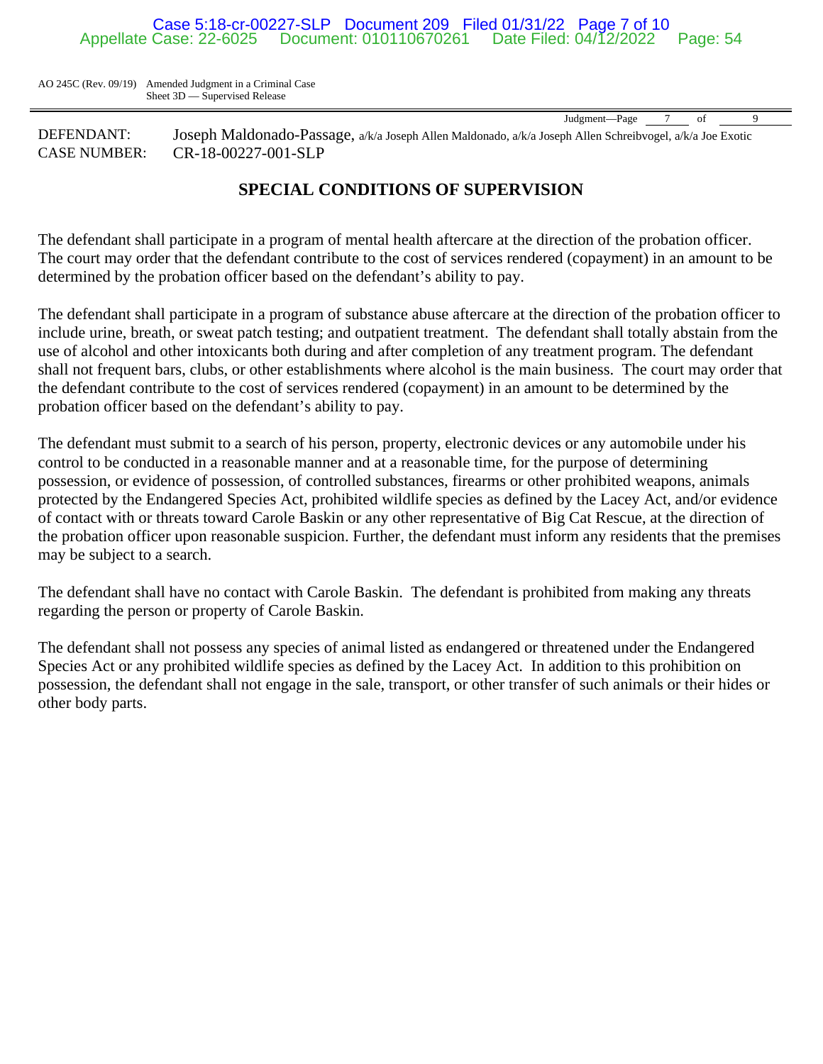AO 245C (Rev. 09/19) Amended Judgment in a Criminal Case
Sheet 3D — Supervised Release

Judgment—Page 7 of 9

DEFENDANT: Joseph Maldonado-Passage, a/k/a Joseph Allen Maldonado, a/k/a Joseph Allen Schreibvogel, a/k/a Joe Exotic
CASE NUMBER: CR-18-00227-001-SLP

## SPECIAL CONDITIONS OF SUPERVISION

The defendant shall participate in a program of mental health aftercare at the direction of the probation officer. The court may order that the defendant contribute to the cost of services rendered (copayment) in an amount to be determined by the probation officer based on the defendant's ability to pay.

The defendant shall participate in a program of substance abuse aftercare at the direction of the probation officer to include urine, breath, or sweat patch testing; and outpatient treatment. The defendant shall totally abstain from the use of alcohol and other intoxicants both during and after completion of any treatment program. The defendant shall not frequent bars, clubs, or other establishments where alcohol is the main business. The court may order that the defendant contribute to the cost of services rendered (copayment) in an amount to be determined by the probation officer based on the defendant's ability to pay.

The defendant must submit to a search of his person, property, electronic devices or any automobile under his control to be conducted in a reasonable manner and at a reasonable time, for the purpose of determining possession, or evidence of possession, of controlled substances, firearms or other prohibited weapons, animals protected by the Endangered Species Act, prohibited wildlife species as defined by the Lacey Act, and/or evidence of contact with or threats toward Carole Baskin or any other representative of Big Cat Rescue, at the direction of the probation officer upon reasonable suspicion. Further, the defendant must inform any residents that the premises may be subject to a search.

The defendant shall have no contact with Carole Baskin. The defendant is prohibited from making any threats regarding the person or property of Carole Baskin.

The defendant shall not possess any species of animal listed as endangered or threatened under the Endangered Species Act or any prohibited wildlife species as defined by the Lacey Act. In addition to this prohibition on possession, the defendant shall not engage in the sale, transport, or other transfer of such animals or their hides or other body parts.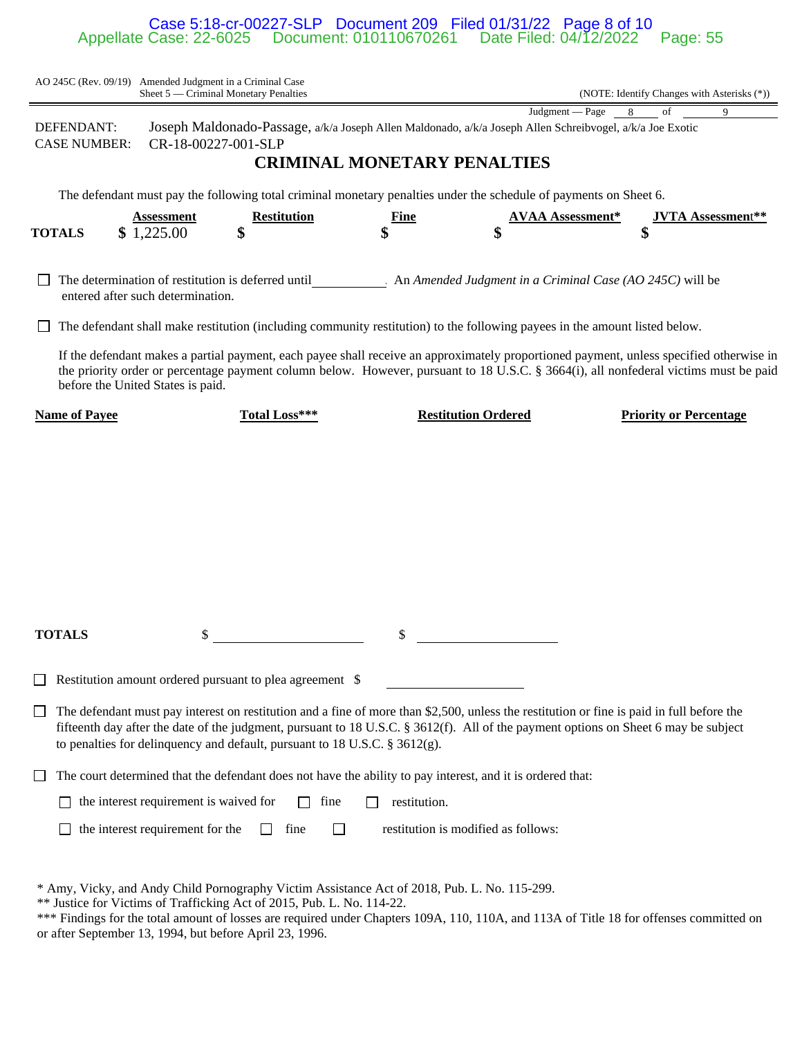AO 245C (Rev. 09/19) Amended Judgment in a Criminal Case
Sheet 5 — Criminal Monetary Penalties (NOTE: Identify Changes with Asterisks (*))

Judgment — Page 8 of 9

DEFENDANT: Joseph Maldonado-Passage, a/k/a Joseph Allen Maldonado, a/k/a Joseph Allen Schreibvogel, a/k/a Joe Exotic
CASE NUMBER: CR-18-00227-001-SLP

## CRIMINAL MONETARY PENALTIES

The defendant must pay the following total criminal monetary penalties under the schedule of payments on Sheet 6.

| | Assessment | Restitution | Fine | AVAA Assessment* | JVTA Assessment** |
|---|---|---|---|---|---|
| **TOTALS** | $ 1,225.00 | $ | $ | $ | $ |

☐ The determination of restitution is deferred until __________ . An *Amended Judgment in a Criminal Case (AO 245C)* will be entered after such determination.

☐ The defendant shall make restitution (including community restitution) to the following payees in the amount listed below.

If the defendant makes a partial payment, each payee shall receive an approximately proportioned payment, unless specified otherwise in the priority order or percentage payment column below. However, pursuant to 18 U.S.C. § 3664(i), all nonfederal victims must be paid before the United States is paid.

| Name of Payee | Total Loss*** | Restitution Ordered | Priority or Percentage |
|---|---|---|---|
| **TOTALS** | $ | $ | |

☐ Restitution amount ordered pursuant to plea agreement $ __________

☐ The defendant must pay interest on restitution and a fine of more than $2,500, unless the restitution or fine is paid in full before the fifteenth day after the date of the judgment, pursuant to 18 U.S.C. § 3612(f). All of the payment options on Sheet 6 may be subject to penalties for delinquency and default, pursuant to 18 U.S.C. § 3612(g).

☐ The court determined that the defendant does not have the ability to pay interest, and it is ordered that:

☐ the interest requirement is waived for ☐ fine ☐ restitution.

☐ the interest requirement for the ☐ fine ☐ restitution is modified as follows:

\* Amy, Vicky, and Andy Child Pornography Victim Assistance Act of 2018, Pub. L. No. 115-299.
\** Justice for Victims of Trafficking Act of 2015, Pub. L. No. 114-22.
\*** Findings for the total amount of losses are required under Chapters 109A, 110, 110A, and 113A of Title 18 for offenses committed on or after September 13, 1994, but before April 23, 1996.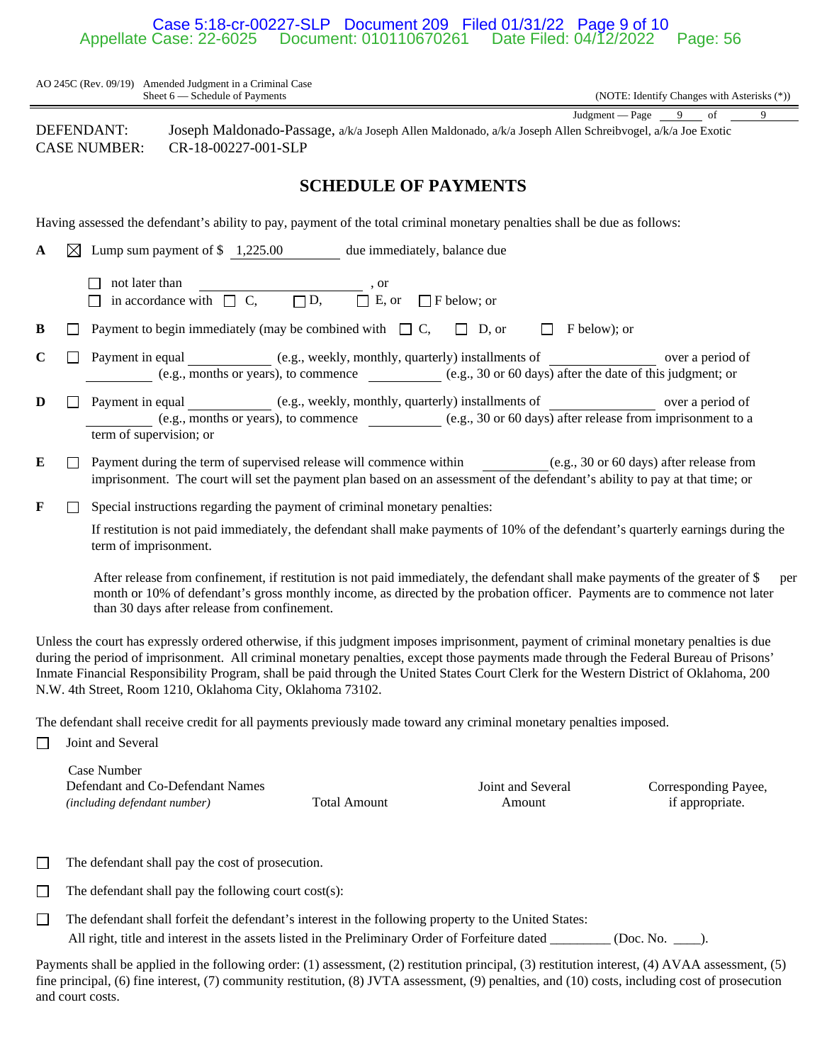AO 245C (Rev. 09/19) Amended Judgment in a Criminal Case
Sheet 6 — Schedule of Payments (NOTE: Identify Changes with Asterisks (*))

Judgment — Page 9 of 9

DEFENDANT: Joseph Maldonado-Passage, a/k/a Joseph Allen Maldonado, a/k/a Joseph Allen Schreibvogel, a/k/a Joe Exotic
CASE NUMBER: CR-18-00227-001-SLP

## SCHEDULE OF PAYMENTS

Having assessed the defendant's ability to pay, payment of the total criminal monetary penalties shall be due as follows:

**A** ☒ Lump sum payment of $ 1,225.00 due immediately, balance due

☐ not later than ____________, or
☐ in accordance with ☐ C, ☐ D, ☐ E, or ☐ F below; or

**B** ☐ Payment to begin immediately (may be combined with ☐ C, ☐ D, or ☐ F below); or

**C** ☐ Payment in equal ________ (e.g., weekly, monthly, quarterly) installments of ________ over a period of ________ (e.g., months or years), to commence ________ (e.g., 30 or 60 days) after the date of this judgment; or

**D** ☐ Payment in equal ________ (e.g., weekly, monthly, quarterly) installments of ________ over a period of ________ (e.g., months or years), to commence ________ (e.g., 30 or 60 days) after release from imprisonment to a term of supervision; or

**E** ☐ Payment during the term of supervised release will commence within ________ (e.g., 30 or 60 days) after release from imprisonment. The court will set the payment plan based on an assessment of the defendant's ability to pay at that time; or

**F** ☐ Special instructions regarding the payment of criminal monetary penalties:

If restitution is not paid immediately, the defendant shall make payments of 10% of the defendant's quarterly earnings during the term of imprisonment.

After release from confinement, if restitution is not paid immediately, the defendant shall make payments of the greater of $ per month or 10% of defendant's gross monthly income, as directed by the probation officer. Payments are to commence not later than 30 days after release from confinement.

Unless the court has expressly ordered otherwise, if this judgment imposes imprisonment, payment of criminal monetary penalties is due during the period of imprisonment. All criminal monetary penalties, except those payments made through the Federal Bureau of Prisons' Inmate Financial Responsibility Program, shall be paid through the United States Court Clerk for the Western District of Oklahoma, 200 N.W. 4th Street, Room 1210, Oklahoma City, Oklahoma 73102.

The defendant shall receive credit for all payments previously made toward any criminal monetary penalties imposed.

☐ Joint and Several

| Case Number<br>Defendant and Co-Defendant Names<br>*(including defendant number)* | Total Amount | Joint and Several Amount | Corresponding Payee, if appropriate. |
|---|---|---|---|
| | | | |

☐ The defendant shall pay the cost of prosecution.

☐ The defendant shall pay the following court cost(s):

☐ The defendant shall forfeit the defendant's interest in the following property to the United States:
All right, title and interest in the assets listed in the Preliminary Order of Forfeiture dated ________ (Doc. No. ____).

Payments shall be applied in the following order: (1) assessment, (2) restitution principal, (3) restitution interest, (4) AVAA assessment, (5) fine principal, (6) fine interest, (7) community restitution, (8) JVTA assessment, (9) penalties, and (10) costs, including cost of prosecution and court costs.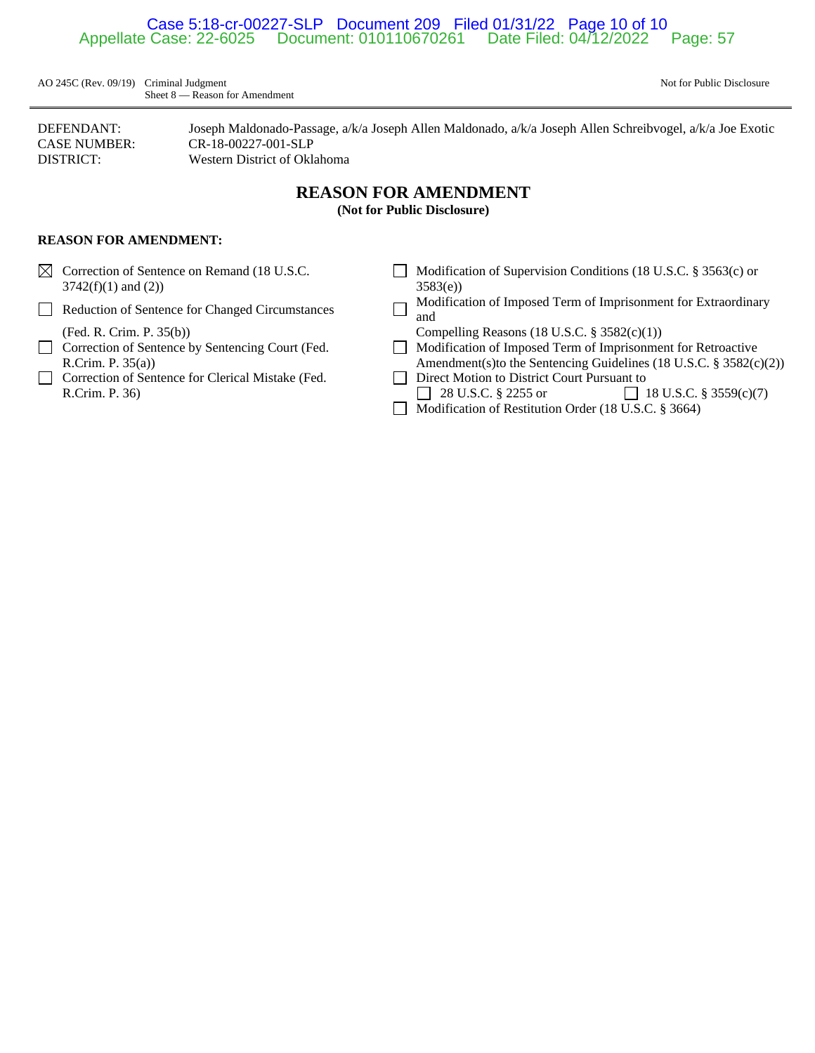AO 245C (Rev. 09/19) Criminal Judgment
Sheet 8 — Reason for Amendment

Not for Public Disclosure

DEFENDANT: Joseph Maldonado-Passage, a/k/a Joseph Allen Maldonado, a/k/a Joseph Allen Schreibvogel, a/k/a Joe Exotic
CASE NUMBER: CR-18-00227-001-SLP
DISTRICT: Western District of Oklahoma

## REASON FOR AMENDMENT

**(Not for Public Disclosure)**

**REASON FOR AMENDMENT:**

- ☒ Correction of Sentence on Remand (18 U.S.C. 3742(f)(1) and (2))
- ☐ Reduction of Sentence for Changed Circumstances (Fed. R. Crim. P. 35(b))
- ☐ Correction of Sentence by Sentencing Court (Fed. R.Crim. P. 35(a))
- ☐ Correction of Sentence for Clerical Mistake (Fed. R.Crim. P. 36)
- ☐ Modification of Supervision Conditions (18 U.S.C. § 3563(c) or 3583(e))
- ☐ Modification of Imposed Term of Imprisonment for Extraordinary and Compelling Reasons (18 U.S.C. § 3582(c)(1))
- ☐ Modification of Imposed Term of Imprisonment for Retroactive Amendment(s)to the Sentencing Guidelines (18 U.S.C. § 3582(c)(2))
- ☐ Direct Motion to District Court Pursuant to
  - ☐ 28 U.S.C. § 2255 or
  - ☐ 18 U.S.C. § 3559(c)(7)
- ☐ Modification of Restitution Order (18 U.S.C. § 3664)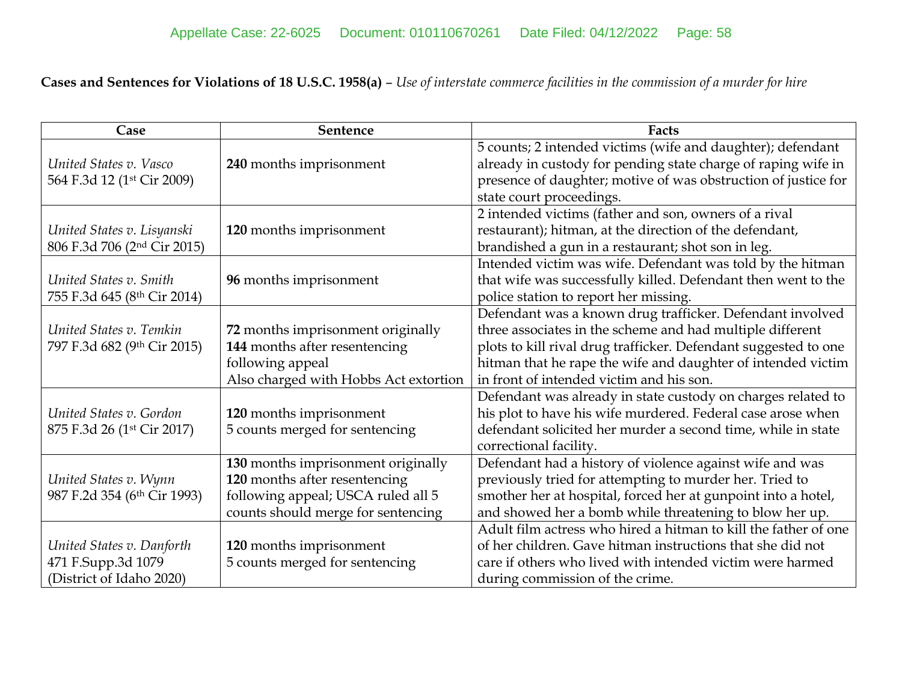**Cases and Sentences for Violations of 18 U.S.C. 1958(a)** – *Use of interstate commerce facilities in the commission of a murder for hire*

| Case | Sentence | Facts |
| --- | --- | --- |
| *United States v. Vasco* 564 F.3d 12 (1st Cir 2009) | **240** months imprisonment | 5 counts; 2 intended victims (wife and daughter); defendant already in custody for pending state charge of raping wife in presence of daughter; motive of was obstruction of justice for state court proceedings. |
| *United States v. Lisyanski* 806 F.3d 706 (2nd Cir 2015) | **120** months imprisonment | 2 intended victims (father and son, owners of a rival restaurant); hitman, at the direction of the defendant, brandished a gun in a restaurant; shot son in leg. |
| *United States v. Smith* 755 F.3d 645 (8th Cir 2014) | **96** months imprisonment | Intended victim was wife. Defendant was told by the hitman that wife was successfully killed. Defendant then went to the police station to report her missing. |
| *United States v. Temkin* 797 F.3d 682 (9th Cir 2015) | **72** months imprisonment originally<br>**144** months after resentencing following appeal<br>Also charged with Hobbs Act extortion | Defendant was a known drug trafficker. Defendant involved three associates in the scheme and had multiple different plots to kill rival drug trafficker. Defendant suggested to one hitman that he rape the wife and daughter of intended victim in front of intended victim and his son. |
| *United States v. Gordon* 875 F.3d 26 (1st Cir 2017) | **120** months imprisonment<br>5 counts merged for sentencing | Defendant was already in state custody on charges related to his plot to have his wife murdered. Federal case arose when defendant solicited her murder a second time, while in state correctional facility. |
| *United States v. Wynn* 987 F.2d 354 (6th Cir 1993) | **130** months imprisonment originally<br>**120** months after resentencing following appeal; USCA ruled all 5 counts should merge for sentencing | Defendant had a history of violence against wife and was previously tried for attempting to murder her. Tried to smother her at hospital, forced her at gunpoint into a hotel, and showed her a bomb while threatening to blow her up. |
| *United States v. Danforth* 471 F.Supp.3d 1079 (District of Idaho 2020) | **120** months imprisonment<br>5 counts merged for sentencing | Adult film actress who hired a hitman to kill the father of one of her children. Gave hitman instructions that she did not care if others who lived with intended victim were harmed during commission of the crime. |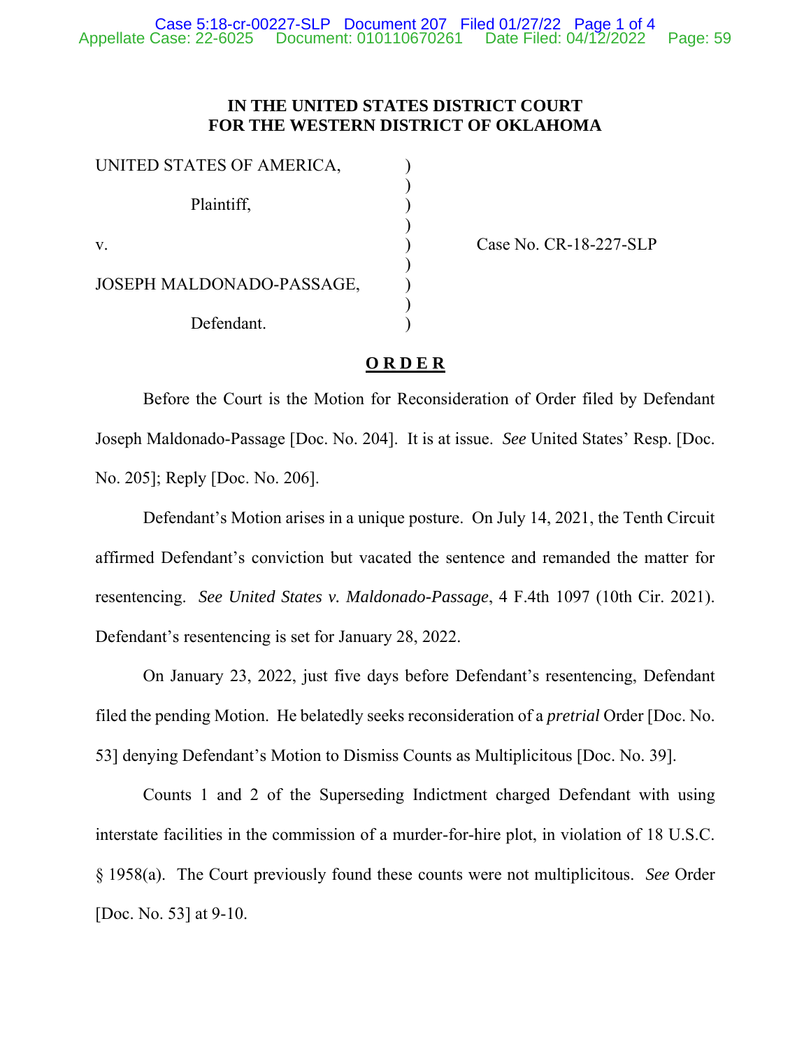**IN THE UNITED STATES DISTRICT COURT**
**FOR THE WESTERN DISTRICT OF OKLAHOMA**

| | | |
|---|---|---|
| UNITED STATES OF AMERICA, | ) | |
| | ) | |
| Plaintiff, | ) | |
| | ) | |
| v. | ) | Case No. CR-18-227-SLP |
| | ) | |
| JOSEPH MALDONADO-PASSAGE, | ) | |
| | ) | |
| Defendant. | ) | |

**O R D E R**

Before the Court is the Motion for Reconsideration of Order filed by Defendant Joseph Maldonado-Passage [Doc. No. 204]. It is at issue. *See* United States' Resp. [Doc. No. 205]; Reply [Doc. No. 206].

Defendant's Motion arises in a unique posture. On July 14, 2021, the Tenth Circuit affirmed Defendant's conviction but vacated the sentence and remanded the matter for resentencing. *See United States v. Maldonado-Passage*, 4 F.4th 1097 (10th Cir. 2021). Defendant's resentencing is set for January 28, 2022.

On January 23, 2022, just five days before Defendant's resentencing, Defendant filed the pending Motion. He belatedly seeks reconsideration of a *pretrial* Order [Doc. No. 53] denying Defendant's Motion to Dismiss Counts as Multiplicitous [Doc. No. 39].

Counts 1 and 2 of the Superseding Indictment charged Defendant with using interstate facilities in the commission of a murder-for-hire plot, in violation of 18 U.S.C. § 1958(a). The Court previously found these counts were not multiplicitous. *See* Order [Doc. No. 53] at 9-10.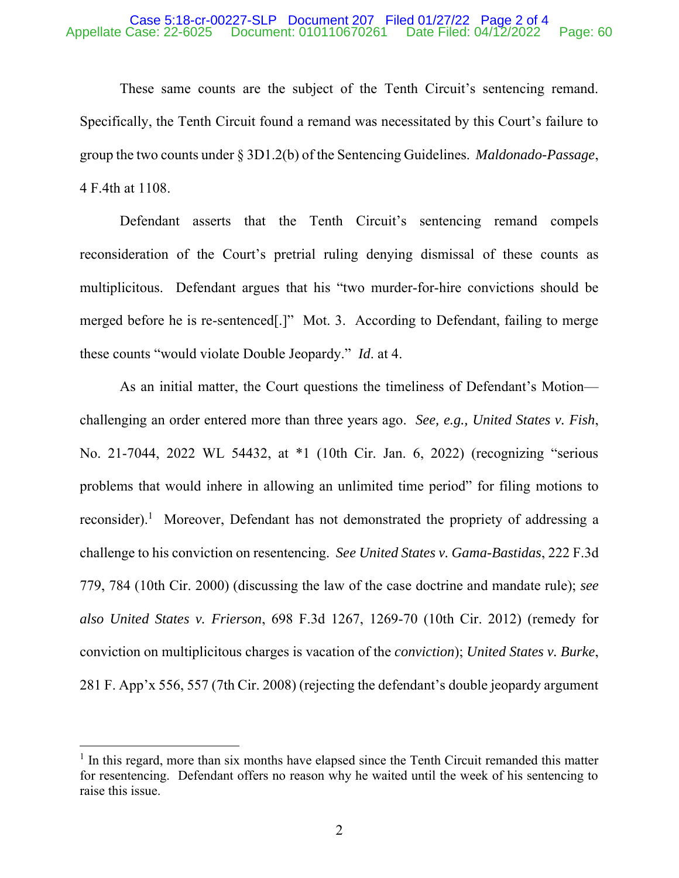These same counts are the subject of the Tenth Circuit's sentencing remand. Specifically, the Tenth Circuit found a remand was necessitated by this Court's failure to group the two counts under § 3D1.2(b) of the Sentencing Guidelines. *Maldonado-Passage*, 4 F.4th at 1108.

Defendant asserts that the Tenth Circuit's sentencing remand compels reconsideration of the Court's pretrial ruling denying dismissal of these counts as multiplicitous. Defendant argues that his "two murder-for-hire convictions should be merged before he is re-sentenced[.]" Mot. 3. According to Defendant, failing to merge these counts "would violate Double Jeopardy." *Id*. at 4.

As an initial matter, the Court questions the timeliness of Defendant's Motion—challenging an order entered more than three years ago. *See, e.g., United States v. Fish*, No. 21-7044, 2022 WL 54432, at *1 (10th Cir. Jan. 6, 2022) (recognizing "serious problems that would inhere in allowing an unlimited time period" for filing motions to reconsider).[1] Moreover, Defendant has not demonstrated the propriety of addressing a challenge to his conviction on resentencing. *See United States v. Gama-Bastidas*, 222 F.3d 779, 784 (10th Cir. 2000) (discussing the law of the case doctrine and mandate rule); *see also United States v. Frierson*, 698 F.3d 1267, 1269-70 (10th Cir. 2012) (remedy for conviction on multiplicitous charges is vacation of the *conviction*); *United States v. Burke*, 281 F. App'x 556, 557 (7th Cir. 2008) (rejecting the defendant's double jeopardy argument

---

[1] In this regard, more than six months have elapsed since the Tenth Circuit remanded this matter for resentencing. Defendant offers no reason why he waited until the week of his sentencing to raise this issue.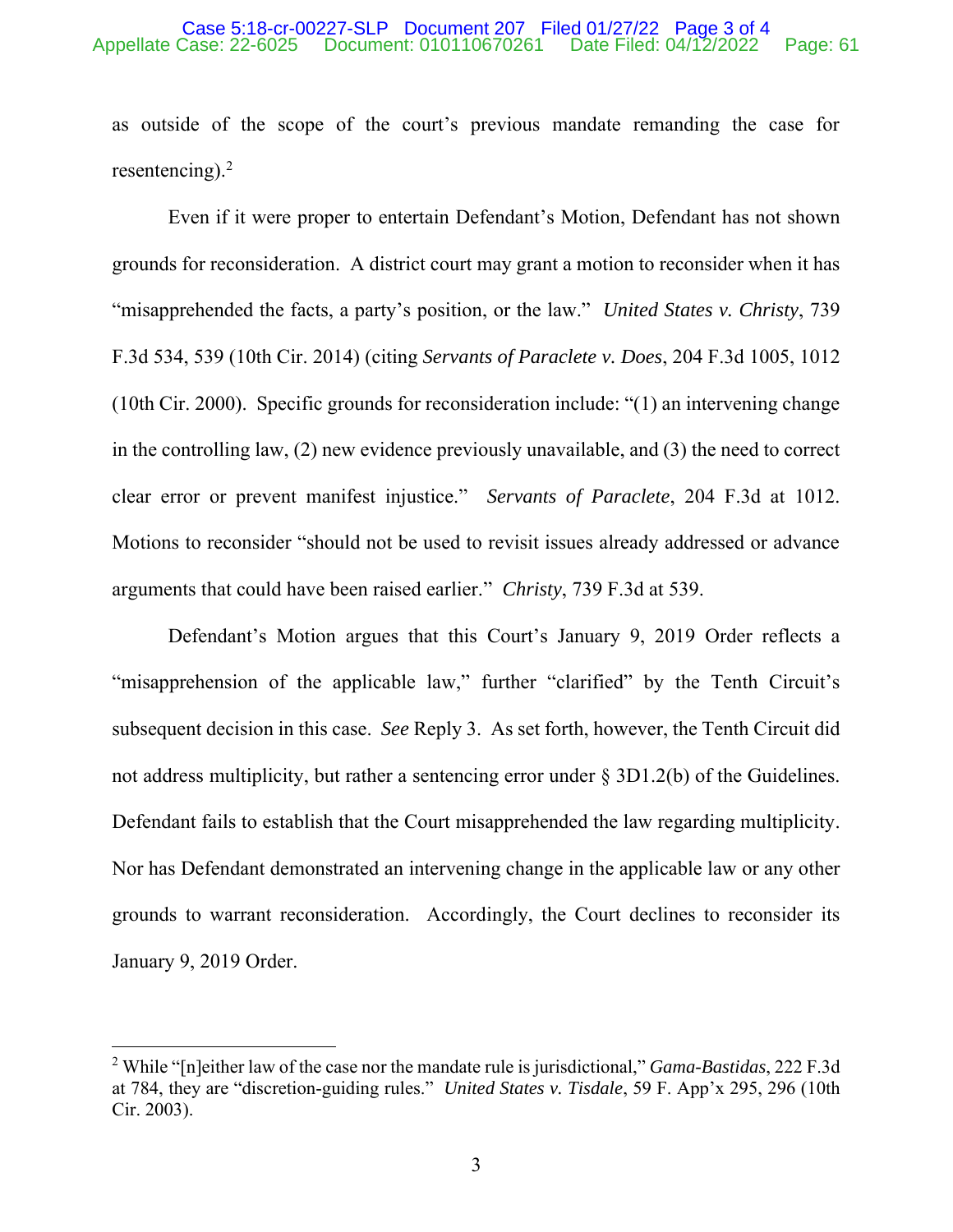as outside of the scope of the court's previous mandate remanding the case for resentencing).[2]

Even if it were proper to entertain Defendant's Motion, Defendant has not shown grounds for reconsideration. A district court may grant a motion to reconsider when it has "misapprehended the facts, a party's position, or the law." *United States v. Christy*, 739 F.3d 534, 539 (10th Cir. 2014) (citing *Servants of Paraclete v. Does*, 204 F.3d 1005, 1012 (10th Cir. 2000). Specific grounds for reconsideration include: "(1) an intervening change in the controlling law, (2) new evidence previously unavailable, and (3) the need to correct clear error or prevent manifest injustice." *Servants of Paraclete*, 204 F.3d at 1012. Motions to reconsider "should not be used to revisit issues already addressed or advance arguments that could have been raised earlier." *Christy*, 739 F.3d at 539.

Defendant's Motion argues that this Court's January 9, 2019 Order reflects a "misapprehension of the applicable law," further "clarified" by the Tenth Circuit's subsequent decision in this case. *See* Reply 3. As set forth, however, the Tenth Circuit did not address multiplicity, but rather a sentencing error under § 3D1.2(b) of the Guidelines. Defendant fails to establish that the Court misapprehended the law regarding multiplicity. Nor has Defendant demonstrated an intervening change in the applicable law or any other grounds to warrant reconsideration. Accordingly, the Court declines to reconsider its January 9, 2019 Order.

---

[2] While "[n]either law of the case nor the mandate rule is jurisdictional," *Gama-Bastidas*, 222 F.3d at 784, they are "discretion-guiding rules." *United States v. Tisdale*, 59 F. App'x 295, 296 (10th Cir. 2003).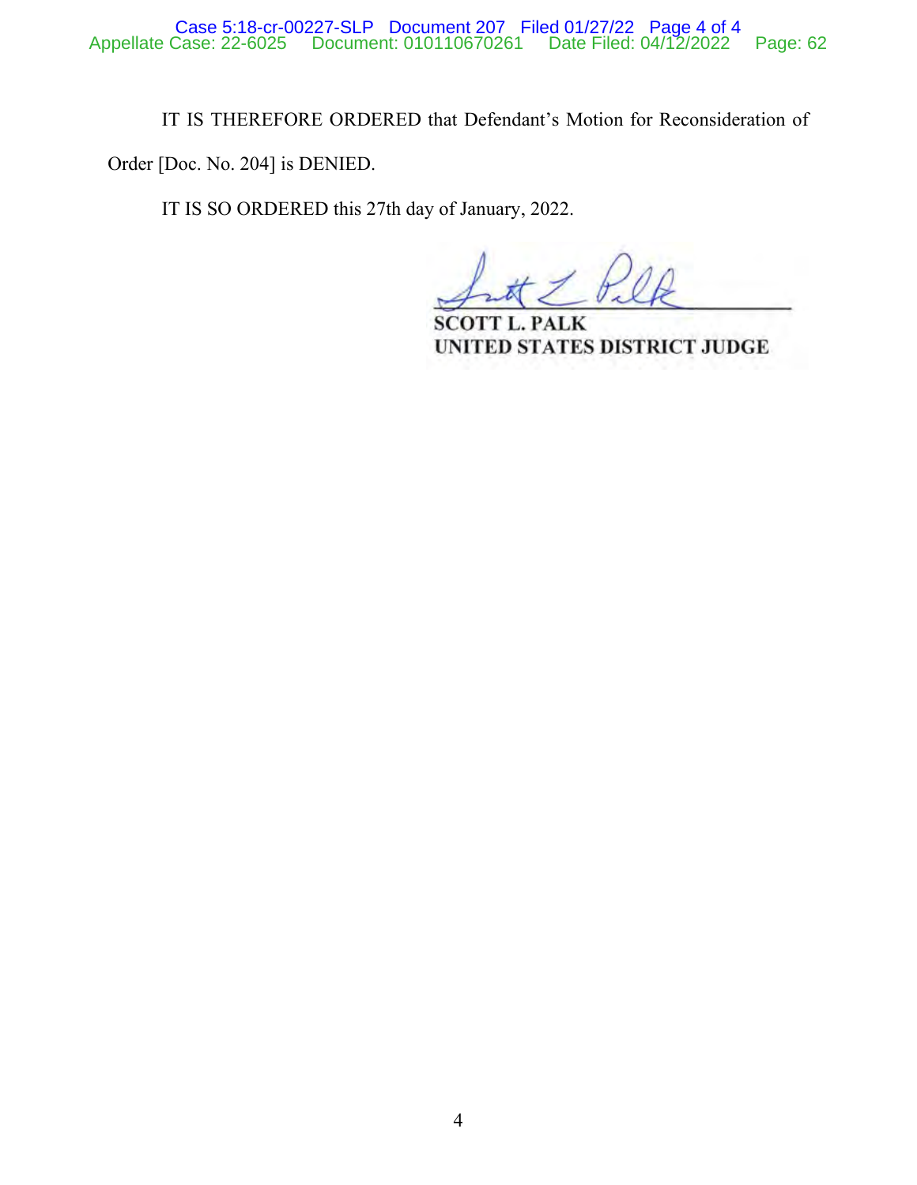IT IS THEREFORE ORDERED that Defendant's Motion for Reconsideration of Order [Doc. No. 204] is DENIED.

IT IS SO ORDERED this 27th day of January, 2022.

SCOTT L. PALK
UNITED STATES DISTRICT JUDGE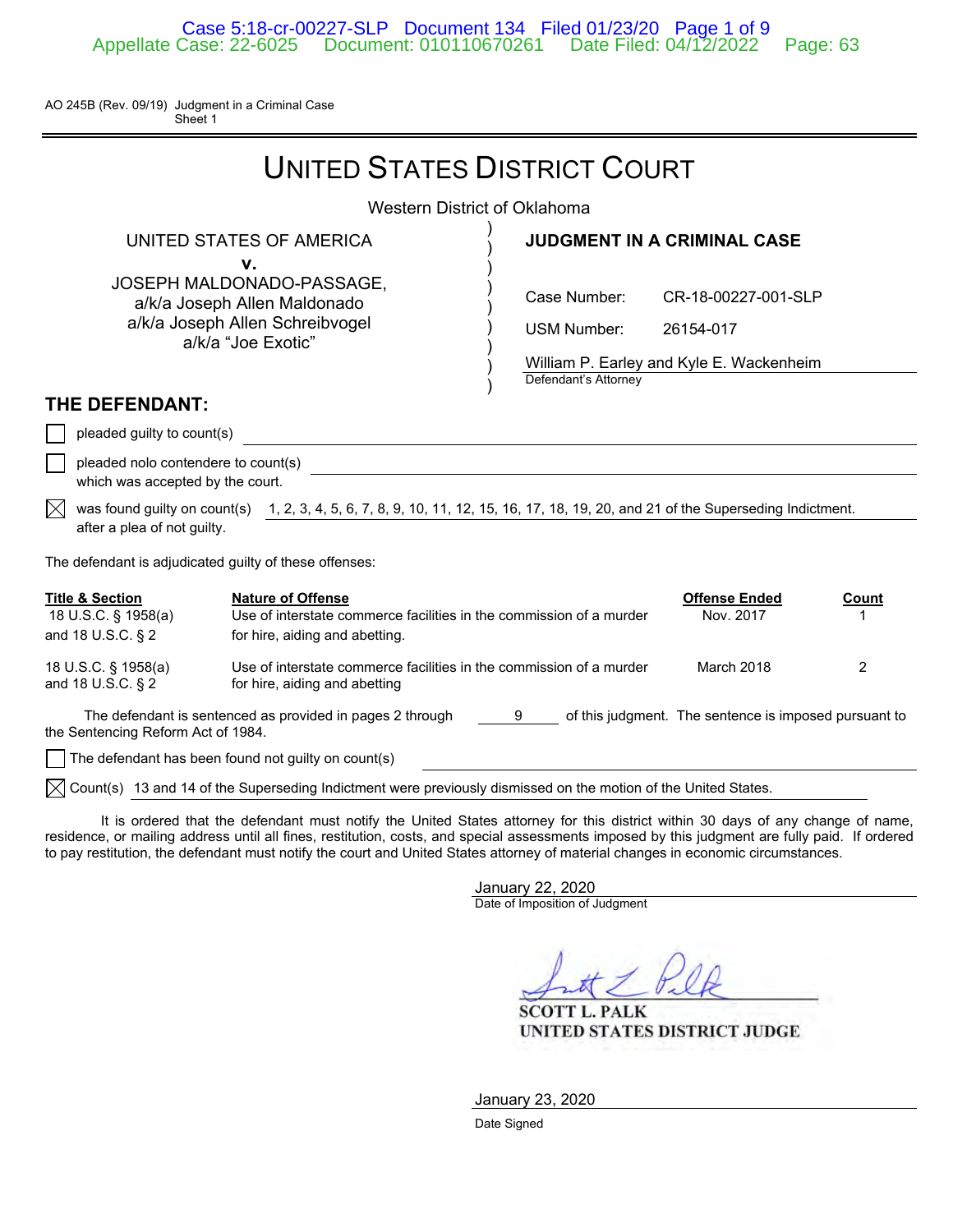AO 245B (Rev. 09/19) Judgment in a Criminal Case
Sheet 1

# UNITED STATES DISTRICT COURT

Western District of Oklahoma

UNITED STATES OF AMERICA
v.
JOSEPH MALDONADO-PASSAGE,
a/k/a Joseph Allen Maldonado
a/k/a Joseph Allen Schreibvogel
a/k/a "Joe Exotic"

**JUDGMENT IN A CRIMINAL CASE**

Case Number: CR-18-00227-001-SLP

USM Number: 26154-017

William P. Earley and Kyle E. Wackenheim
Defendant's Attorney

## THE DEFENDANT:

☐ pleaded guilty to count(s)

☐ pleaded nolo contendere to count(s) which was accepted by the court.

☒ was found guilty on count(s) 1, 2, 3, 4, 5, 6, 7, 8, 9, 10, 11, 12, 15, 16, 17, 18, 19, 20, and 21 of the Superseding Indictment. after a plea of not guilty.

The defendant is adjudicated guilty of these offenses:

| Title & Section | Nature of Offense | Offense Ended | Count |
|---|---|---|---|
| 18 U.S.C. § 1958(a) and 18 U.S.C. § 2 | Use of interstate commerce facilities in the commission of a murder for hire, aiding and abetting. | Nov. 2017 | 1 |
| 18 U.S.C. § 1958(a) and 18 U.S.C. § 2 | Use of interstate commerce facilities in the commission of a murder for hire, aiding and abetting | March 2018 | 2 |

The defendant is sentenced as provided in pages 2 through 9 of this judgment. The sentence is imposed pursuant to the Sentencing Reform Act of 1984.

☐ The defendant has been found not guilty on count(s)

☒ Count(s) 13 and 14 of the Superseding Indictment were previously dismissed on the motion of the United States.

It is ordered that the defendant must notify the United States attorney for this district within 30 days of any change of name, residence, or mailing address until all fines, restitution, costs, and special assessments imposed by this judgment are fully paid. If ordered to pay restitution, the defendant must notify the court and United States attorney of material changes in economic circumstances.

January 22, 2020
Date of Imposition of Judgment

SCOTT L. PALK
UNITED STATES DISTRICT JUDGE

January 23, 2020
Date Signed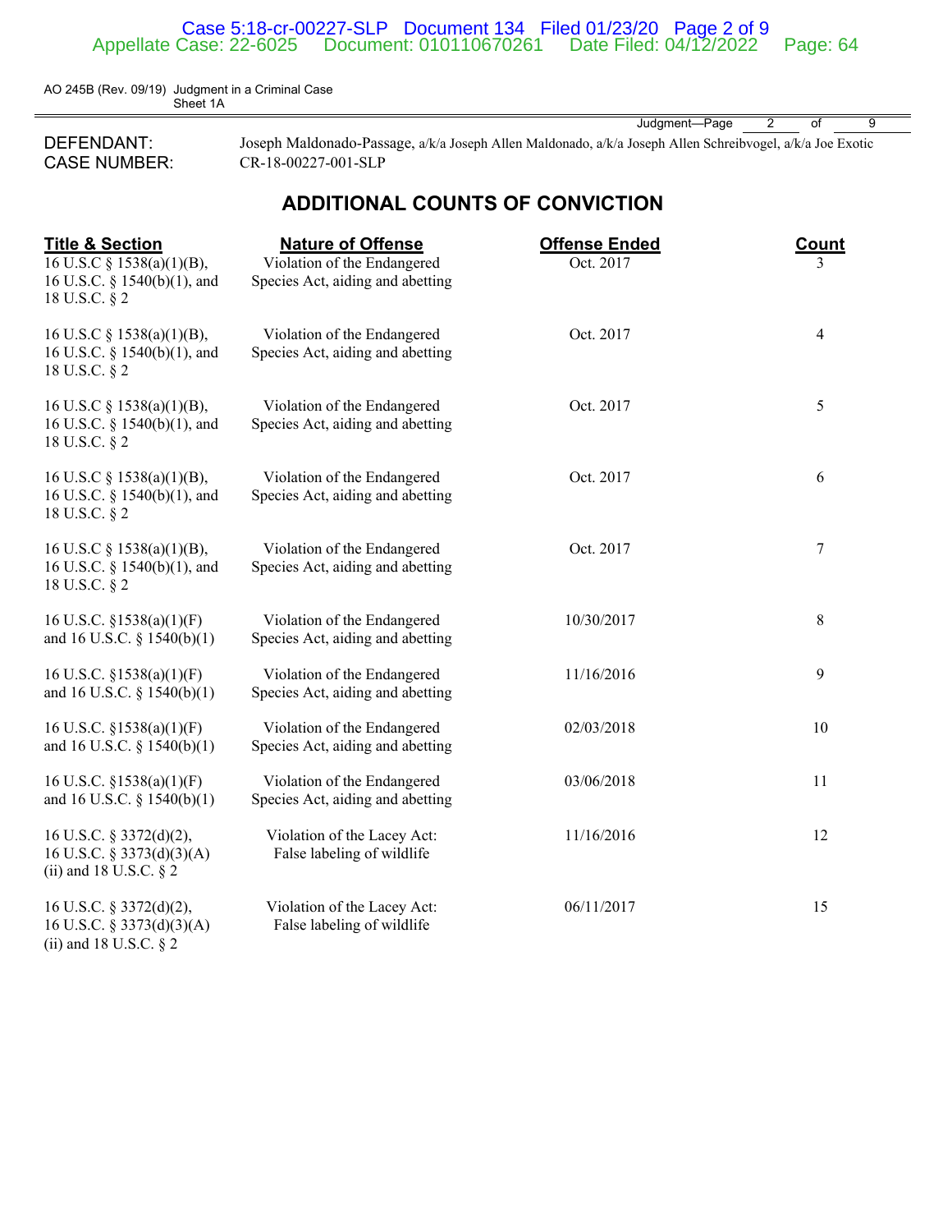AO 245B (Rev. 09/19) Judgment in a Criminal Case
Sheet 1A

Judgment—Page 2 of 9

DEFENDANT: Joseph Maldonado-Passage, a/k/a Joseph Allen Maldonado, a/k/a Joseph Allen Schreibvogel, a/k/a Joe Exotic
CASE NUMBER: CR-18-00227-001-SLP

## ADDITIONAL COUNTS OF CONVICTION

| Title & Section | Nature of Offense | Offense Ended | Count |
|---|---|---|---|
| 16 U.S.C § 1538(a)(1)(B), 16 U.S.C. § 1540(b)(1), and 18 U.S.C. § 2 | Violation of the Endangered Species Act, aiding and abetting | Oct. 2017 | 3 |
| 16 U.S.C § 1538(a)(1)(B), 16 U.S.C. § 1540(b)(1), and 18 U.S.C. § 2 | Violation of the Endangered Species Act, aiding and abetting | Oct. 2017 | 4 |
| 16 U.S.C § 1538(a)(1)(B), 16 U.S.C. § 1540(b)(1), and 18 U.S.C. § 2 | Violation of the Endangered Species Act, aiding and abetting | Oct. 2017 | 5 |
| 16 U.S.C § 1538(a)(1)(B), 16 U.S.C. § 1540(b)(1), and 18 U.S.C. § 2 | Violation of the Endangered Species Act, aiding and abetting | Oct. 2017 | 6 |
| 16 U.S.C § 1538(a)(1)(B), 16 U.S.C. § 1540(b)(1), and 18 U.S.C. § 2 | Violation of the Endangered Species Act, aiding and abetting | Oct. 2017 | 7 |
| 16 U.S.C. §1538(a)(1)(F) and 16 U.S.C. § 1540(b)(1) | Violation of the Endangered Species Act, aiding and abetting | 10/30/2017 | 8 |
| 16 U.S.C. §1538(a)(1)(F) and 16 U.S.C. § 1540(b)(1) | Violation of the Endangered Species Act, aiding and abetting | 11/16/2016 | 9 |
| 16 U.S.C. §1538(a)(1)(F) and 16 U.S.C. § 1540(b)(1) | Violation of the Endangered Species Act, aiding and abetting | 02/03/2018 | 10 |
| 16 U.S.C. §1538(a)(1)(F) and 16 U.S.C. § 1540(b)(1) | Violation of the Endangered Species Act, aiding and abetting | 03/06/2018 | 11 |
| 16 U.S.C. § 3372(d)(2), 16 U.S.C. § 3373(d)(3)(A)(ii) and 18 U.S.C. § 2 | Violation of the Lacey Act: False labeling of wildlife | 11/16/2016 | 12 |
| 16 U.S.C. § 3372(d)(2), 16 U.S.C. § 3373(d)(3)(A)(ii) and 18 U.S.C. § 2 | Violation of the Lacey Act: False labeling of wildlife | 06/11/2017 | 15 |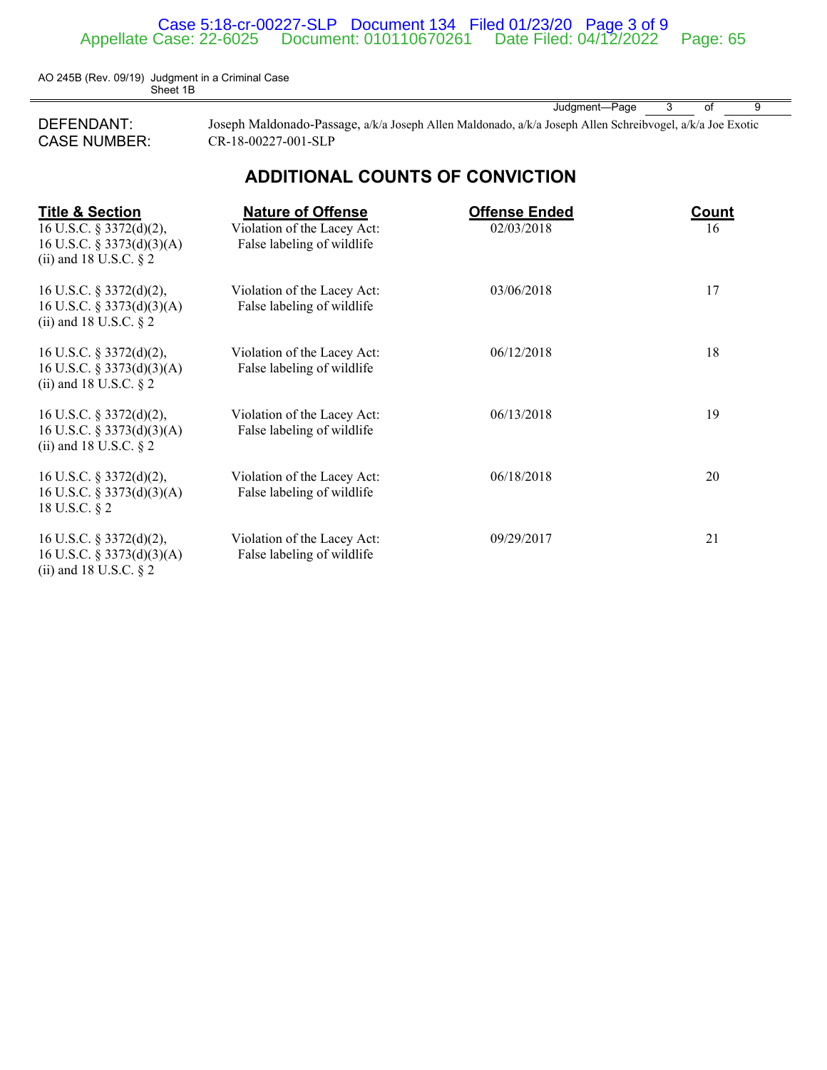AO 245B (Rev. 09/19) Judgment in a Criminal Case
Sheet 1B

Judgment—Page 3 of 9

DEFENDANT: Joseph Maldonado-Passage, a/k/a Joseph Allen Maldonado, a/k/a Joseph Allen Schreibvogel, a/k/a Joe Exotic
CASE NUMBER: CR-18-00227-001-SLP

## ADDITIONAL COUNTS OF CONVICTION

| Title & Section | Nature of Offense | Offense Ended | Count |
|---|---|---|---|
| 16 U.S.C. § 3372(d)(2), 16 U.S.C. § 3373(d)(3)(A)(ii) and 18 U.S.C. § 2 | Violation of the Lacey Act: False labeling of wildlife | 02/03/2018 | 16 |
| 16 U.S.C. § 3372(d)(2), 16 U.S.C. § 3373(d)(3)(A)(ii) and 18 U.S.C. § 2 | Violation of the Lacey Act: False labeling of wildlife | 03/06/2018 | 17 |
| 16 U.S.C. § 3372(d)(2), 16 U.S.C. § 3373(d)(3)(A)(ii) and 18 U.S.C. § 2 | Violation of the Lacey Act: False labeling of wildlife | 06/12/2018 | 18 |
| 16 U.S.C. § 3372(d)(2), 16 U.S.C. § 3373(d)(3)(A)(ii) and 18 U.S.C. § 2 | Violation of the Lacey Act: False labeling of wildlife | 06/13/2018 | 19 |
| 16 U.S.C. § 3372(d)(2), 16 U.S.C. § 3373(d)(3)(A) 18 U.S.C. § 2 | Violation of the Lacey Act: False labeling of wildlife | 06/18/2018 | 20 |
| 16 U.S.C. § 3372(d)(2), 16 U.S.C. § 3373(d)(3)(A)(ii) and 18 U.S.C. § 2 | Violation of the Lacey Act: False labeling of wildlife | 09/29/2017 | 21 |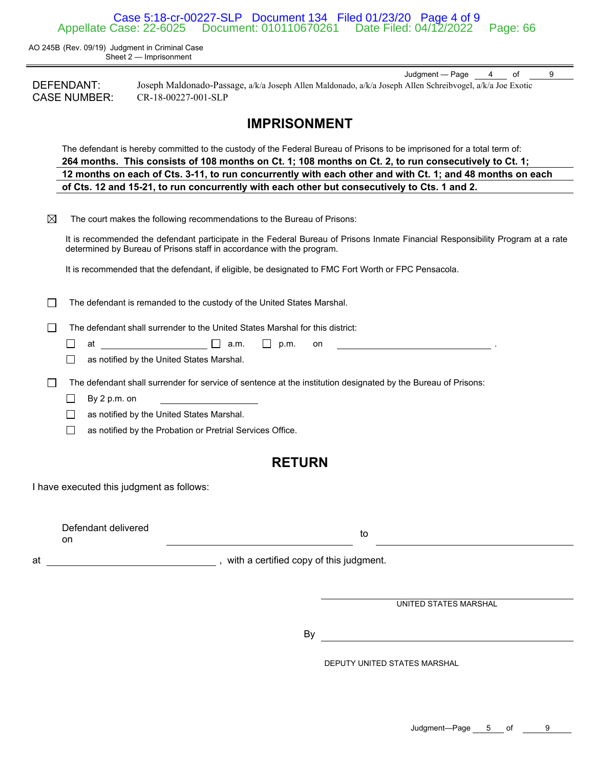AO 245B (Rev. 09/19) Judgment in Criminal Case
Sheet 2 — Imprisonment

Judgment — Page 4 of 9

DEFENDANT: Joseph Maldonado-Passage, a/k/a Joseph Allen Maldonado, a/k/a Joseph Allen Schreibvogel, a/k/a Joe Exotic
CASE NUMBER: CR-18-00227-001-SLP

# IMPRISONMENT

The defendant is hereby committed to the custody of the Federal Bureau of Prisons to be imprisoned for a total term of:
**264 months. This consists of 108 months on Ct. 1; 108 months on Ct. 2, to run consecutively to Ct. 1; 12 months on each of Cts. 3-11, to run concurrently with each other and with Ct. 1; and 48 months on each of Cts. 12 and 15-21, to run concurrently with each other but consecutively to Cts. 1 and 2.**

☒ The court makes the following recommendations to the Bureau of Prisons:

It is recommended the defendant participate in the Federal Bureau of Prisons Inmate Financial Responsibility Program at a rate determined by Bureau of Prisons staff in accordance with the program.

It is recommended that the defendant, if eligible, be designated to FMC Fort Worth or FPC Pensacola.

☐ The defendant is remanded to the custody of the United States Marshal.

☐ The defendant shall surrender to the United States Marshal for this district:

- ☐ at ____________ ☐ a.m. ☐ p.m. on ____________ .
- ☐ as notified by the United States Marshal.

☐ The defendant shall surrender for service of sentence at the institution designated by the Bureau of Prisons:

- ☐ By 2 p.m. on ____________
- ☐ as notified by the United States Marshal.
- ☐ as notified by the Probation or Pretrial Services Office.

# RETURN

I have executed this judgment as follows:

Defendant delivered on ____________ to ____________

at ____________ , with a certified copy of this judgment.

____________
UNITED STATES MARSHAL

By ____________
DEPUTY UNITED STATES MARSHAL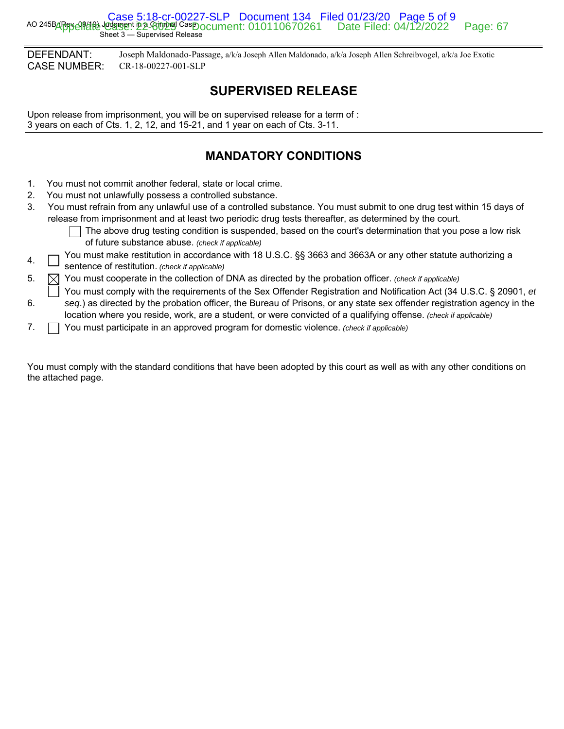DEFENDANT: Joseph Maldonado-Passage, a/k/a Joseph Allen Maldonado, a/k/a Joseph Allen Schreibvogel, a/k/a Joe Exotic
CASE NUMBER: CR-18-00227-001-SLP

## SUPERVISED RELEASE

Upon release from imprisonment, you will be on supervised release for a term of :
3 years on each of Cts. 1, 2, 12, and 15-21, and 1 year on each of Cts. 3-11.

## MANDATORY CONDITIONS

1. You must not commit another federal, state or local crime.
2. You must not unlawfully possess a controlled substance.
3. You must refrain from any unlawful use of a controlled substance. You must submit to one drug test within 15 days of release from imprisonment and at least two periodic drug tests thereafter, as determined by the court.
   - ☐ The above drug testing condition is suspended, based on the court's determination that you pose a low risk of future substance abuse. *(check if applicable)*
4. ☐ You must make restitution in accordance with 18 U.S.C. §§ 3663 and 3663A or any other statute authorizing a sentence of restitution. *(check if applicable)*
5. ☒ You must cooperate in the collection of DNA as directed by the probation officer. *(check if applicable)*
6. ☐ You must comply with the requirements of the Sex Offender Registration and Notification Act (34 U.S.C. § 20901, *et seq.*) as directed by the probation officer, the Bureau of Prisons, or any state sex offender registration agency in the location where you reside, work, are a student, or were convicted of a qualifying offense. *(check if applicable)*
7. ☐ You must participate in an approved program for domestic violence. *(check if applicable)*

You must comply with the standard conditions that have been adopted by this court as well as with any other conditions on the attached page.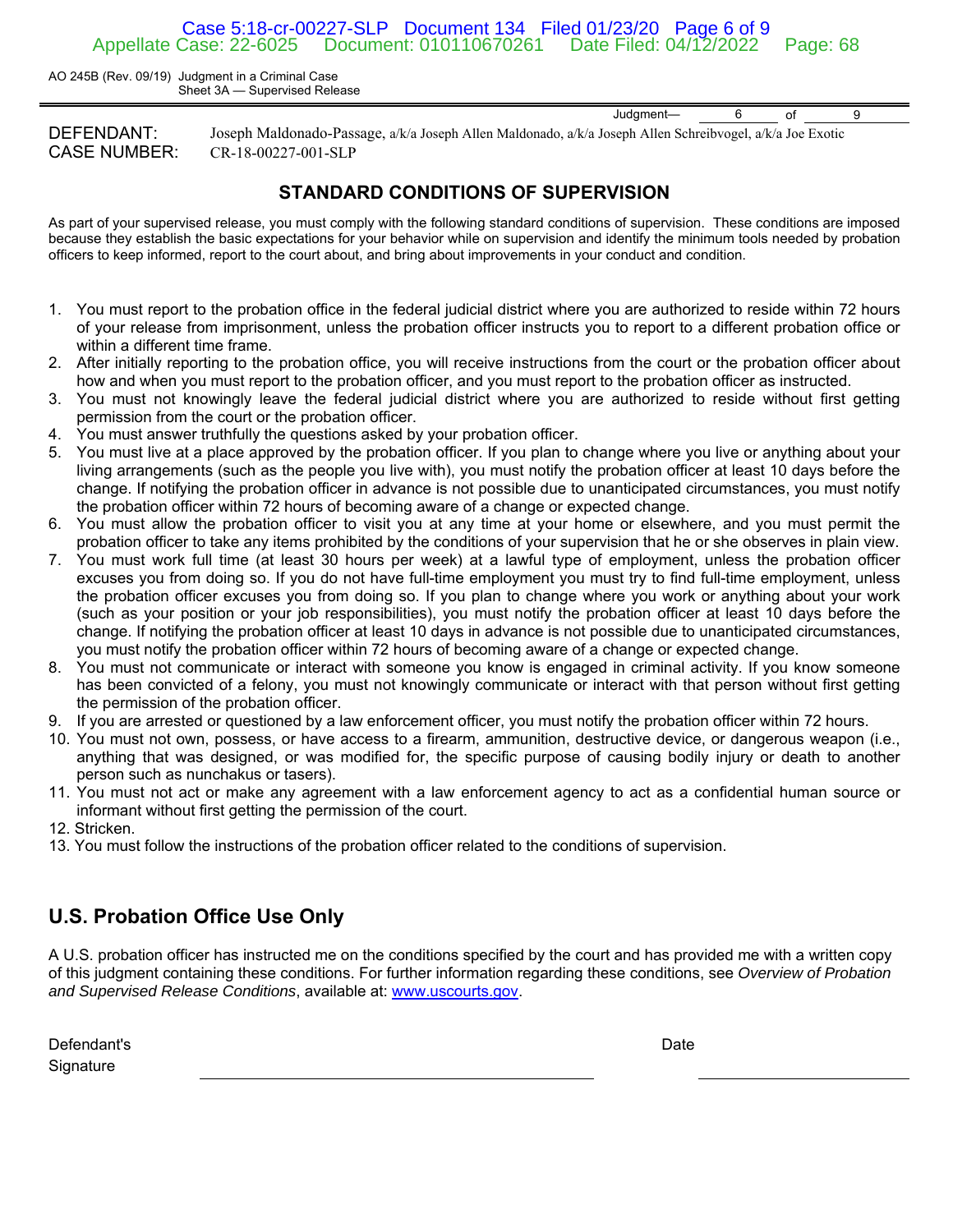AO 245B (Rev. 09/19) Judgment in a Criminal Case
Sheet 3A — Supervised Release

Judgment— 6 of 9

DEFENDANT: Joseph Maldonado-Passage, a/k/a Joseph Allen Maldonado, a/k/a Joseph Allen Schreibvogel, a/k/a Joe Exotic
CASE NUMBER: CR-18-00227-001-SLP

## STANDARD CONDITIONS OF SUPERVISION

As part of your supervised release, you must comply with the following standard conditions of supervision. These conditions are imposed because they establish the basic expectations for your behavior while on supervision and identify the minimum tools needed by probation officers to keep informed, report to the court about, and bring about improvements in your conduct and condition.

1. You must report to the probation office in the federal judicial district where you are authorized to reside within 72 hours of your release from imprisonment, unless the probation officer instructs you to report to a different probation office or within a different time frame.
2. After initially reporting to the probation office, you will receive instructions from the court or the probation officer about how and when you must report to the probation officer, and you must report to the probation officer as instructed.
3. You must not knowingly leave the federal judicial district where you are authorized to reside without first getting permission from the court or the probation officer.
4. You must answer truthfully the questions asked by your probation officer.
5. You must live at a place approved by the probation officer. If you plan to change where you live or anything about your living arrangements (such as the people you live with), you must notify the probation officer at least 10 days before the change. If notifying the probation officer in advance is not possible due to unanticipated circumstances, you must notify the probation officer within 72 hours of becoming aware of a change or expected change.
6. You must allow the probation officer to visit you at any time at your home or elsewhere, and you must permit the probation officer to take any items prohibited by the conditions of your supervision that he or she observes in plain view.
7. You must work full time (at least 30 hours per week) at a lawful type of employment, unless the probation officer excuses you from doing so. If you do not have full-time employment you must try to find full-time employment, unless the probation officer excuses you from doing so. If you plan to change where you work or anything about your work (such as your position or your job responsibilities), you must notify the probation officer at least 10 days before the change. If notifying the probation officer at least 10 days in advance is not possible due to unanticipated circumstances, you must notify the probation officer within 72 hours of becoming aware of a change or expected change.
8. You must not communicate or interact with someone you know is engaged in criminal activity. If you know someone has been convicted of a felony, you must not knowingly communicate or interact with that person without first getting the permission of the probation officer.
9. If you are arrested or questioned by a law enforcement officer, you must notify the probation officer within 72 hours.
10. You must not own, possess, or have access to a firearm, ammunition, destructive device, or dangerous weapon (i.e., anything that was designed, or was modified for, the specific purpose of causing bodily injury or death to another person such as nunchakus or tasers).
11. You must not act or make any agreement with a law enforcement agency to act as a confidential human source or informant without first getting the permission of the court.
12. Stricken.
13. You must follow the instructions of the probation officer related to the conditions of supervision.

## U.S. Probation Office Use Only

A U.S. probation officer has instructed me on the conditions specified by the court and has provided me with a written copy of this judgment containing these conditions. For further information regarding these conditions, see *Overview of Probation and Supervised Release Conditions*, available at: www.uscourts.gov.

Defendant's Signature ______________________________ Date ________________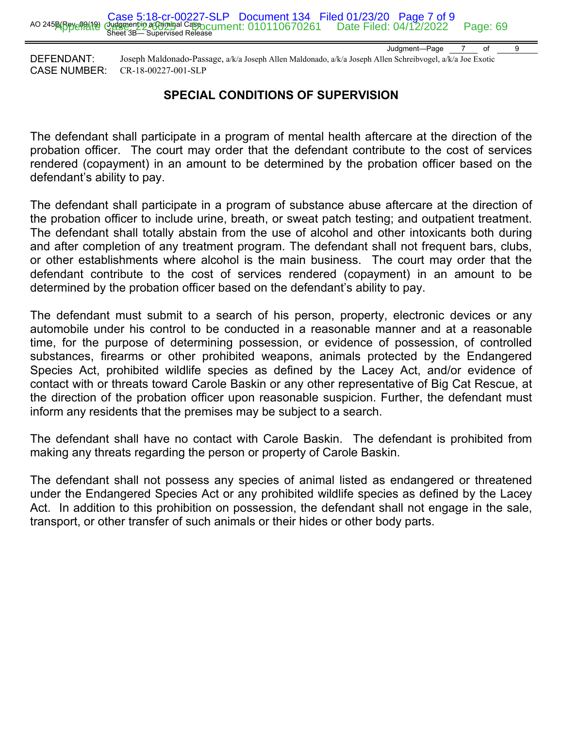DEFENDANT: Joseph Maldonado-Passage, a/k/a Joseph Allen Maldonado, a/k/a Joseph Allen Schreibvogel, a/k/a Joe Exotic
CASE NUMBER: CR-18-00227-001-SLP

## SPECIAL CONDITIONS OF SUPERVISION

The defendant shall participate in a program of mental health aftercare at the direction of the probation officer. The court may order that the defendant contribute to the cost of services rendered (copayment) in an amount to be determined by the probation officer based on the defendant's ability to pay.

The defendant shall participate in a program of substance abuse aftercare at the direction of the probation officer to include urine, breath, or sweat patch testing; and outpatient treatment. The defendant shall totally abstain from the use of alcohol and other intoxicants both during and after completion of any treatment program. The defendant shall not frequent bars, clubs, or other establishments where alcohol is the main business. The court may order that the defendant contribute to the cost of services rendered (copayment) in an amount to be determined by the probation officer based on the defendant's ability to pay.

The defendant must submit to a search of his person, property, electronic devices or any automobile under his control to be conducted in a reasonable manner and at a reasonable time, for the purpose of determining possession, or evidence of possession, of controlled substances, firearms or other prohibited weapons, animals protected by the Endangered Species Act, prohibited wildlife species as defined by the Lacey Act, and/or evidence of contact with or threats toward Carole Baskin or any other representative of Big Cat Rescue, at the direction of the probation officer upon reasonable suspicion. Further, the defendant must inform any residents that the premises may be subject to a search.

The defendant shall have no contact with Carole Baskin. The defendant is prohibited from making any threats regarding the person or property of Carole Baskin.

The defendant shall not possess any species of animal listed as endangered or threatened under the Endangered Species Act or any prohibited wildlife species as defined by the Lacey Act. In addition to this prohibition on possession, the defendant shall not engage in the sale, transport, or other transfer of such animals or their hides or other body parts.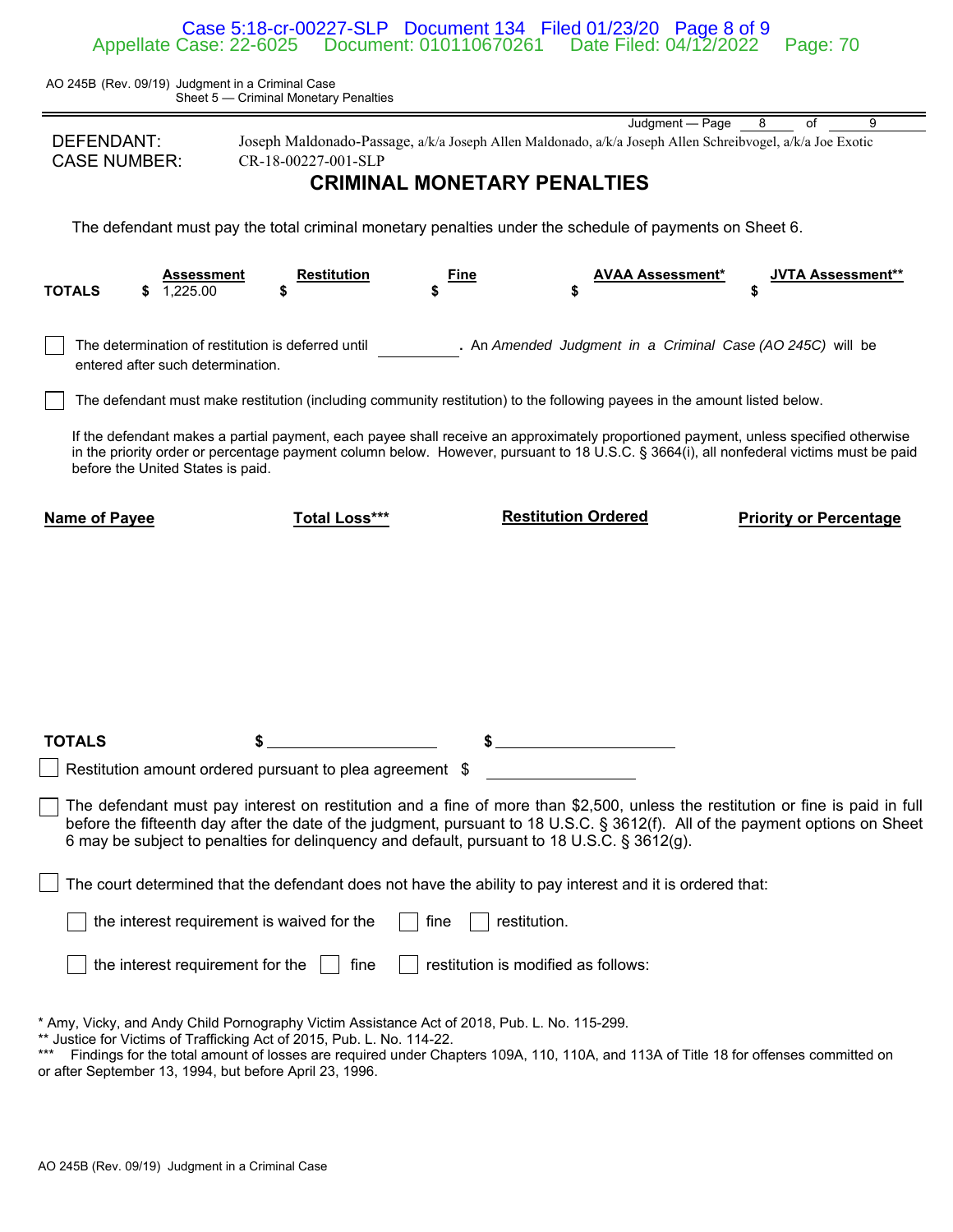AO 245B (Rev. 09/19) Judgment in a Criminal Case
Sheet 5 — Criminal Monetary Penalties

Judgment — Page 8 of 9

DEFENDANT: Joseph Maldonado-Passage, a/k/a Joseph Allen Maldonado, a/k/a Joseph Allen Schreibvogel, a/k/a Joe Exotic
CASE NUMBER: CR-18-00227-001-SLP

# CRIMINAL MONETARY PENALTIES

The defendant must pay the total criminal monetary penalties under the schedule of payments on Sheet 6.

| | Assessment | Restitution | Fine | AVAA Assessment* | JVTA Assessment** |
|---|---|---|---|---|---|
| **TOTALS** | $ 1,225.00 | $ | $ | $ | $ |

☐ The determination of restitution is deferred until ________ . An *Amended Judgment in a Criminal Case (AO 245C)* will be entered after such determination.

☐ The defendant must make restitution (including community restitution) to the following payees in the amount listed below.

If the defendant makes a partial payment, each payee shall receive an approximately proportioned payment, unless specified otherwise in the priority order or percentage payment column below. However, pursuant to 18 U.S.C. § 3664(i), all nonfederal victims must be paid before the United States is paid.

| Name of Payee | Total Loss*** | Restitution Ordered | Priority or Percentage |
|---|---|---|---|
| | | | |
| **TOTALS** | $ ________ | $ ________ | |

☐ Restitution amount ordered pursuant to plea agreement $ ________

☐ The defendant must pay interest on restitution and a fine of more than $2,500, unless the restitution or fine is paid in full before the fifteenth day after the date of the judgment, pursuant to 18 U.S.C. § 3612(f). All of the payment options on Sheet 6 may be subject to penalties for delinquency and default, pursuant to 18 U.S.C. § 3612(g).

☐ The court determined that the defendant does not have the ability to pay interest and it is ordered that:

☐ the interest requirement is waived for the ☐ fine ☐ restitution.

☐ the interest requirement for the ☐ fine ☐ restitution is modified as follows:

\* Amy, Vicky, and Andy Child Pornography Victim Assistance Act of 2018, Pub. L. No. 115-299.
\*\* Justice for Victims of Trafficking Act of 2015, Pub. L. No. 114-22.
\*\*\* Findings for the total amount of losses are required under Chapters 109A, 110, 110A, and 113A of Title 18 for offenses committed on or after September 13, 1994, but before April 23, 1996.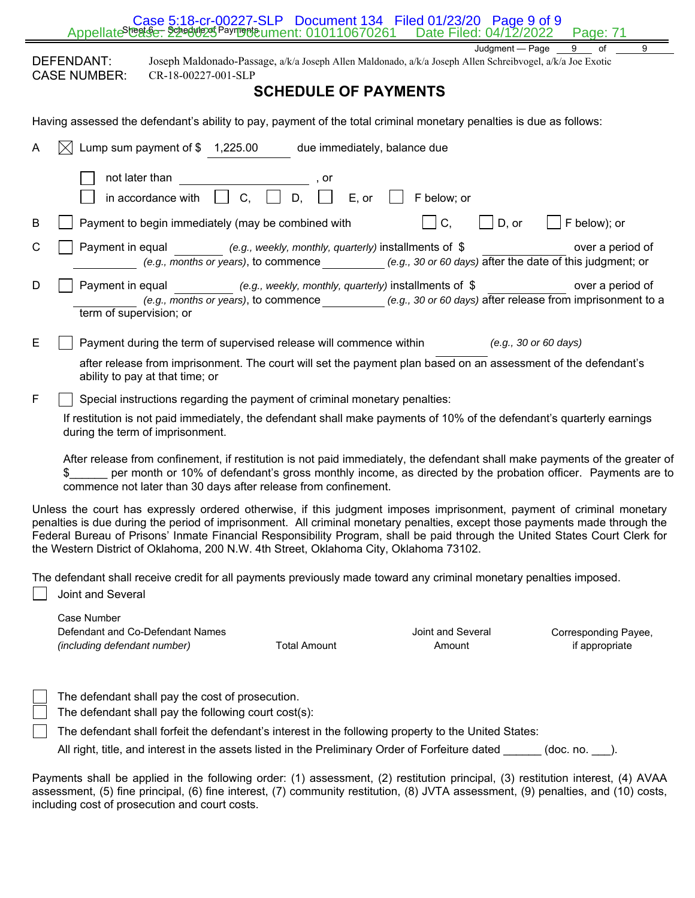Judgment — Page 9 of 9

DEFENDANT: Joseph Maldonado-Passage, a/k/a Joseph Allen Maldonado, a/k/a Joseph Allen Schreibvogel, a/k/a Joe Exotic
CASE NUMBER: CR-18-00227-001-SLP

## SCHEDULE OF PAYMENTS

Having assessed the defendant's ability to pay, payment of the total criminal monetary penalties is due as follows:

A ☒ Lump sum payment of $ 1,225.00 due immediately, balance due

☐ not later than ____________, or
☐ in accordance with ☐ C, ☐ D, ☐ E, or ☐ F below; or

B ☐ Payment to begin immediately (may be combined with ☐ C, ☐ D, or ☐ F below); or

C ☐ Payment in equal ________ *(e.g., weekly, monthly, quarterly)* installments of $ ____________ over a period of ________ *(e.g., months or years)*, to commence ________ *(e.g., 30 or 60 days)* after the date of this judgment; or

D ☐ Payment in equal ________ *(e.g., weekly, monthly, quarterly)* installments of $ ____________ over a period of ________ *(e.g., months or years)*, to commence ________ *(e.g., 30 or 60 days)* after release from imprisonment to a term of supervision; or

E ☐ Payment during the term of supervised release will commence within ________ *(e.g., 30 or 60 days)* after release from imprisonment. The court will set the payment plan based on an assessment of the defendant's ability to pay at that time; or

F ☐ Special instructions regarding the payment of criminal monetary penalties:

If restitution is not paid immediately, the defendant shall make payments of 10% of the defendant's quarterly earnings during the term of imprisonment.

After release from confinement, if restitution is not paid immediately, the defendant shall make payments of the greater of $______ per month or 10% of defendant's gross monthly income, as directed by the probation officer. Payments are to commence not later than 30 days after release from confinement.

Unless the court has expressly ordered otherwise, if this judgment imposes imprisonment, payment of criminal monetary penalties is due during the period of imprisonment. All criminal monetary penalties, except those payments made through the Federal Bureau of Prisons' Inmate Financial Responsibility Program, shall be paid through the United States Court Clerk for the Western District of Oklahoma, 200 N.W. 4th Street, Oklahoma City, Oklahoma 73102.

The defendant shall receive credit for all payments previously made toward any criminal monetary penalties imposed.

☐ Joint and Several

| Case Number<br>Defendant and Co-Defendant Names<br>*(including defendant number)* | Total Amount | Joint and Several Amount | Corresponding Payee, if appropriate |
|---|---|---|---|

☐ The defendant shall pay the cost of prosecution.

☐ The defendant shall pay the following court cost(s):

☐ The defendant shall forfeit the defendant's interest in the following property to the United States:

All right, title, and interest in the assets listed in the Preliminary Order of Forfeiture dated ______ (doc. no. ___).

Payments shall be applied in the following order: (1) assessment, (2) restitution principal, (3) restitution interest, (4) AVAA assessment, (5) fine principal, (6) fine interest, (7) community restitution, (8) JVTA assessment, (9) penalties, and (10) costs, including cost of prosecution and court costs.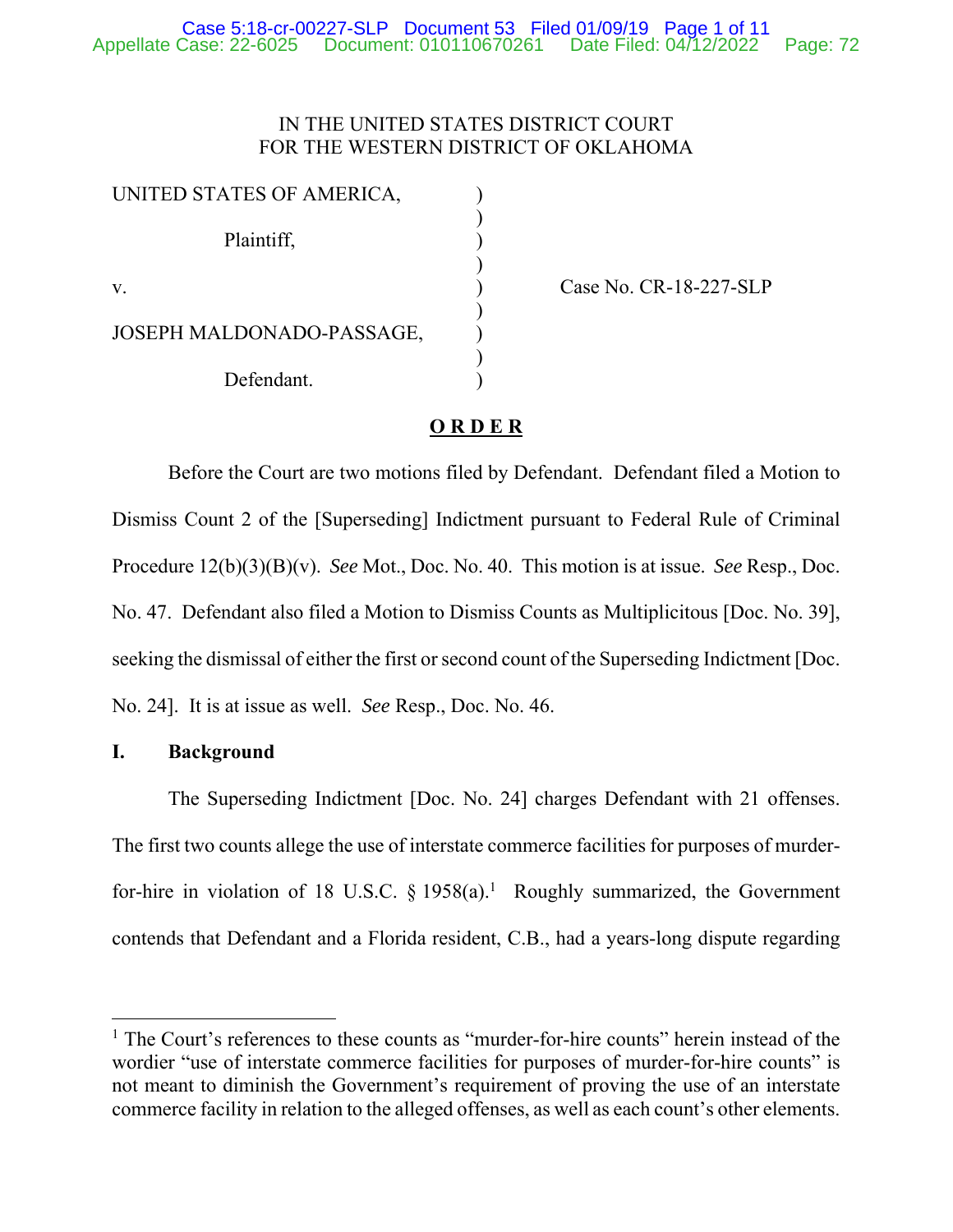IN THE UNITED STATES DISTRICT COURT
FOR THE WESTERN DISTRICT OF OKLAHOMA

| | | |
|---|---|---|
| UNITED STATES OF AMERICA, | ) | |
| Plaintiff, | ) | |
| v. | ) | Case No. CR-18-227-SLP |
| JOSEPH MALDONADO-PASSAGE, | ) | |
| Defendant. | ) | |

**O R D E R**

Before the Court are two motions filed by Defendant. Defendant filed a Motion to Dismiss Count 2 of the [Superseding] Indictment pursuant to Federal Rule of Criminal Procedure 12(b)(3)(B)(v). *See* Mot., Doc. No. 40. This motion is at issue. *See* Resp., Doc. No. 47. Defendant also filed a Motion to Dismiss Counts as Multiplicitous [Doc. No. 39], seeking the dismissal of either the first or second count of the Superseding Indictment [Doc. No. 24]. It is at issue as well. *See* Resp., Doc. No. 46.

## I. Background

The Superseding Indictment [Doc. No. 24] charges Defendant with 21 offenses. The first two counts allege the use of interstate commerce facilities for purposes of murder-for-hire in violation of 18 U.S.C. § 1958(a).[1] Roughly summarized, the Government contends that Defendant and a Florida resident, C.B., had a years-long dispute regarding

[1] The Court's references to these counts as "murder-for-hire counts" herein instead of the wordier "use of interstate commerce facilities for purposes of murder-for-hire counts" is not meant to diminish the Government's requirement of proving the use of an interstate commerce facility in relation to the alleged offenses, as well as each count's other elements.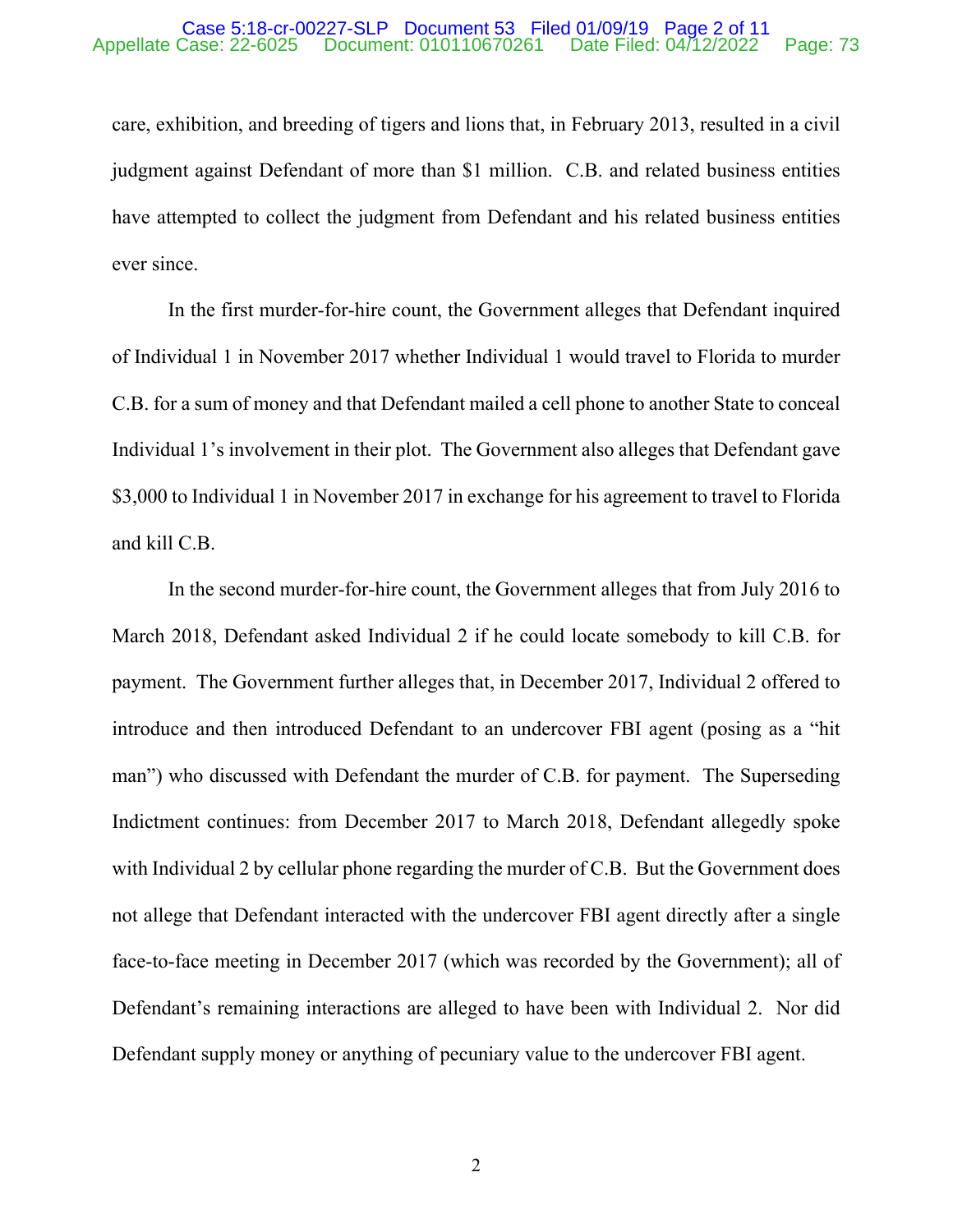care, exhibition, and breeding of tigers and lions that, in February 2013, resulted in a civil judgment against Defendant of more than $1 million. C.B. and related business entities have attempted to collect the judgment from Defendant and his related business entities ever since.

In the first murder-for-hire count, the Government alleges that Defendant inquired of Individual 1 in November 2017 whether Individual 1 would travel to Florida to murder C.B. for a sum of money and that Defendant mailed a cell phone to another State to conceal Individual 1's involvement in their plot. The Government also alleges that Defendant gave $3,000 to Individual 1 in November 2017 in exchange for his agreement to travel to Florida and kill C.B.

In the second murder-for-hire count, the Government alleges that from July 2016 to March 2018, Defendant asked Individual 2 if he could locate somebody to kill C.B. for payment. The Government further alleges that, in December 2017, Individual 2 offered to introduce and then introduced Defendant to an undercover FBI agent (posing as a "hit man") who discussed with Defendant the murder of C.B. for payment. The Superseding Indictment continues: from December 2017 to March 2018, Defendant allegedly spoke with Individual 2 by cellular phone regarding the murder of C.B. But the Government does not allege that Defendant interacted with the undercover FBI agent directly after a single face-to-face meeting in December 2017 (which was recorded by the Government); all of Defendant's remaining interactions are alleged to have been with Individual 2. Nor did Defendant supply money or anything of pecuniary value to the undercover FBI agent.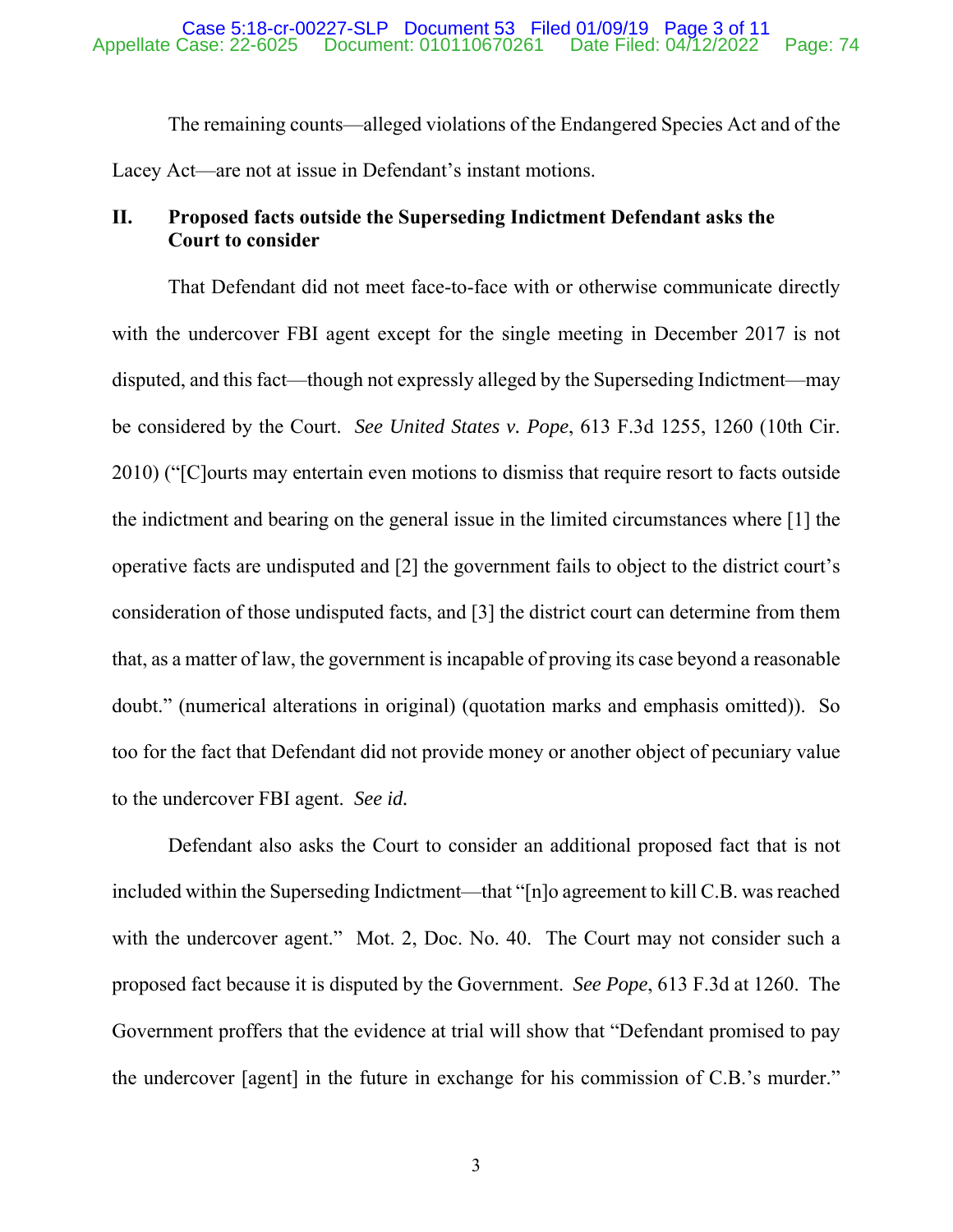The remaining counts—alleged violations of the Endangered Species Act and of the Lacey Act—are not at issue in Defendant's instant motions.

## II. Proposed facts outside the Superseding Indictment Defendant asks the Court to consider

That Defendant did not meet face-to-face with or otherwise communicate directly with the undercover FBI agent except for the single meeting in December 2017 is not disputed, and this fact—though not expressly alleged by the Superseding Indictment—may be considered by the Court. *See United States v. Pope*, 613 F.3d 1255, 1260 (10th Cir. 2010) ("[C]ourts may entertain even motions to dismiss that require resort to facts outside the indictment and bearing on the general issue in the limited circumstances where [1] the operative facts are undisputed and [2] the government fails to object to the district court's consideration of those undisputed facts, and [3] the district court can determine from them that, as a matter of law, the government is incapable of proving its case beyond a reasonable doubt." (numerical alterations in original) (quotation marks and emphasis omitted)). So too for the fact that Defendant did not provide money or another object of pecuniary value to the undercover FBI agent. *See id.*

Defendant also asks the Court to consider an additional proposed fact that is not included within the Superseding Indictment—that "[n]o agreement to kill C.B. was reached with the undercover agent." Mot. 2, Doc. No. 40. The Court may not consider such a proposed fact because it is disputed by the Government. *See Pope*, 613 F.3d at 1260. The Government proffers that the evidence at trial will show that "Defendant promised to pay the undercover [agent] in the future in exchange for his commission of C.B.'s murder."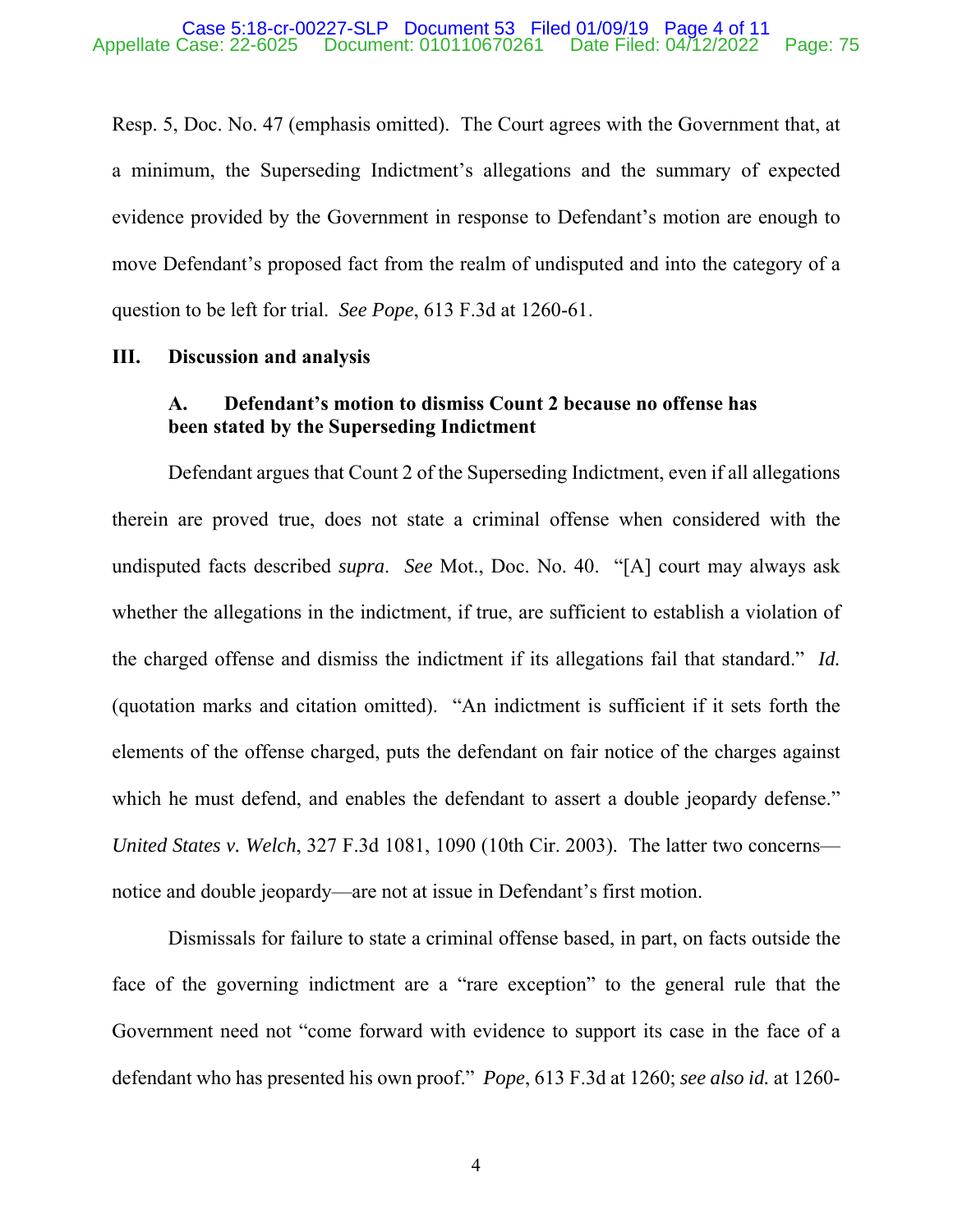Resp. 5, Doc. No. 47 (emphasis omitted). The Court agrees with the Government that, at a minimum, the Superseding Indictment's allegations and the summary of expected evidence provided by the Government in response to Defendant's motion are enough to move Defendant's proposed fact from the realm of undisputed and into the category of a question to be left for trial. *See Pope*, 613 F.3d at 1260-61.

## III. Discussion and analysis

### A. Defendant's motion to dismiss Count 2 because no offense has been stated by the Superseding Indictment

Defendant argues that Count 2 of the Superseding Indictment, even if all allegations therein are proved true, does not state a criminal offense when considered with the undisputed facts described *supra*. *See* Mot., Doc. No. 40. "[A] court may always ask whether the allegations in the indictment, if true, are sufficient to establish a violation of the charged offense and dismiss the indictment if its allegations fail that standard." *Id.* (quotation marks and citation omitted). "An indictment is sufficient if it sets forth the elements of the offense charged, puts the defendant on fair notice of the charges against which he must defend, and enables the defendant to assert a double jeopardy defense." *United States v. Welch*, 327 F.3d 1081, 1090 (10th Cir. 2003). The latter two concerns—notice and double jeopardy—are not at issue in Defendant's first motion.

Dismissals for failure to state a criminal offense based, in part, on facts outside the face of the governing indictment are a "rare exception" to the general rule that the Government need not "come forward with evidence to support its case in the face of a defendant who has presented his own proof." *Pope*, 613 F.3d at 1260; *see also id.* at 1260-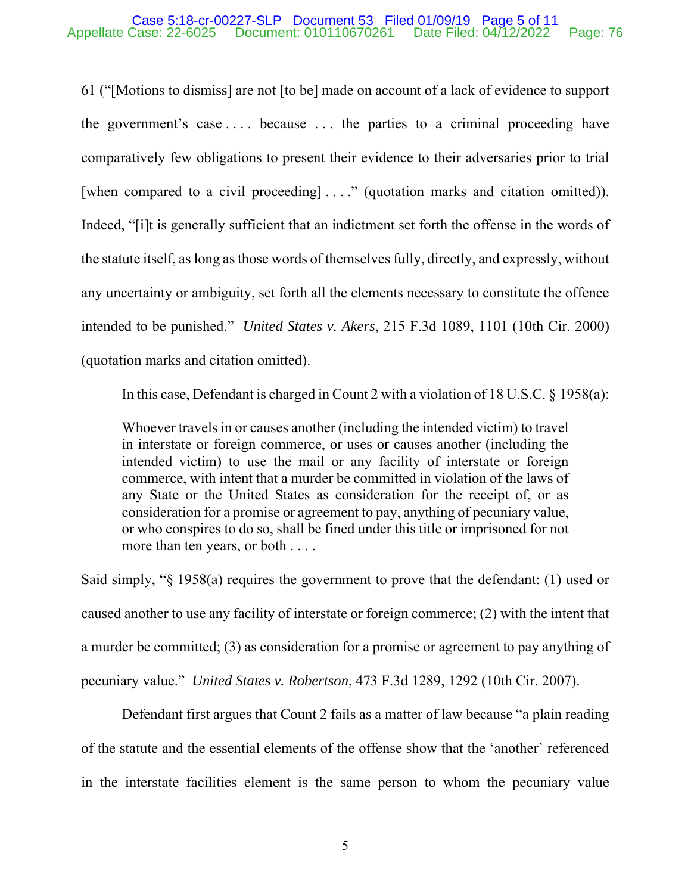61 ("[Motions to dismiss] are not [to be] made on account of a lack of evidence to support the government's case . . . . because . . . the parties to a criminal proceeding have comparatively few obligations to present their evidence to their adversaries prior to trial [when compared to a civil proceeding] . . . ." (quotation marks and citation omitted)). Indeed, "[i]t is generally sufficient that an indictment set forth the offense in the words of the statute itself, as long as those words of themselves fully, directly, and expressly, without any uncertainty or ambiguity, set forth all the elements necessary to constitute the offence intended to be punished." *United States v. Akers*, 215 F.3d 1089, 1101 (10th Cir. 2000) (quotation marks and citation omitted).

In this case, Defendant is charged in Count 2 with a violation of 18 U.S.C. § 1958(a):

> Whoever travels in or causes another (including the intended victim) to travel in interstate or foreign commerce, or uses or causes another (including the intended victim) to use the mail or any facility of interstate or foreign commerce, with intent that a murder be committed in violation of the laws of any State or the United States as consideration for the receipt of, or as consideration for a promise or agreement to pay, anything of pecuniary value, or who conspires to do so, shall be fined under this title or imprisoned for not more than ten years, or both . . . .

Said simply, "§ 1958(a) requires the government to prove that the defendant: (1) used or caused another to use any facility of interstate or foreign commerce; (2) with the intent that a murder be committed; (3) as consideration for a promise or agreement to pay anything of pecuniary value." *United States v. Robertson*, 473 F.3d 1289, 1292 (10th Cir. 2007).

Defendant first argues that Count 2 fails as a matter of law because "a plain reading of the statute and the essential elements of the offense show that the 'another' referenced in the interstate facilities element is the same person to whom the pecuniary value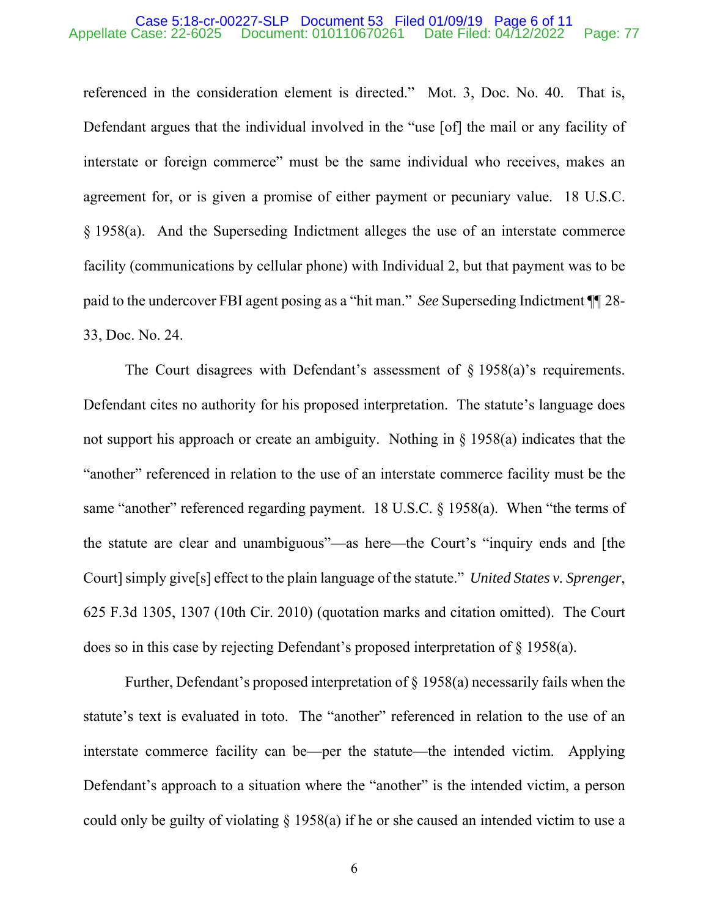referenced in the consideration element is directed." Mot. 3, Doc. No. 40. That is, Defendant argues that the individual involved in the "use [of] the mail or any facility of interstate or foreign commerce" must be the same individual who receives, makes an agreement for, or is given a promise of either payment or pecuniary value. 18 U.S.C. § 1958(a). And the Superseding Indictment alleges the use of an interstate commerce facility (communications by cellular phone) with Individual 2, but that payment was to be paid to the undercover FBI agent posing as a "hit man." *See* Superseding Indictment ¶¶ 28-33, Doc. No. 24.

The Court disagrees with Defendant's assessment of § 1958(a)'s requirements. Defendant cites no authority for his proposed interpretation. The statute's language does not support his approach or create an ambiguity. Nothing in § 1958(a) indicates that the "another" referenced in relation to the use of an interstate commerce facility must be the same "another" referenced regarding payment. 18 U.S.C. § 1958(a). When "the terms of the statute are clear and unambiguous"—as here—the Court's "inquiry ends and [the Court] simply give[s] effect to the plain language of the statute." *United States v. Sprenger*, 625 F.3d 1305, 1307 (10th Cir. 2010) (quotation marks and citation omitted). The Court does so in this case by rejecting Defendant's proposed interpretation of § 1958(a).

Further, Defendant's proposed interpretation of § 1958(a) necessarily fails when the statute's text is evaluated in toto. The "another" referenced in relation to the use of an interstate commerce facility can be—per the statute—the intended victim. Applying Defendant's approach to a situation where the "another" is the intended victim, a person could only be guilty of violating § 1958(a) if he or she caused an intended victim to use a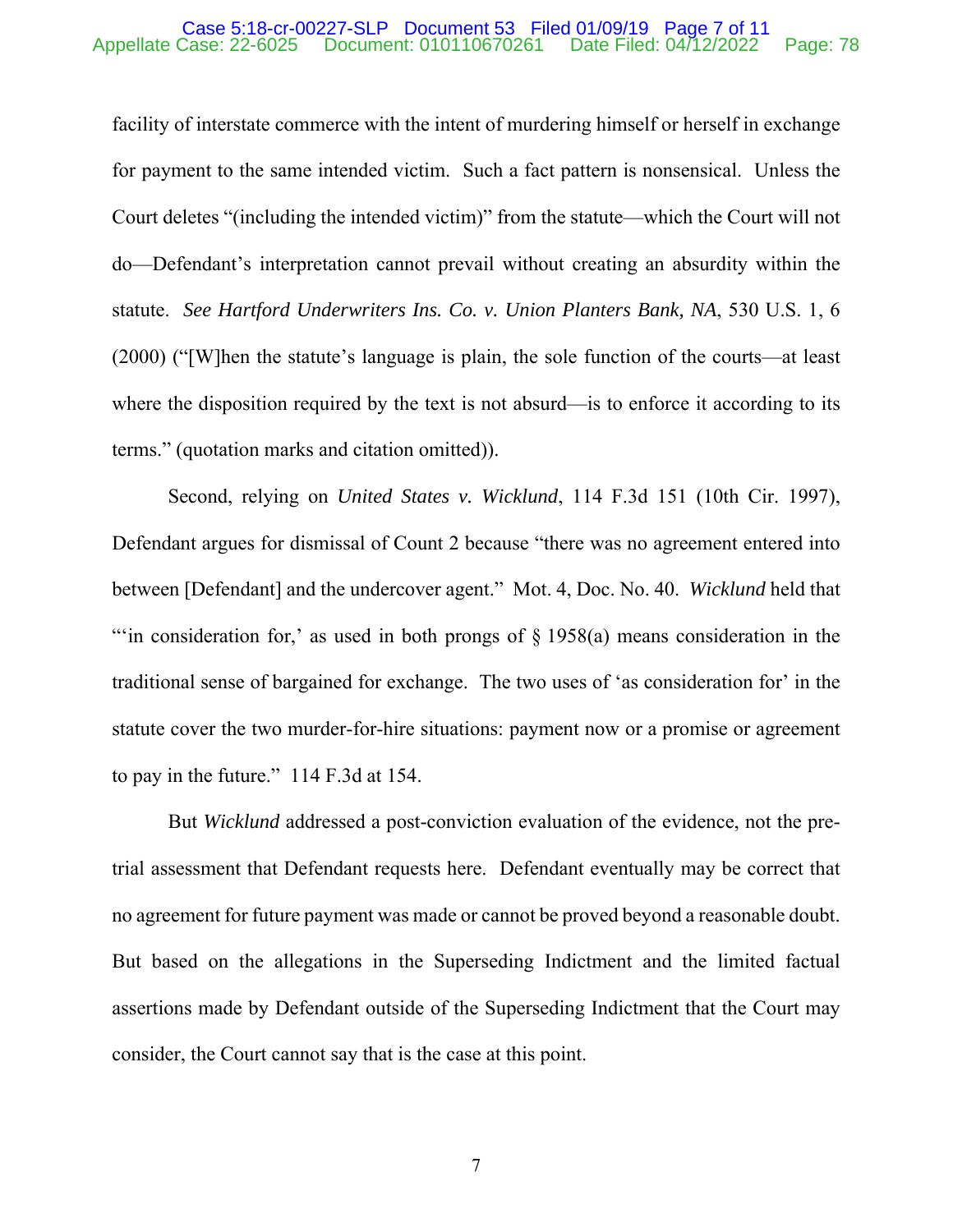facility of interstate commerce with the intent of murdering himself or herself in exchange for payment to the same intended victim. Such a fact pattern is nonsensical. Unless the Court deletes "(including the intended victim)" from the statute—which the Court will not do—Defendant's interpretation cannot prevail without creating an absurdity within the statute. *See Hartford Underwriters Ins. Co. v. Union Planters Bank, NA*, 530 U.S. 1, 6 (2000) ("[W]hen the statute's language is plain, the sole function of the courts—at least where the disposition required by the text is not absurd—is to enforce it according to its terms." (quotation marks and citation omitted)).

Second, relying on *United States v. Wicklund*, 114 F.3d 151 (10th Cir. 1997), Defendant argues for dismissal of Count 2 because "there was no agreement entered into between [Defendant] and the undercover agent." Mot. 4, Doc. No. 40. *Wicklund* held that "'in consideration for,' as used in both prongs of § 1958(a) means consideration in the traditional sense of bargained for exchange. The two uses of 'as consideration for' in the statute cover the two murder-for-hire situations: payment now or a promise or agreement to pay in the future." 114 F.3d at 154.

But *Wicklund* addressed a post-conviction evaluation of the evidence, not the pre-trial assessment that Defendant requests here. Defendant eventually may be correct that no agreement for future payment was made or cannot be proved beyond a reasonable doubt. But based on the allegations in the Superseding Indictment and the limited factual assertions made by Defendant outside of the Superseding Indictment that the Court may consider, the Court cannot say that is the case at this point.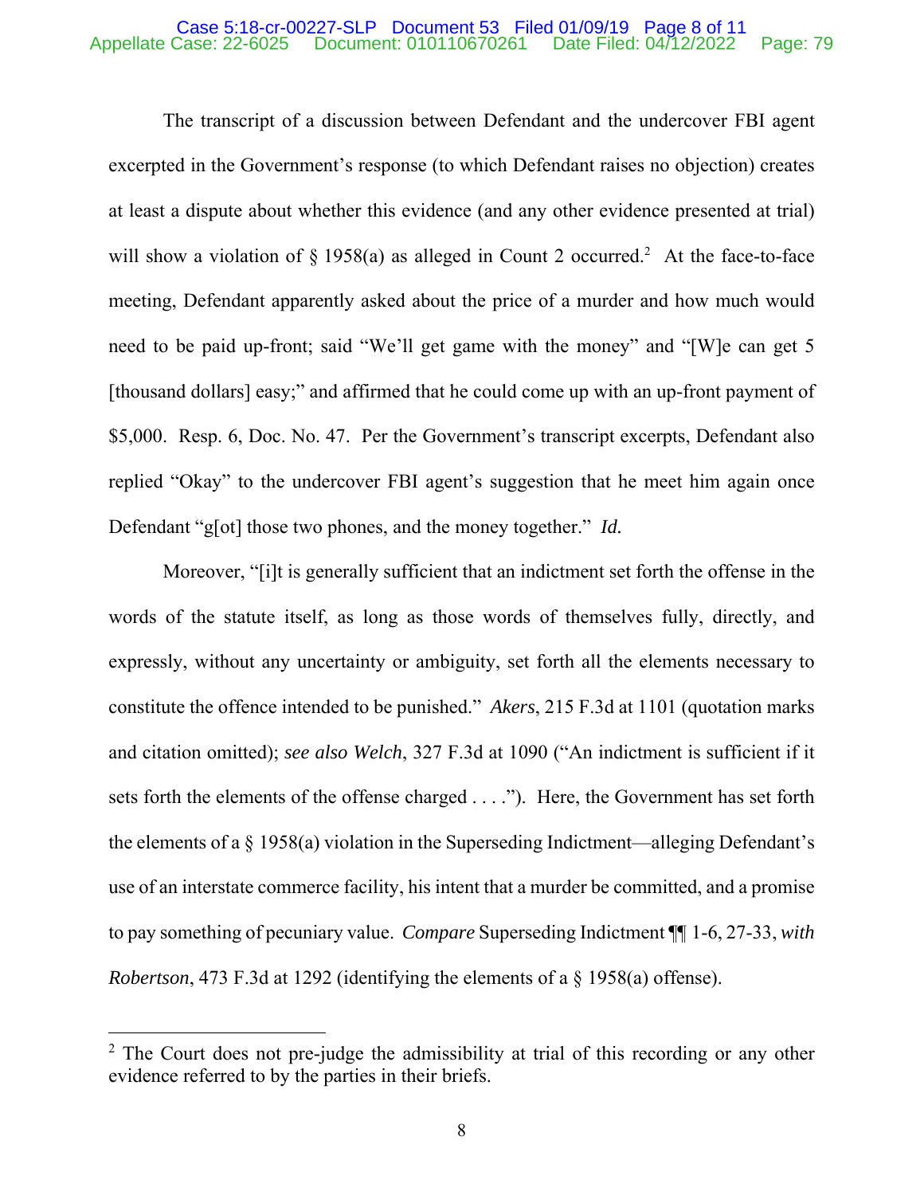The transcript of a discussion between Defendant and the undercover FBI agent excerpted in the Government's response (to which Defendant raises no objection) creates at least a dispute about whether this evidence (and any other evidence presented at trial) will show a violation of § 1958(a) as alleged in Count 2 occurred.[2] At the face-to-face meeting, Defendant apparently asked about the price of a murder and how much would need to be paid up-front; said "We'll get game with the money" and "[W]e can get 5 [thousand dollars] easy;" and affirmed that he could come up with an up-front payment of $5,000. Resp. 6, Doc. No. 47. Per the Government's transcript excerpts, Defendant also replied "Okay" to the undercover FBI agent's suggestion that he meet him again once Defendant "g[ot] those two phones, and the money together." *Id.*

Moreover, "[i]t is generally sufficient that an indictment set forth the offense in the words of the statute itself, as long as those words of themselves fully, directly, and expressly, without any uncertainty or ambiguity, set forth all the elements necessary to constitute the offence intended to be punished." *Akers*, 215 F.3d at 1101 (quotation marks and citation omitted); *see also Welch*, 327 F.3d at 1090 ("An indictment is sufficient if it sets forth the elements of the offense charged . . . ."). Here, the Government has set forth the elements of a § 1958(a) violation in the Superseding Indictment—alleging Defendant's use of an interstate commerce facility, his intent that a murder be committed, and a promise to pay something of pecuniary value. *Compare* Superseding Indictment ¶¶ 1-6, 27-33, *with Robertson*, 473 F.3d at 1292 (identifying the elements of a § 1958(a) offense).

[2] The Court does not pre-judge the admissibility at trial of this recording or any other evidence referred to by the parties in their briefs.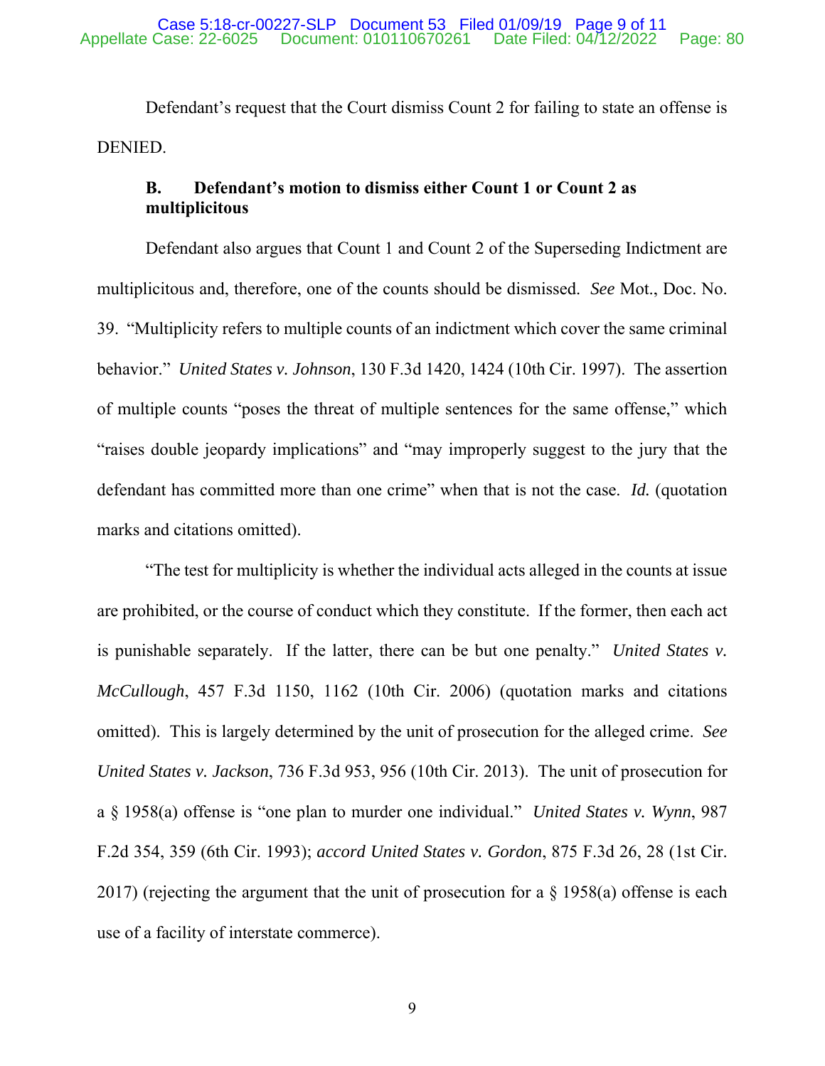Defendant's request that the Court dismiss Count 2 for failing to state an offense is DENIED.

### B. Defendant's motion to dismiss either Count 1 or Count 2 as multiplicitous

Defendant also argues that Count 1 and Count 2 of the Superseding Indictment are multiplicitous and, therefore, one of the counts should be dismissed. *See* Mot., Doc. No. 39. "Multiplicity refers to multiple counts of an indictment which cover the same criminal behavior." *United States v. Johnson*, 130 F.3d 1420, 1424 (10th Cir. 1997). The assertion of multiple counts "poses the threat of multiple sentences for the same offense," which "raises double jeopardy implications" and "may improperly suggest to the jury that the defendant has committed more than one crime" when that is not the case. *Id.* (quotation marks and citations omitted).

"The test for multiplicity is whether the individual acts alleged in the counts at issue are prohibited, or the course of conduct which they constitute. If the former, then each act is punishable separately. If the latter, there can be but one penalty." *United States v. McCullough*, 457 F.3d 1150, 1162 (10th Cir. 2006) (quotation marks and citations omitted). This is largely determined by the unit of prosecution for the alleged crime. *See United States v. Jackson*, 736 F.3d 953, 956 (10th Cir. 2013). The unit of prosecution for a § 1958(a) offense is "one plan to murder one individual." *United States v. Wynn*, 987 F.2d 354, 359 (6th Cir. 1993); *accord United States v. Gordon*, 875 F.3d 26, 28 (1st Cir. 2017) (rejecting the argument that the unit of prosecution for a § 1958(a) offense is each use of a facility of interstate commerce).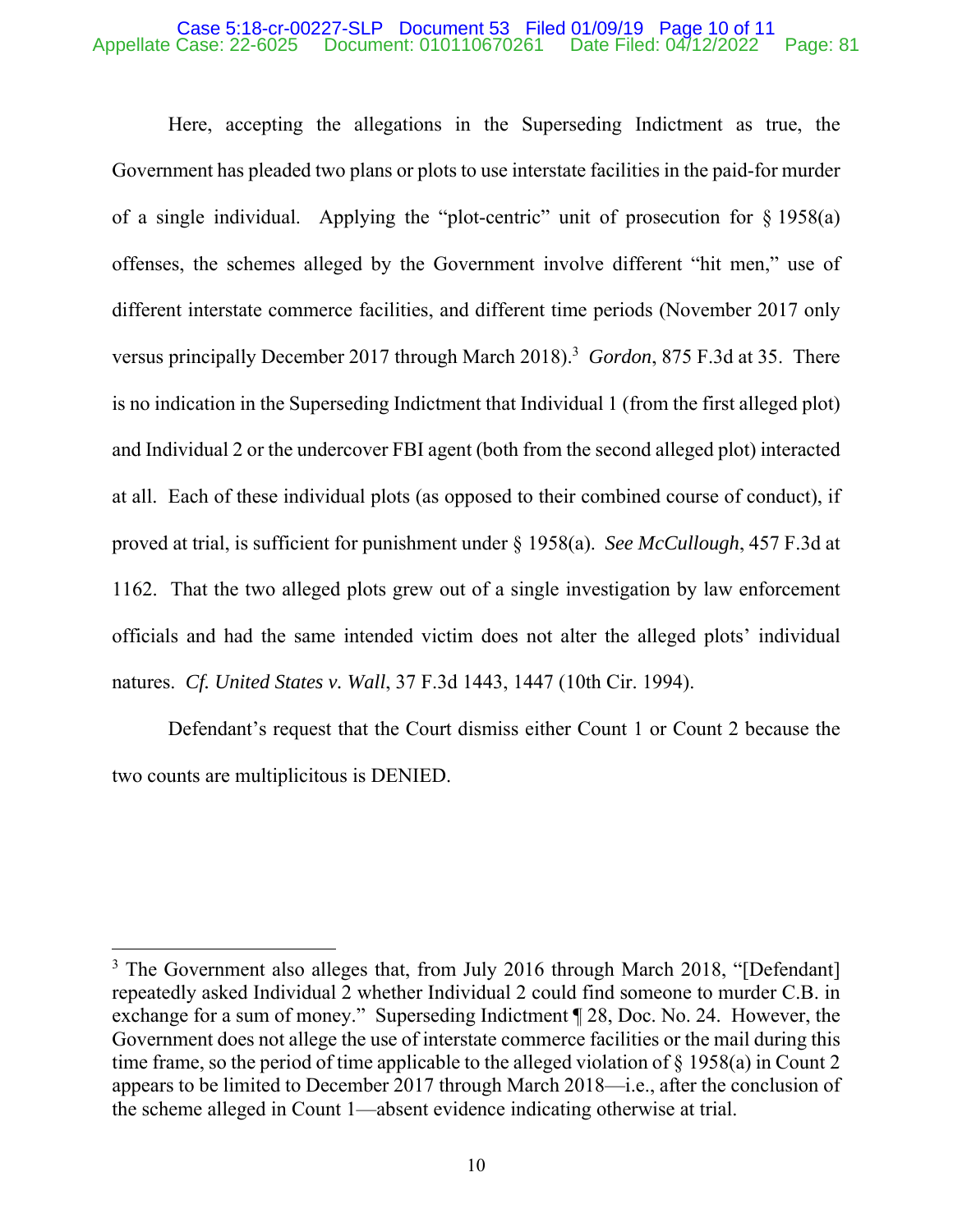Here, accepting the allegations in the Superseding Indictment as true, the Government has pleaded two plans or plots to use interstate facilities in the paid-for murder of a single individual. Applying the "plot-centric" unit of prosecution for § 1958(a) offenses, the schemes alleged by the Government involve different "hit men," use of different interstate commerce facilities, and different time periods (November 2017 only versus principally December 2017 through March 2018).[3] *Gordon*, 875 F.3d at 35. There is no indication in the Superseding Indictment that Individual 1 (from the first alleged plot) and Individual 2 or the undercover FBI agent (both from the second alleged plot) interacted at all. Each of these individual plots (as opposed to their combined course of conduct), if proved at trial, is sufficient for punishment under § 1958(a). *See McCullough*, 457 F.3d at 1162. That the two alleged plots grew out of a single investigation by law enforcement officials and had the same intended victim does not alter the alleged plots' individual natures. *Cf. United States v. Wall*, 37 F.3d 1443, 1447 (10th Cir. 1994).

Defendant's request that the Court dismiss either Count 1 or Count 2 because the two counts are multiplicitous is DENIED.

---

[3] The Government also alleges that, from July 2016 through March 2018, "[Defendant] repeatedly asked Individual 2 whether Individual 2 could find someone to murder C.B. in exchange for a sum of money." Superseding Indictment ¶ 28, Doc. No. 24. However, the Government does not allege the use of interstate commerce facilities or the mail during this time frame, so the period of time applicable to the alleged violation of § 1958(a) in Count 2 appears to be limited to December 2017 through March 2018—i.e., after the conclusion of the scheme alleged in Count 1—absent evidence indicating otherwise at trial.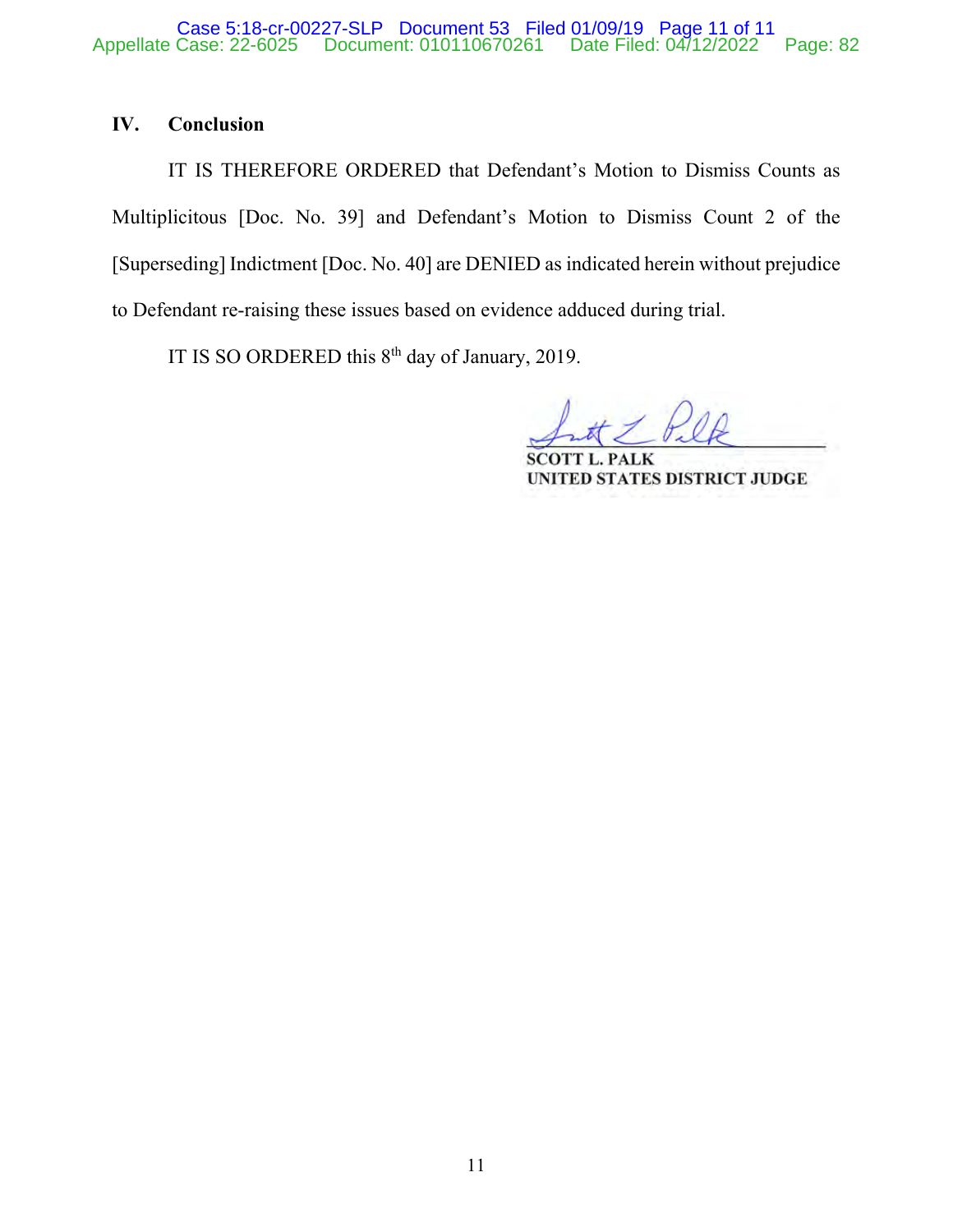## IV. Conclusion

IT IS THEREFORE ORDERED that Defendant's Motion to Dismiss Counts as Multiplicitous [Doc. No. 39] and Defendant's Motion to Dismiss Count 2 of the [Superseding] Indictment [Doc. No. 40] are DENIED as indicated herein without prejudice to Defendant re-raising these issues based on evidence adduced during trial.

IT IS SO ORDERED this 8th day of January, 2019.

SCOTT L. PALK
UNITED STATES DISTRICT JUDGE